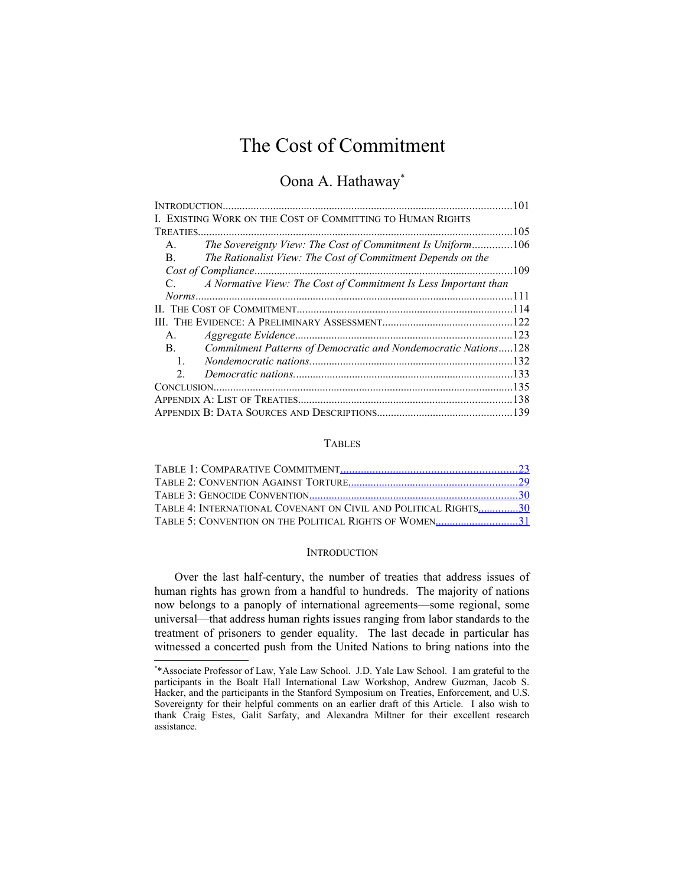# The Cost of Commitment

## Oona A. Hathaway*

| | |
|---|---|
| INTRODUCTION | 101 |
| I. EXISTING WORK ON THE COST OF COMMITTING TO HUMAN RIGHTS TREATIES | 105 |
| A. *The Sovereignty View: The Cost of Commitment Is Uniform* | 106 |
| B. *The Rationalist View: The Cost of Commitment Depends on the Cost of Compliance* | 109 |
| C. *A Normative View: The Cost of Commitment Is Less Important than Norms* | 111 |
| II. THE COST OF COMMITMENT | 114 |
| III. THE EVIDENCE: A PRELIMINARY ASSESSMENT | 122 |
| A. *Aggregate Evidence* | 123 |
| B. *Commitment Patterns of Democratic and Nondemocratic Nations* | 128 |
| 1. *Nondemocratic nations.* | 132 |
| 2. *Democratic nations.* | 133 |
| CONCLUSION | 135 |
| APPENDIX A: LIST OF TREATIES | 138 |
| APPENDIX B: DATA SOURCES AND DESCRIPTIONS | 139 |

### TABLES

| | |
|---|---|
| TABLE 1: COMPARATIVE COMMITMENT | 23 |
| TABLE 2: CONVENTION AGAINST TORTURE | 29 |
| TABLE 3: GENOCIDE CONVENTION | 30 |
| TABLE 4: INTERNATIONAL COVENANT ON CIVIL AND POLITICAL RIGHTS | 30 |
| TABLE 5: CONVENTION ON THE POLITICAL RIGHTS OF WOMEN | 31 |

### INTRODUCTION

Over the last half-century, the number of treaties that address issues of human rights has grown from a handful to hundreds. The majority of nations now belongs to a panoply of international agreements—some regional, some universal—that address human rights issues ranging from labor standards to the treatment of prisoners to gender equality. The last decade in particular has witnessed a concerted push from the United Nations to bring nations into the

*Associate Professor of Law, Yale Law School. J.D. Yale Law School. I am grateful to the participants in the Boalt Hall International Law Workshop, Andrew Guzman, Jacob S. Hacker, and the participants in the Stanford Symposium on Treaties, Enforcement, and U.S. Sovereignty for their helpful comments on an earlier draft of this Article. I also wish to thank Craig Estes, Galit Sarfaty, and Alexandra Miltner for their excellent research assistance.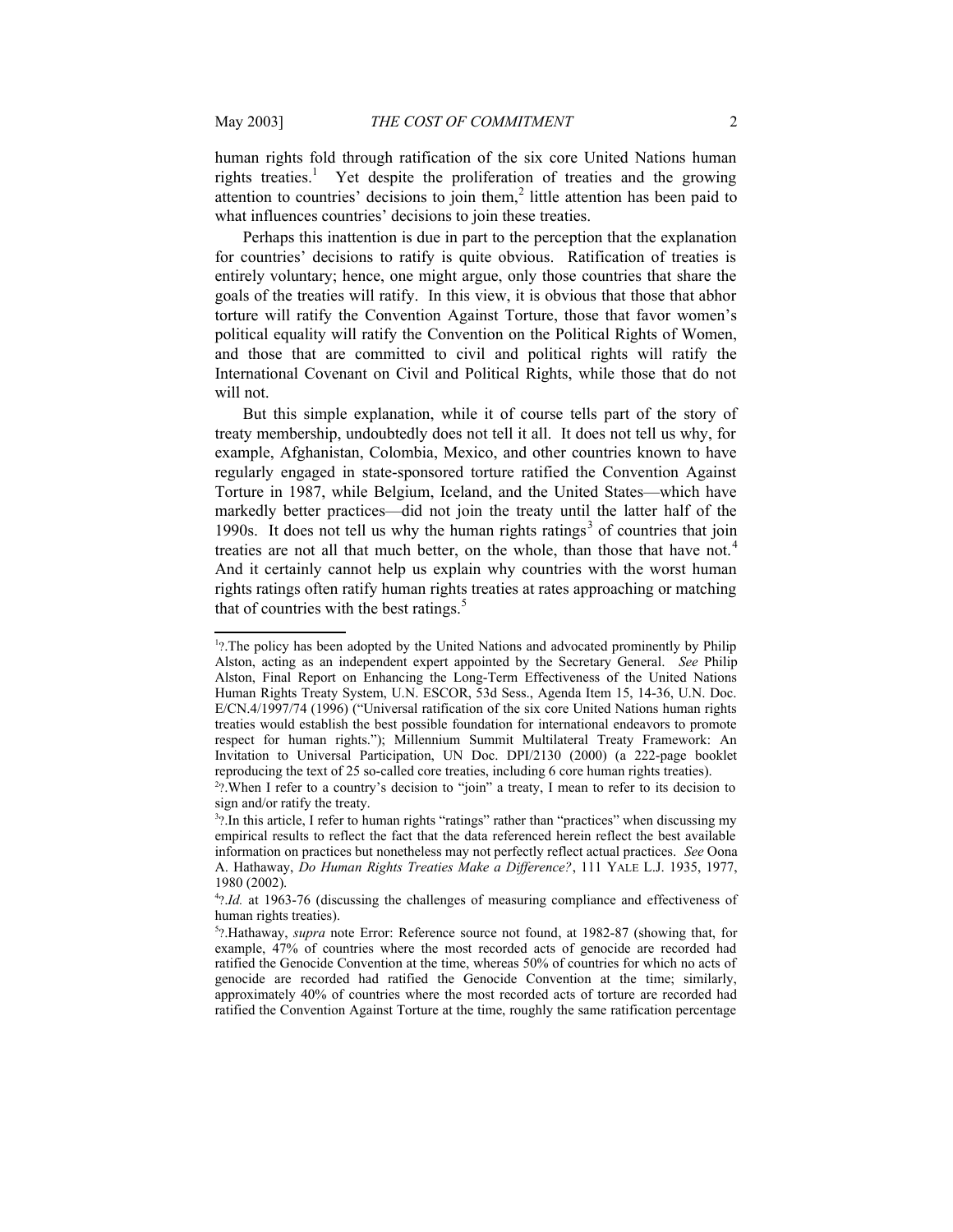human rights fold through ratification of the six core United Nations human rights treaties.[1] Yet despite the proliferation of treaties and the growing attention to countries' decisions to join them,[2] little attention has been paid to what influences countries' decisions to join these treaties.

Perhaps this inattention is due in part to the perception that the explanation for countries' decisions to ratify is quite obvious. Ratification of treaties is entirely voluntary; hence, one might argue, only those countries that share the goals of the treaties will ratify. In this view, it is obvious that those that abhor torture will ratify the Convention Against Torture, those that favor women's political equality will ratify the Convention on the Political Rights of Women, and those that are committed to civil and political rights will ratify the International Covenant on Civil and Political Rights, while those that do not will not.

But this simple explanation, while it of course tells part of the story of treaty membership, undoubtedly does not tell it all. It does not tell us why, for example, Afghanistan, Colombia, Mexico, and other countries known to have regularly engaged in state-sponsored torture ratified the Convention Against Torture in 1987, while Belgium, Iceland, and the United States—which have markedly better practices—did not join the treaty until the latter half of the 1990s. It does not tell us why the human rights ratings[3] of countries that join treaties are not all that much better, on the whole, than those that have not.[4] And it certainly cannot help us explain why countries with the worst human rights ratings often ratify human rights treaties at rates approaching or matching that of countries with the best ratings.[5]

---

[1]?.The policy has been adopted by the United Nations and advocated prominently by Philip Alston, acting as an independent expert appointed by the Secretary General. *See* Philip Alston, Final Report on Enhancing the Long-Term Effectiveness of the United Nations Human Rights Treaty System, U.N. ESCOR, 53d Sess., Agenda Item 15, 14-36, U.N. Doc. E/CN.4/1997/74 (1996) ("Universal ratification of the six core United Nations human rights treaties would establish the best possible foundation for international endeavors to promote respect for human rights."); Millennium Summit Multilateral Treaty Framework: An Invitation to Universal Participation, UN Doc. DPI/2130 (2000) (a 222-page booklet reproducing the text of 25 so-called core treaties, including 6 core human rights treaties).

[2]?.When I refer to a country's decision to "join" a treaty, I mean to refer to its decision to sign and/or ratify the treaty.

[3]?.In this article, I refer to human rights "ratings" rather than "practices" when discussing my empirical results to reflect the fact that the data referenced herein reflect the best available information on practices but nonetheless may not perfectly reflect actual practices. *See* Oona A. Hathaway, *Do Human Rights Treaties Make a Difference?*, 111 YALE L.J. 1935, 1977, 1980 (2002).

[4]?.*Id.* at 1963-76 (discussing the challenges of measuring compliance and effectiveness of human rights treaties).

[5]?.Hathaway, *supra* note Error: Reference source not found, at 1982-87 (showing that, for example, 47% of countries where the most recorded acts of genocide are recorded had ratified the Genocide Convention at the time, whereas 50% of countries for which no acts of genocide are recorded had ratified the Genocide Convention at the time; similarly, approximately 40% of countries where the most recorded acts of torture are recorded had ratified the Convention Against Torture at the time, roughly the same ratification percentage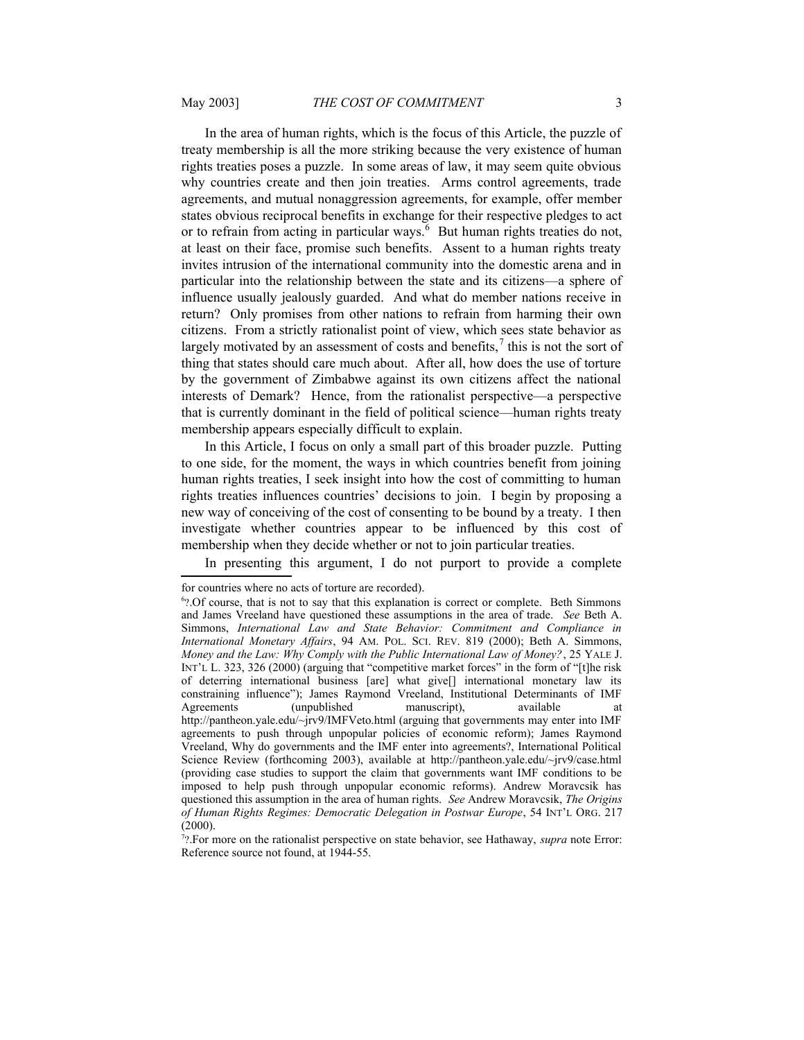In the area of human rights, which is the focus of this Article, the puzzle of treaty membership is all the more striking because the very existence of human rights treaties poses a puzzle. In some areas of law, it may seem quite obvious why countries create and then join treaties. Arms control agreements, trade agreements, and mutual nonaggression agreements, for example, offer member states obvious reciprocal benefits in exchange for their respective pledges to act or to refrain from acting in particular ways.[6] But human rights treaties do not, at least on their face, promise such benefits. Assent to a human rights treaty invites intrusion of the international community into the domestic arena and in particular into the relationship between the state and its citizens—a sphere of influence usually jealously guarded. And what do member nations receive in return? Only promises from other nations to refrain from harming their own citizens. From a strictly rationalist point of view, which sees state behavior as largely motivated by an assessment of costs and benefits,[7] this is not the sort of thing that states should care much about. After all, how does the use of torture by the government of Zimbabwe against its own citizens affect the national interests of Demark? Hence, from the rationalist perspective—a perspective that is currently dominant in the field of political science—human rights treaty membership appears especially difficult to explain.

In this Article, I focus on only a small part of this broader puzzle. Putting to one side, for the moment, the ways in which countries benefit from joining human rights treaties, I seek insight into how the cost of committing to human rights treaties influences countries' decisions to join. I begin by proposing a new way of conceiving of the cost of consenting to be bound by a treaty. I then investigate whether countries appear to be influenced by this cost of membership when they decide whether or not to join particular treaties.

In presenting this argument, I do not purport to provide a complete

---

for countries where no acts of torture are recorded).

[6]?.Of course, that is not to say that this explanation is correct or complete. Beth Simmons and James Vreeland have questioned these assumptions in the area of trade. *See* Beth A. Simmons, *International Law and State Behavior: Commitment and Compliance in International Monetary Affairs*, 94 AM. POL. SCI. REV. 819 (2000); Beth A. Simmons, *Money and the Law: Why Comply with the Public International Law of Money?*, 25 YALE J. INT'L L. 323, 326 (2000) (arguing that "competitive market forces" in the form of "[t]he risk of deterring international business [are] what give[] international monetary law its constraining influence"); James Raymond Vreeland, Institutional Determinants of IMF Agreements (unpublished manuscript), available at http://pantheon.yale.edu/~jrv9/IMFVeto.html (arguing that governments may enter into IMF agreements to push through unpopular policies of economic reform); James Raymond Vreeland, Why do governments and the IMF enter into agreements?, International Political Science Review (forthcoming 2003), available at http://pantheon.yale.edu/~jrv9/case.html (providing case studies to support the claim that governments want IMF conditions to be imposed to help push through unpopular economic reforms). Andrew Moravcsik has questioned this assumption in the area of human rights. *See* Andrew Moravcsik, *The Origins of Human Rights Regimes: Democratic Delegation in Postwar Europe*, 54 INT'L ORG. 217 (2000).

[7]?.For more on the rationalist perspective on state behavior, see Hathaway, *supra* note Error: Reference source not found, at 1944-55.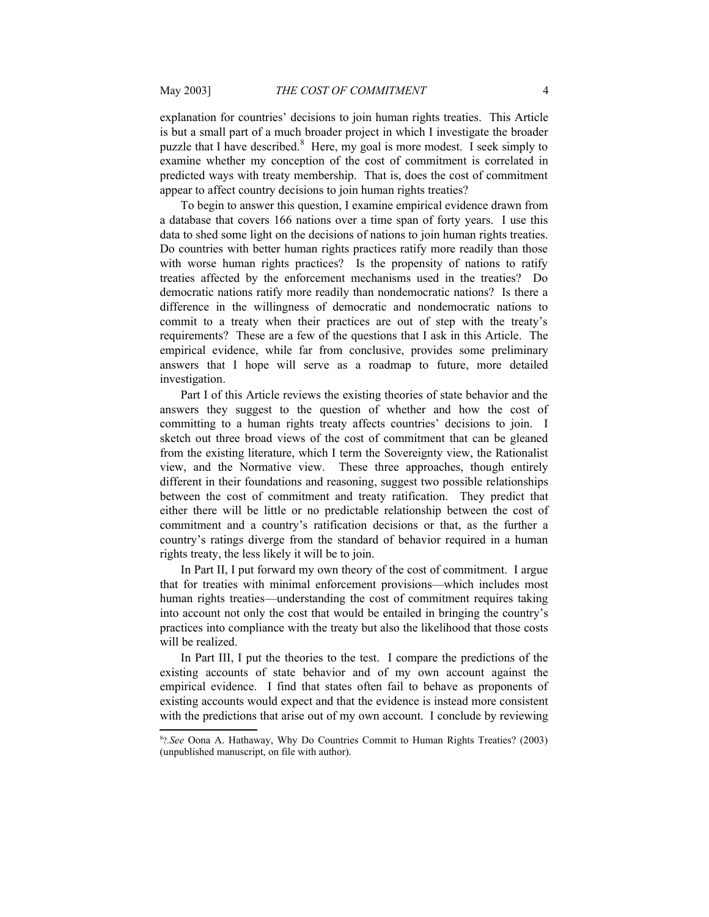explanation for countries' decisions to join human rights treaties. This Article is but a small part of a much broader project in which I investigate the broader puzzle that I have described.[8] Here, my goal is more modest. I seek simply to examine whether my conception of the cost of commitment is correlated in predicted ways with treaty membership. That is, does the cost of commitment appear to affect country decisions to join human rights treaties?

To begin to answer this question, I examine empirical evidence drawn from a database that covers 166 nations over a time span of forty years. I use this data to shed some light on the decisions of nations to join human rights treaties. Do countries with better human rights practices ratify more readily than those with worse human rights practices? Is the propensity of nations to ratify treaties affected by the enforcement mechanisms used in the treaties? Do democratic nations ratify more readily than nondemocratic nations? Is there a difference in the willingness of democratic and nondemocratic nations to commit to a treaty when their practices are out of step with the treaty's requirements? These are a few of the questions that I ask in this Article. The empirical evidence, while far from conclusive, provides some preliminary answers that I hope will serve as a roadmap to future, more detailed investigation.

Part I of this Article reviews the existing theories of state behavior and the answers they suggest to the question of whether and how the cost of committing to a human rights treaty affects countries' decisions to join. I sketch out three broad views of the cost of commitment that can be gleaned from the existing literature, which I term the Sovereignty view, the Rationalist view, and the Normative view. These three approaches, though entirely different in their foundations and reasoning, suggest two possible relationships between the cost of commitment and treaty ratification. They predict that either there will be little or no predictable relationship between the cost of commitment and a country's ratification decisions or that, as the further a country's ratings diverge from the standard of behavior required in a human rights treaty, the less likely it will be to join.

In Part II, I put forward my own theory of the cost of commitment. I argue that for treaties with minimal enforcement provisions—which includes most human rights treaties—understanding the cost of commitment requires taking into account not only the cost that would be entailed in bringing the country's practices into compliance with the treaty but also the likelihood that those costs will be realized.

In Part III, I put the theories to the test. I compare the predictions of the existing accounts of state behavior and of my own account against the empirical evidence. I find that states often fail to behave as proponents of existing accounts would expect and that the evidence is instead more consistent with the predictions that arise out of my own account. I conclude by reviewing

---

[8]?.*See* Oona A. Hathaway, Why Do Countries Commit to Human Rights Treaties? (2003) (unpublished manuscript, on file with author).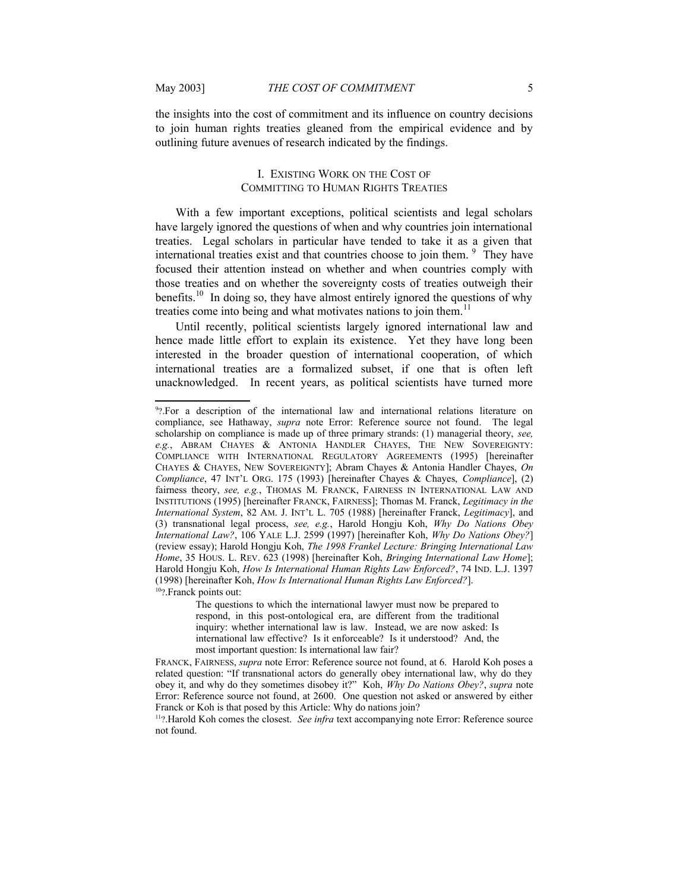the insights into the cost of commitment and its influence on country decisions to join human rights treaties gleaned from the empirical evidence and by outlining future avenues of research indicated by the findings.

## I. Existing Work on the Cost of Committing to Human Rights Treaties

With a few important exceptions, political scientists and legal scholars have largely ignored the questions of when and why countries join international treaties. Legal scholars in particular have tended to take it as a given that international treaties exist and that countries choose to join them. [9] They have focused their attention instead on whether and when countries comply with those treaties and on whether the sovereignty costs of treaties outweigh their benefits.[10] In doing so, they have almost entirely ignored the questions of why treaties come into being and what motivates nations to join them.[11]

Until recently, political scientists largely ignored international law and hence made little effort to explain its existence. Yet they have long been interested in the broader question of international cooperation, of which international treaties are a formalized subset, if one that is often left unacknowledged. In recent years, as political scientists have turned more

---

[9]?.For a description of the international law and international relations literature on compliance, see Hathaway, *supra* note Error: Reference source not found. The legal scholarship on compliance is made up of three primary strands: (1) managerial theory, *see, e.g.*, ABRAM CHAYES & ANTONIA HANDLER CHAYES, THE NEW SOVEREIGNTY: COMPLIANCE WITH INTERNATIONAL REGULATORY AGREEMENTS (1995) [hereinafter CHAYES & CHAYES, NEW SOVEREIGNTY]; Abram Chayes & Antonia Handler Chayes, *On Compliance*, 47 INT'L ORG. 175 (1993) [hereinafter Chayes & Chayes, *Compliance*], (2) fairness theory, *see, e.g.*, THOMAS M. FRANCK, FAIRNESS IN INTERNATIONAL LAW AND INSTITUTIONS (1995) [hereinafter FRANCK, FAIRNESS]; Thomas M. Franck, *Legitimacy in the International System*, 82 AM. J. INT'L L. 705 (1988) [hereinafter Franck, *Legitimacy*], and (3) transnational legal process, *see, e.g.*, Harold Hongju Koh, *Why Do Nations Obey International Law?*, 106 YALE L.J. 2599 (1997) [hereinafter Koh, *Why Do Nations Obey?*] (review essay); Harold Hongju Koh, *The 1998 Frankel Lecture: Bringing International Law Home*, 35 HOUS. L. REV. 623 (1998) [hereinafter Koh, *Bringing International Law Home*]; Harold Hongju Koh, *How Is International Human Rights Law Enforced?*, 74 IND. L.J. 1397 (1998) [hereinafter Koh, *How Is International Human Rights Law Enforced?*].

[10]?.Franck points out:

> The questions to which the international lawyer must now be prepared to respond, in this post-ontological era, are different from the traditional inquiry: whether international law is law. Instead, we are now asked: Is international law effective? Is it enforceable? Is it understood? And, the most important question: Is international law fair?

FRANCK, FAIRNESS, *supra* note Error: Reference source not found, at 6. Harold Koh poses a related question: "If transnational actors do generally obey international law, why do they obey it, and why do they sometimes disobey it?" Koh, *Why Do Nations Obey?*, *supra* note Error: Reference source not found, at 2600. One question not asked or answered by either Franck or Koh is that posed by this Article: Why do nations join?

[11]?.Harold Koh comes the closest. *See infra* text accompanying note Error: Reference source not found.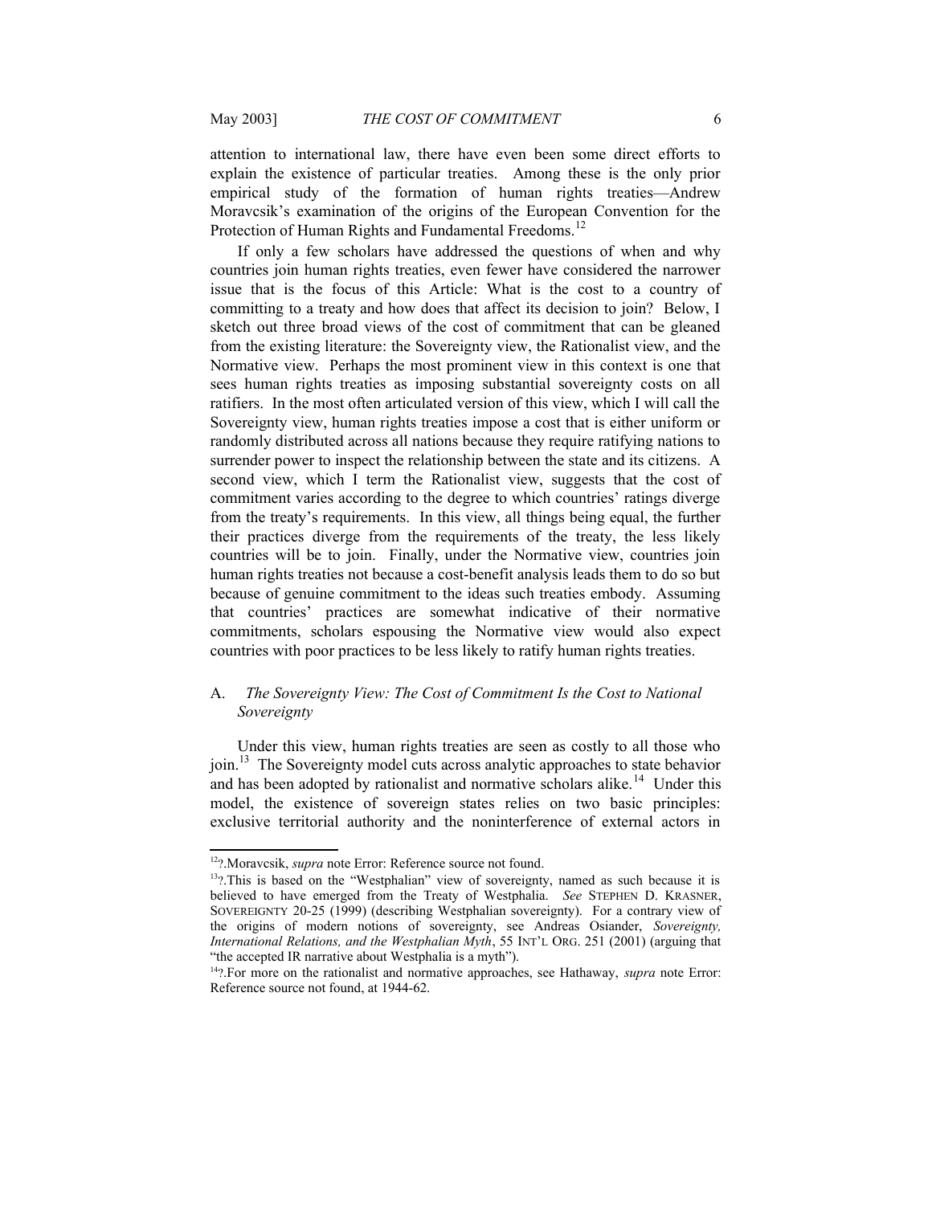attention to international law, there have even been some direct efforts to explain the existence of particular treaties. Among these is the only prior empirical study of the formation of human rights treaties—Andrew Moravcsik's examination of the origins of the European Convention for the Protection of Human Rights and Fundamental Freedoms.[12]

If only a few scholars have addressed the questions of when and why countries join human rights treaties, even fewer have considered the narrower issue that is the focus of this Article: What is the cost to a country of committing to a treaty and how does that affect its decision to join? Below, I sketch out three broad views of the cost of commitment that can be gleaned from the existing literature: the Sovereignty view, the Rationalist view, and the Normative view. Perhaps the most prominent view in this context is one that sees human rights treaties as imposing substantial sovereignty costs on all ratifiers. In the most often articulated version of this view, which I will call the Sovereignty view, human rights treaties impose a cost that is either uniform or randomly distributed across all nations because they require ratifying nations to surrender power to inspect the relationship between the state and its citizens. A second view, which I term the Rationalist view, suggests that the cost of commitment varies according to the degree to which countries' ratings diverge from the treaty's requirements. In this view, all things being equal, the further their practices diverge from the requirements of the treaty, the less likely countries will be to join. Finally, under the Normative view, countries join human rights treaties not because a cost-benefit analysis leads them to do so but because of genuine commitment to the ideas such treaties embody. Assuming that countries' practices are somewhat indicative of their normative commitments, scholars espousing the Normative view would also expect countries with poor practices to be less likely to ratify human rights treaties.

## A. *The Sovereignty View: The Cost of Commitment Is the Cost to National Sovereignty*

Under this view, human rights treaties are seen as costly to all those who join.[13] The Sovereignty model cuts across analytic approaches to state behavior and has been adopted by rationalist and normative scholars alike.[14] Under this model, the existence of sovereign states relies on two basic principles: exclusive territorial authority and the noninterference of external actors in

---

[12]?.Moravcsik, *supra* note Error: Reference source not found.

[13]?.This is based on the "Westphalian" view of sovereignty, named as such because it is believed to have emerged from the Treaty of Westphalia. *See* STEPHEN D. KRASNER, SOVEREIGNTY 20-25 (1999) (describing Westphalian sovereignty). For a contrary view of the origins of modern notions of sovereignty, see Andreas Osiander, *Sovereignty, International Relations, and the Westphalian Myth*, 55 INT'L ORG. 251 (2001) (arguing that "the accepted IR narrative about Westphalia is a myth").

[14]?.For more on the rationalist and normative approaches, see Hathaway, *supra* note Error: Reference source not found, at 1944-62.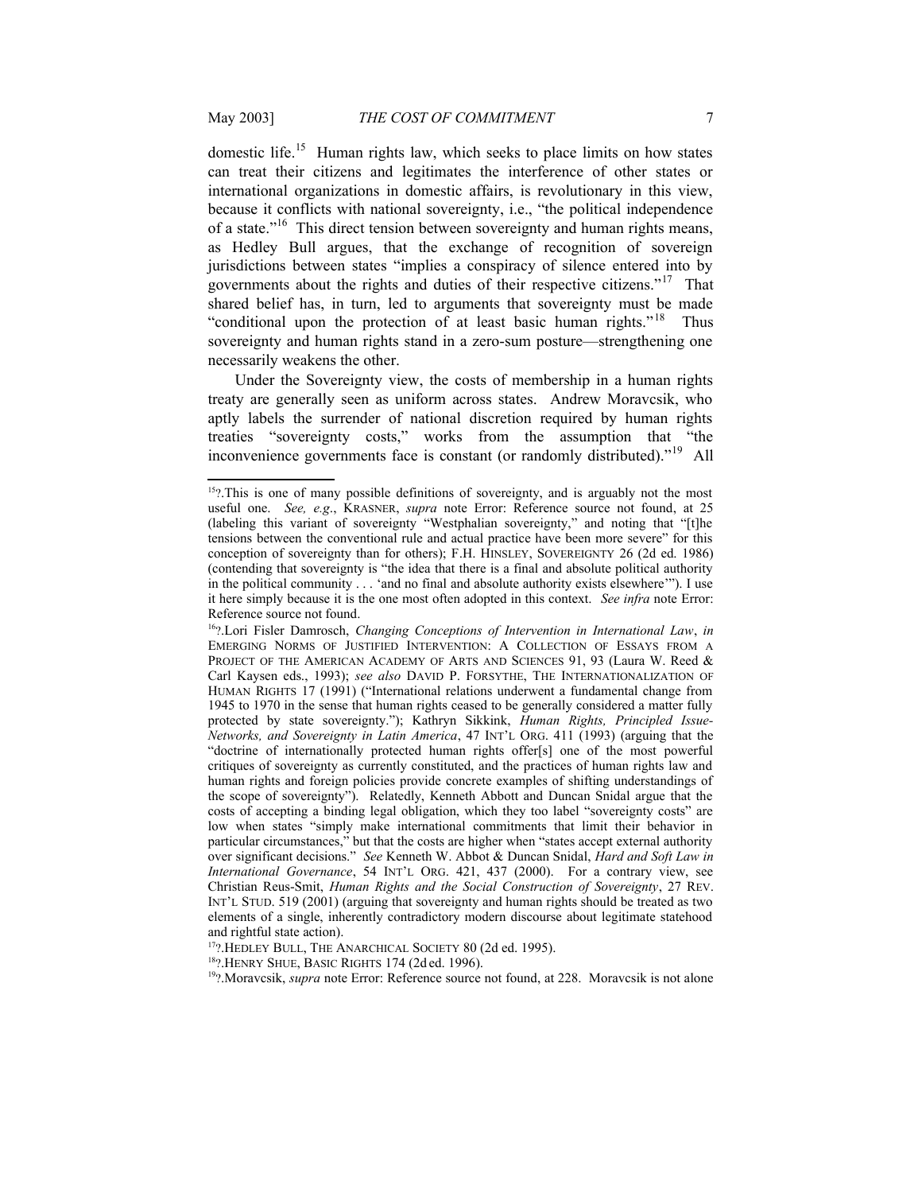domestic life.[15] Human rights law, which seeks to place limits on how states can treat their citizens and legitimates the interference of other states or international organizations in domestic affairs, is revolutionary in this view, because it conflicts with national sovereignty, i.e., "the political independence of a state."[16] This direct tension between sovereignty and human rights means, as Hedley Bull argues, that the exchange of recognition of sovereign jurisdictions between states "implies a conspiracy of silence entered into by governments about the rights and duties of their respective citizens."[17] That shared belief has, in turn, led to arguments that sovereignty must be made "conditional upon the protection of at least basic human rights."[18] Thus sovereignty and human rights stand in a zero-sum posture—strengthening one necessarily weakens the other.

Under the Sovereignty view, the costs of membership in a human rights treaty are generally seen as uniform across states. Andrew Moravcsik, who aptly labels the surrender of national discretion required by human rights treaties "sovereignty costs," works from the assumption that "the inconvenience governments face is constant (or randomly distributed)."[19] All

---

[15]?.This is one of many possible definitions of sovereignty, and is arguably not the most useful one. *See, e.g.*, KRASNER, *supra* note Error: Reference source not found, at 25 (labeling this variant of sovereignty "Westphalian sovereignty," and noting that "[t]he tensions between the conventional rule and actual practice have been more severe" for this conception of sovereignty than for others); F.H. HINSLEY, SOVEREIGNTY 26 (2d ed. 1986) (contending that sovereignty is "the idea that there is a final and absolute political authority in the political community . . . 'and no final and absolute authority exists elsewhere'"). I use it here simply because it is the one most often adopted in this context. *See infra* note Error: Reference source not found.

[16]?.Lori Fisler Damrosch, *Changing Conceptions of Intervention in International Law*, *in* EMERGING NORMS OF JUSTIFIED INTERVENTION: A COLLECTION OF ESSAYS FROM A PROJECT OF THE AMERICAN ACADEMY OF ARTS AND SCIENCES 91, 93 (Laura W. Reed & Carl Kaysen eds., 1993); *see also* DAVID P. FORSYTHE, THE INTERNATIONALIZATION OF HUMAN RIGHTS 17 (1991) ("International relations underwent a fundamental change from 1945 to 1970 in the sense that human rights ceased to be generally considered a matter fully protected by state sovereignty."); Kathryn Sikkink, *Human Rights, Principled Issue-Networks, and Sovereignty in Latin America*, 47 INT'L ORG. 411 (1993) (arguing that the "doctrine of internationally protected human rights offer[s] one of the most powerful critiques of sovereignty as currently constituted, and the practices of human rights law and human rights and foreign policies provide concrete examples of shifting understandings of the scope of sovereignty"). Relatedly, Kenneth Abbott and Duncan Snidal argue that the costs of accepting a binding legal obligation, which they too label "sovereignty costs" are low when states "simply make international commitments that limit their behavior in particular circumstances," but that the costs are higher when "states accept external authority over significant decisions." *See* Kenneth W. Abbot & Duncan Snidal, *Hard and Soft Law in International Governance*, 54 INT'L ORG. 421, 437 (2000). For a contrary view, see Christian Reus-Smit, *Human Rights and the Social Construction of Sovereignty*, 27 REV. INT'L STUD. 519 (2001) (arguing that sovereignty and human rights should be treated as two elements of a single, inherently contradictory modern discourse about legitimate statehood and rightful state action).

[17]?.HEDLEY BULL, THE ANARCHICAL SOCIETY 80 (2d ed. 1995).

[18]?.HENRY SHUE, BASIC RIGHTS 174 (2d ed. 1996).

[19]?.Moravcsik, *supra* note Error: Reference source not found, at 228. Moravcsik is not alone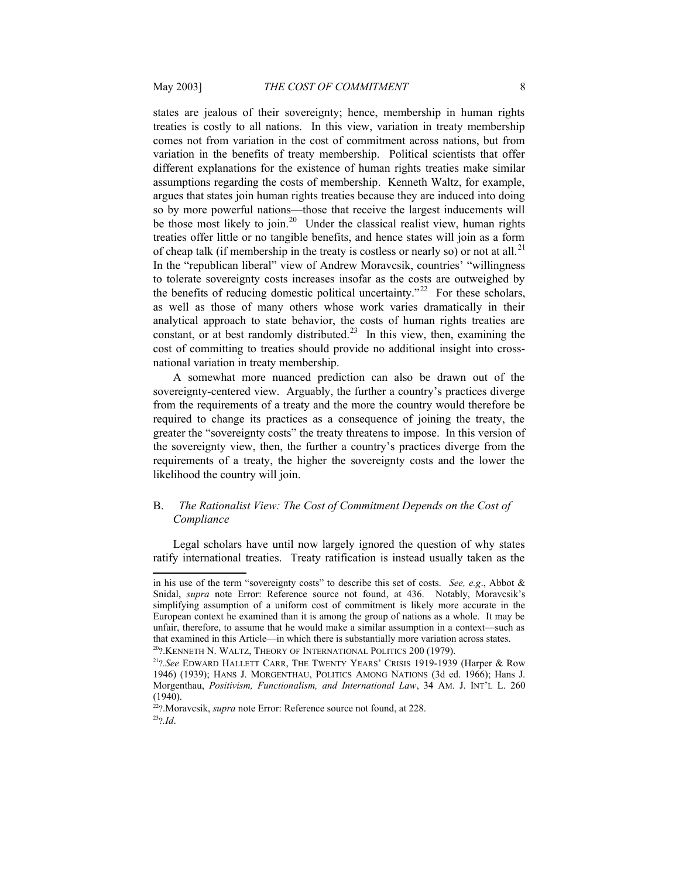states are jealous of their sovereignty; hence, membership in human rights treaties is costly to all nations. In this view, variation in treaty membership comes not from variation in the cost of commitment across nations, but from variation in the benefits of treaty membership. Political scientists that offer different explanations for the existence of human rights treaties make similar assumptions regarding the costs of membership. Kenneth Waltz, for example, argues that states join human rights treaties because they are induced into doing so by more powerful nations—those that receive the largest inducements will be those most likely to join.[20] Under the classical realist view, human rights treaties offer little or no tangible benefits, and hence states will join as a form of cheap talk (if membership in the treaty is costless or nearly so) or not at all.[21] In the "republican liberal" view of Andrew Moravcsik, countries' "willingness to tolerate sovereignty costs increases insofar as the costs are outweighed by the benefits of reducing domestic political uncertainty."[22] For these scholars, as well as those of many others whose work varies dramatically in their analytical approach to state behavior, the costs of human rights treaties are constant, or at best randomly distributed.[23] In this view, then, examining the cost of committing to treaties should provide no additional insight into cross-national variation in treaty membership.

A somewhat more nuanced prediction can also be drawn out of the sovereignty-centered view. Arguably, the further a country's practices diverge from the requirements of a treaty and the more the country would therefore be required to change its practices as a consequence of joining the treaty, the greater the "sovereignty costs" the treaty threatens to impose. In this version of the sovereignty view, then, the further a country's practices diverge from the requirements of a treaty, the higher the sovereignty costs and the lower the likelihood the country will join.

### B. *The Rationalist View: The Cost of Commitment Depends on the Cost of Compliance*

Legal scholars have until now largely ignored the question of why states ratify international treaties. Treaty ratification is instead usually taken as the

---

in his use of the term "sovereignty costs" to describe this set of costs. *See, e.g*., Abbot & Snidal, *supra* note Error: Reference source not found, at 436. Notably, Moravcsik's simplifying assumption of a uniform cost of commitment is likely more accurate in the European context he examined than it is among the group of nations as a whole. It may be unfair, therefore, to assume that he would make a similar assumption in a context—such as that examined in this Article—in which there is substantially more variation across states.

[20]?.KENNETH N. WALTZ, THEORY OF INTERNATIONAL POLITICS 200 (1979).

[21]?.*See* EDWARD HALLETT CARR, THE TWENTY YEARS' CRISIS 1919-1939 (Harper & Row 1946) (1939); HANS J. MORGENTHAU, POLITICS AMONG NATIONS (3d ed. 1966); Hans J. Morgenthau, *Positivism, Functionalism, and International Law*, 34 AM. J. INT'L L. 260 (1940).

[22]?.Moravcsik, *supra* note Error: Reference source not found, at 228.

[23]?.*Id*.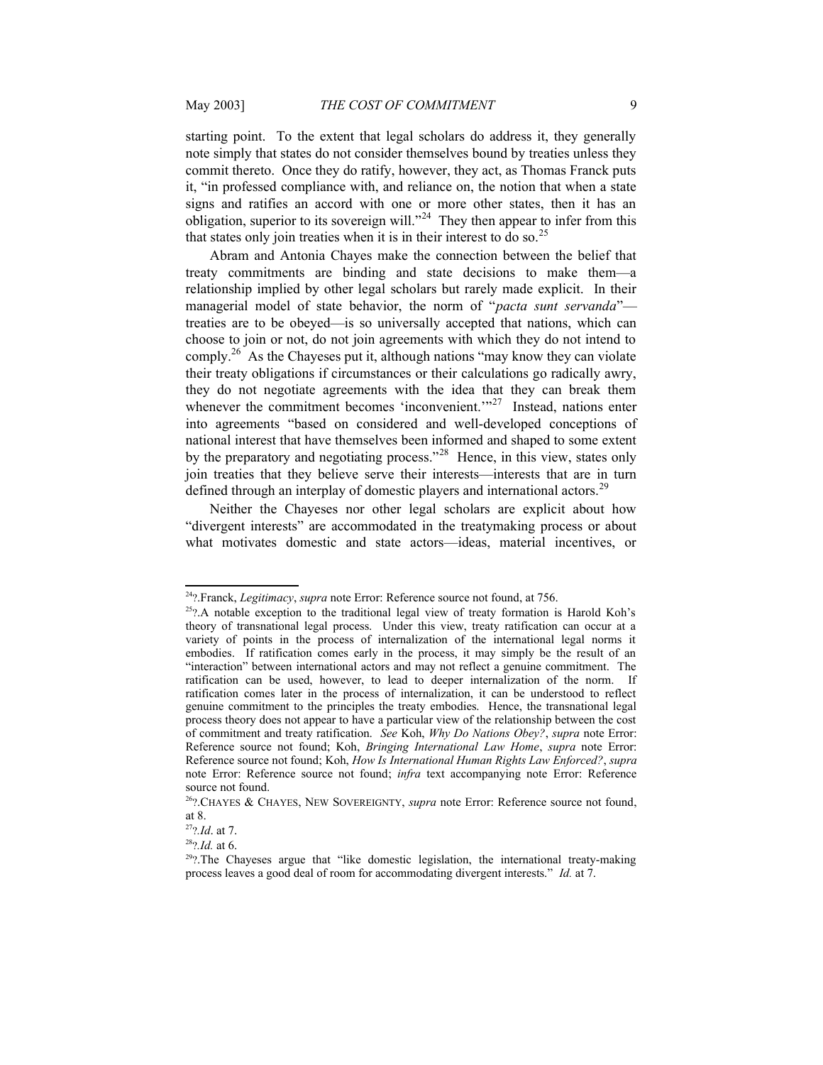starting point. To the extent that legal scholars do address it, they generally note simply that states do not consider themselves bound by treaties unless they commit thereto. Once they do ratify, however, they act, as Thomas Franck puts it, "in professed compliance with, and reliance on, the notion that when a state signs and ratifies an accord with one or more other states, then it has an obligation, superior to its sovereign will."[24] They then appear to infer from this that states only join treaties when it is in their interest to do so.[25]

Abram and Antonia Chayes make the connection between the belief that treaty commitments are binding and state decisions to make them—a relationship implied by other legal scholars but rarely made explicit. In their managerial model of state behavior, the norm of "*pacta sunt servanda*"—treaties are to be obeyed—is so universally accepted that nations, which can choose to join or not, do not join agreements with which they do not intend to comply.[26] As the Chayeses put it, although nations "may know they can violate their treaty obligations if circumstances or their calculations go radically awry, they do not negotiate agreements with the idea that they can break them whenever the commitment becomes 'inconvenient.'"[27] Instead, nations enter into agreements "based on considered and well-developed conceptions of national interest that have themselves been informed and shaped to some extent by the preparatory and negotiating process."[28] Hence, in this view, states only join treaties that they believe serve their interests—interests that are in turn defined through an interplay of domestic players and international actors.[29]

Neither the Chayeses nor other legal scholars are explicit about how "divergent interests" are accommodated in the treatymaking process or about what motivates domestic and state actors—ideas, material incentives, or

---

[24]?.Franck, *Legitimacy*, *supra* note Error: Reference source not found, at 756.

[25]?.A notable exception to the traditional legal view of treaty formation is Harold Koh's theory of transnational legal process. Under this view, treaty ratification can occur at a variety of points in the process of internalization of the international legal norms it embodies. If ratification comes early in the process, it may simply be the result of an "interaction" between international actors and may not reflect a genuine commitment. The ratification can be used, however, to lead to deeper internalization of the norm. If ratification comes later in the process of internalization, it can be understood to reflect genuine commitment to the principles the treaty embodies. Hence, the transnational legal process theory does not appear to have a particular view of the relationship between the cost of commitment and treaty ratification. *See* Koh, *Why Do Nations Obey?*, *supra* note Error: Reference source not found; Koh, *Bringing International Law Home*, *supra* note Error: Reference source not found; Koh, *How Is International Human Rights Law Enforced?*, *supra* note Error: Reference source not found; *infra* text accompanying note Error: Reference source not found.

[26]?.CHAYES & CHAYES, NEW SOVEREIGNTY, *supra* note Error: Reference source not found, at 8.

[27]?.*Id*. at 7.

[28]?.*Id.* at 6.

[29]?.The Chayeses argue that "like domestic legislation, the international treaty-making process leaves a good deal of room for accommodating divergent interests." *Id.* at 7.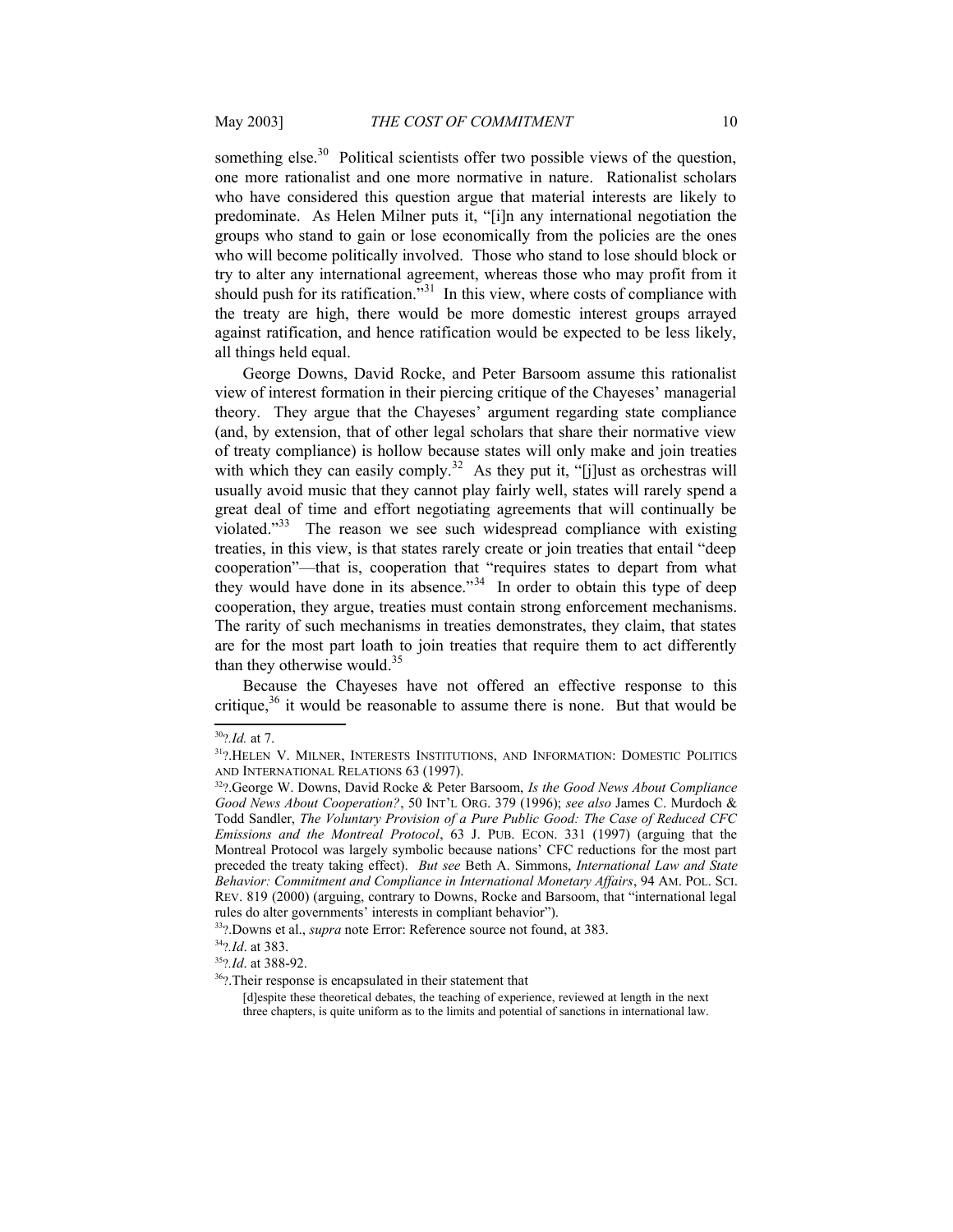something else.[30] Political scientists offer two possible views of the question, one more rationalist and one more normative in nature. Rationalist scholars who have considered this question argue that material interests are likely to predominate. As Helen Milner puts it, "[i]n any international negotiation the groups who stand to gain or lose economically from the policies are the ones who will become politically involved. Those who stand to lose should block or try to alter any international agreement, whereas those who may profit from it should push for its ratification."[31] In this view, where costs of compliance with the treaty are high, there would be more domestic interest groups arrayed against ratification, and hence ratification would be expected to be less likely, all things held equal.

George Downs, David Rocke, and Peter Barsoom assume this rationalist view of interest formation in their piercing critique of the Chayeses' managerial theory. They argue that the Chayeses' argument regarding state compliance (and, by extension, that of other legal scholars that share their normative view of treaty compliance) is hollow because states will only make and join treaties with which they can easily comply.[32] As they put it, "[j]ust as orchestras will usually avoid music that they cannot play fairly well, states will rarely spend a great deal of time and effort negotiating agreements that will continually be violated."[33] The reason we see such widespread compliance with existing treaties, in this view, is that states rarely create or join treaties that entail "deep cooperation"—that is, cooperation that "requires states to depart from what they would have done in its absence."[34] In order to obtain this type of deep cooperation, they argue, treaties must contain strong enforcement mechanisms. The rarity of such mechanisms in treaties demonstrates, they claim, that states are for the most part loath to join treaties that require them to act differently than they otherwise would.[35]

Because the Chayeses have not offered an effective response to this critique,[36] it would be reasonable to assume there is none. But that would be

---

[30]?.*Id.* at 7.

[31]?.Helen V. Milner, Interests Institutions, and Information: Domestic Politics and International Relations 63 (1997).

[32]?.George W. Downs, David Rocke & Peter Barsoom, *Is the Good News About Compliance Good News About Cooperation?*, 50 Int'l Org. 379 (1996); *see also* James C. Murdoch & Todd Sandler, *The Voluntary Provision of a Pure Public Good: The Case of Reduced CFC Emissions and the Montreal Protocol*, 63 J. Pub. Econ. 331 (1997) (arguing that the Montreal Protocol was largely symbolic because nations' CFC reductions for the most part preceded the treaty taking effect). *But see* Beth A. Simmons, *International Law and State Behavior: Commitment and Compliance in International Monetary Affairs*, 94 Am. Pol. Sci. Rev. 819 (2000) (arguing, contrary to Downs, Rocke and Barsoom, that "international legal rules do alter governments' interests in compliant behavior").

[33]?.Downs et al., *supra* note Error: Reference source not found, at 383.

[34]?.*Id*. at 383.

[35]?.*Id*. at 388-92.

[36]?.Their response is encapsulated in their statement that

> [d]espite these theoretical debates, the teaching of experience, reviewed at length in the next three chapters, is quite uniform as to the limits and potential of sanctions in international law.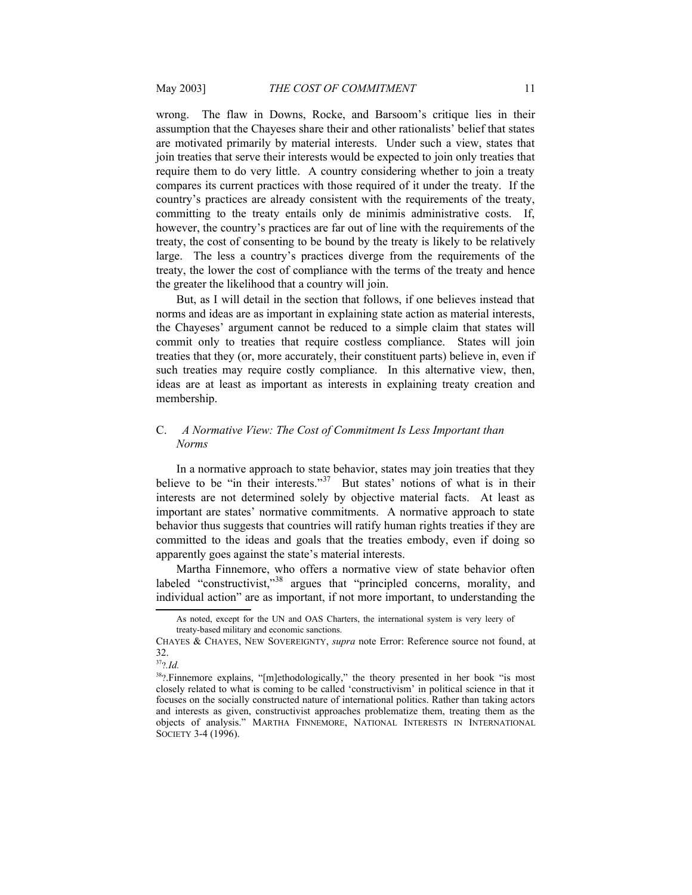wrong. The flaw in Downs, Rocke, and Barsoom's critique lies in their assumption that the Chayeses share their and other rationalists' belief that states are motivated primarily by material interests. Under such a view, states that join treaties that serve their interests would be expected to join only treaties that require them to do very little. A country considering whether to join a treaty compares its current practices with those required of it under the treaty. If the country's practices are already consistent with the requirements of the treaty, committing to the treaty entails only de minimis administrative costs. If, however, the country's practices are far out of line with the requirements of the treaty, the cost of consenting to be bound by the treaty is likely to be relatively large. The less a country's practices diverge from the requirements of the treaty, the lower the cost of compliance with the terms of the treaty and hence the greater the likelihood that a country will join.

But, as I will detail in the section that follows, if one believes instead that norms and ideas are as important in explaining state action as material interests, the Chayeses' argument cannot be reduced to a simple claim that states will commit only to treaties that require costless compliance. States will join treaties that they (or, more accurately, their constituent parts) believe in, even if such treaties may require costly compliance. In this alternative view, then, ideas are at least as important as interests in explaining treaty creation and membership.

### C. *A Normative View: The Cost of Commitment Is Less Important than Norms*

In a normative approach to state behavior, states may join treaties that they believe to be "in their interests."[37] But states' notions of what is in their interests are not determined solely by objective material facts. At least as important are states' normative commitments. A normative approach to state behavior thus suggests that countries will ratify human rights treaties if they are committed to the ideas and goals that the treaties embody, even if doing so apparently goes against the state's material interests.

Martha Finnemore, who offers a normative view of state behavior often labeled "constructivist,"[38] argues that "principled concerns, morality, and individual action" are as important, if not more important, to understanding the

---

As noted, except for the UN and OAS Charters, the international system is very leery of treaty-based military and economic sanctions.

CHAYES & CHAYES, NEW SOVEREIGNTY, *supra* note Error: Reference source not found, at 32.

[37]?.*Id.*

[38]?.Finnemore explains, "[m]ethodologically," the theory presented in her book "is most closely related to what is coming to be called 'constructivism' in political science in that it focuses on the socially constructed nature of international politics. Rather than taking actors and interests as given, constructivist approaches problematize them, treating them as the objects of analysis." MARTHA FINNEMORE, NATIONAL INTERESTS IN INTERNATIONAL SOCIETY 3-4 (1996).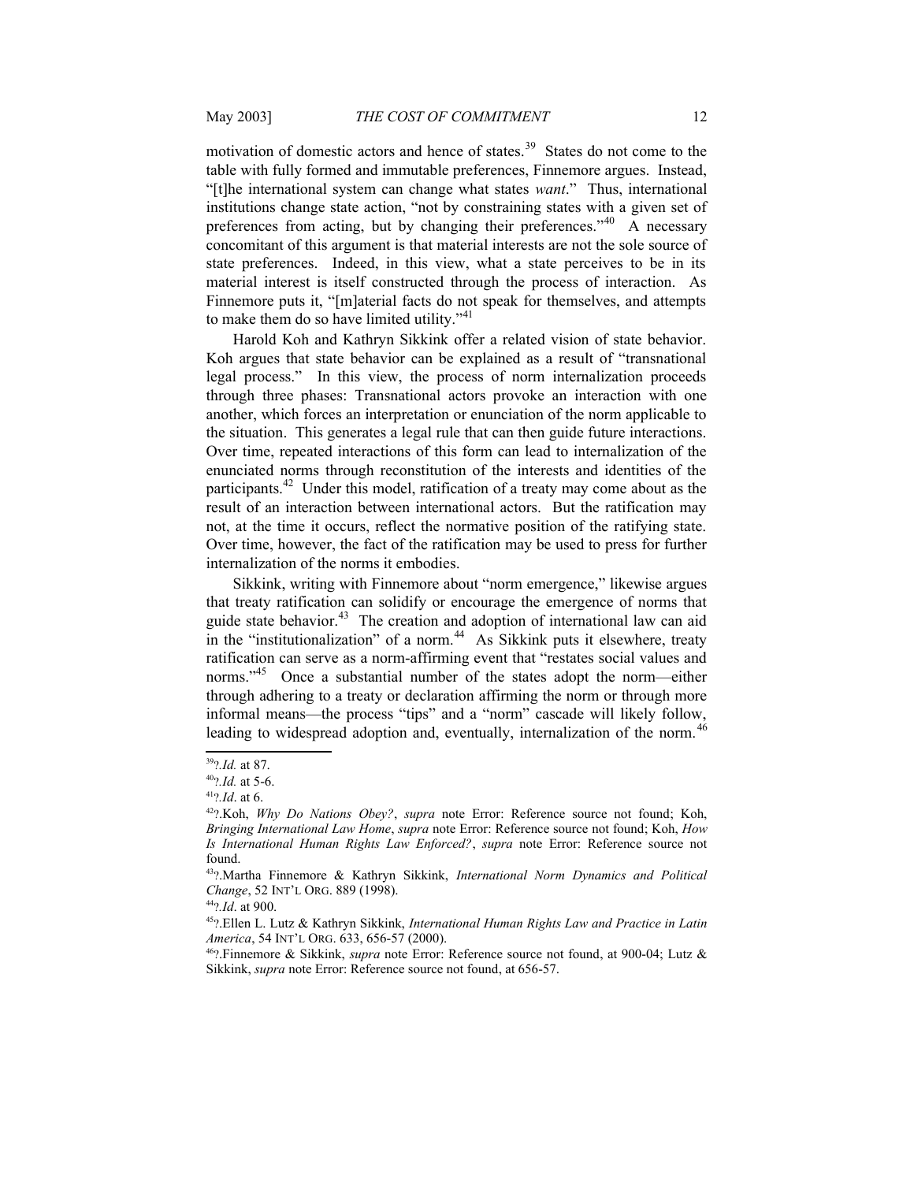motivation of domestic actors and hence of states.[39] States do not come to the table with fully formed and immutable preferences, Finnemore argues. Instead, "[t]he international system can change what states *want*." Thus, international institutions change state action, "not by constraining states with a given set of preferences from acting, but by changing their preferences."[40] A necessary concomitant of this argument is that material interests are not the sole source of state preferences. Indeed, in this view, what a state perceives to be in its material interest is itself constructed through the process of interaction. As Finnemore puts it, "[m]aterial facts do not speak for themselves, and attempts to make them do so have limited utility."[41]

Harold Koh and Kathryn Sikkink offer a related vision of state behavior. Koh argues that state behavior can be explained as a result of "transnational legal process." In this view, the process of norm internalization proceeds through three phases: Transnational actors provoke an interaction with one another, which forces an interpretation or enunciation of the norm applicable to the situation. This generates a legal rule that can then guide future interactions. Over time, repeated interactions of this form can lead to internalization of the enunciated norms through reconstitution of the interests and identities of the participants.[42] Under this model, ratification of a treaty may come about as the result of an interaction between international actors. But the ratification may not, at the time it occurs, reflect the normative position of the ratifying state. Over time, however, the fact of the ratification may be used to press for further internalization of the norms it embodies.

Sikkink, writing with Finnemore about "norm emergence," likewise argues that treaty ratification can solidify or encourage the emergence of norms that guide state behavior.[43] The creation and adoption of international law can aid in the "institutionalization" of a norm.[44] As Sikkink puts it elsewhere, treaty ratification can serve as a norm-affirming event that "restates social values and norms."[45] Once a substantial number of the states adopt the norm—either through adhering to a treaty or declaration affirming the norm or through more informal means—the process "tips" and a "norm" cascade will likely follow, leading to widespread adoption and, eventually, internalization of the norm.[46]

---

[39]?.*Id.* at 87.

[40]?.*Id.* at 5-6.

[41]?.*Id*. at 6.

[42]?.Koh, *Why Do Nations Obey?*, *supra* note Error: Reference source not found; Koh, *Bringing International Law Home*, *supra* note Error: Reference source not found; Koh, *How Is International Human Rights Law Enforced?*, *supra* note Error: Reference source not found.

[43]?.Martha Finnemore & Kathryn Sikkink, *International Norm Dynamics and Political Change*, 52 INT'L ORG. 889 (1998).

[44]?.*Id*. at 900.

[45]?.Ellen L. Lutz & Kathryn Sikkink, *International Human Rights Law and Practice in Latin America*, 54 INT'L ORG. 633, 656-57 (2000).

[46]?.Finnemore & Sikkink, *supra* note Error: Reference source not found, at 900-04; Lutz & Sikkink, *supra* note Error: Reference source not found, at 656-57.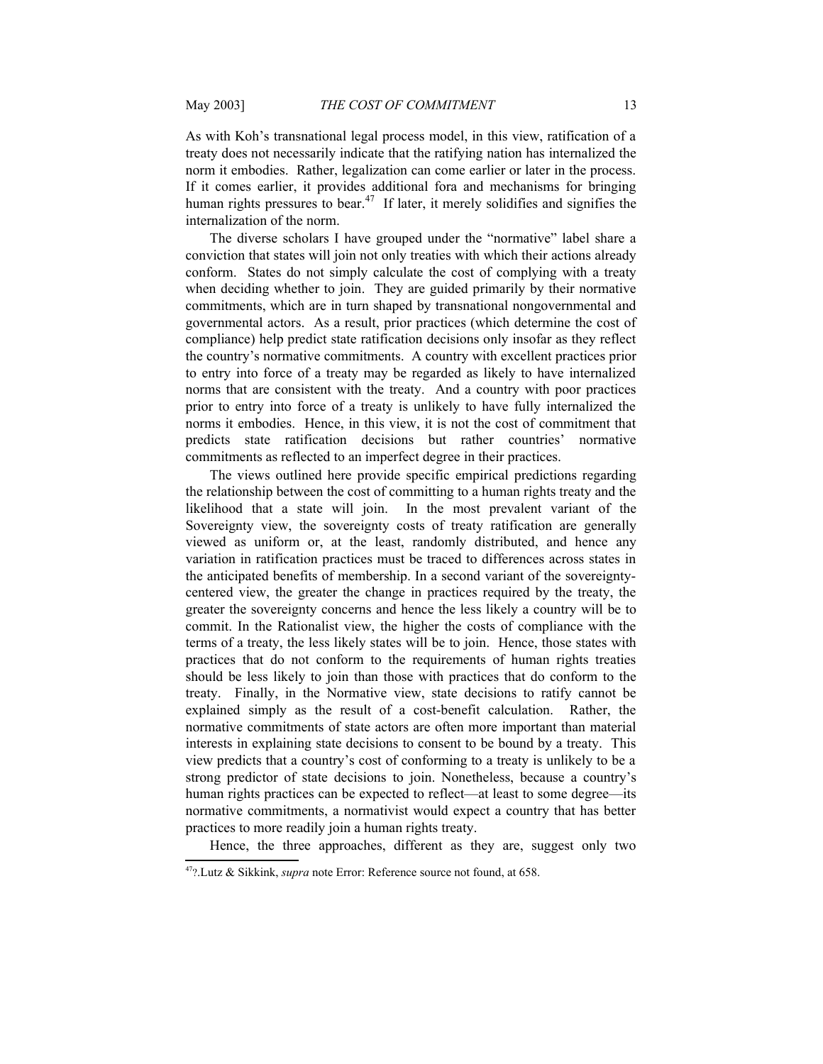As with Koh's transnational legal process model, in this view, ratification of a treaty does not necessarily indicate that the ratifying nation has internalized the norm it embodies. Rather, legalization can come earlier or later in the process. If it comes earlier, it provides additional fora and mechanisms for bringing human rights pressures to bear.[47] If later, it merely solidifies and signifies the internalization of the norm.

The diverse scholars I have grouped under the "normative" label share a conviction that states will join not only treaties with which their actions already conform. States do not simply calculate the cost of complying with a treaty when deciding whether to join. They are guided primarily by their normative commitments, which are in turn shaped by transnational nongovernmental and governmental actors. As a result, prior practices (which determine the cost of compliance) help predict state ratification decisions only insofar as they reflect the country's normative commitments. A country with excellent practices prior to entry into force of a treaty may be regarded as likely to have internalized norms that are consistent with the treaty. And a country with poor practices prior to entry into force of a treaty is unlikely to have fully internalized the norms it embodies. Hence, in this view, it is not the cost of commitment that predicts state ratification decisions but rather countries' normative commitments as reflected to an imperfect degree in their practices.

The views outlined here provide specific empirical predictions regarding the relationship between the cost of committing to a human rights treaty and the likelihood that a state will join. In the most prevalent variant of the Sovereignty view, the sovereignty costs of treaty ratification are generally viewed as uniform or, at the least, randomly distributed, and hence any variation in ratification practices must be traced to differences across states in the anticipated benefits of membership. In a second variant of the sovereignty-centered view, the greater the change in practices required by the treaty, the greater the sovereignty concerns and hence the less likely a country will be to commit. In the Rationalist view, the higher the costs of compliance with the terms of a treaty, the less likely states will be to join. Hence, those states with practices that do not conform to the requirements of human rights treaties should be less likely to join than those with practices that do conform to the treaty. Finally, in the Normative view, state decisions to ratify cannot be explained simply as the result of a cost-benefit calculation. Rather, the normative commitments of state actors are often more important than material interests in explaining state decisions to consent to be bound by a treaty. This view predicts that a country's cost of conforming to a treaty is unlikely to be a strong predictor of state decisions to join. Nonetheless, because a country's human rights practices can be expected to reflect—at least to some degree—its normative commitments, a normativist would expect a country that has better practices to more readily join a human rights treaty.

Hence, the three approaches, different as they are, suggest only two

---

[47]?.Lutz & Sikkink, *supra* note Error: Reference source not found, at 658.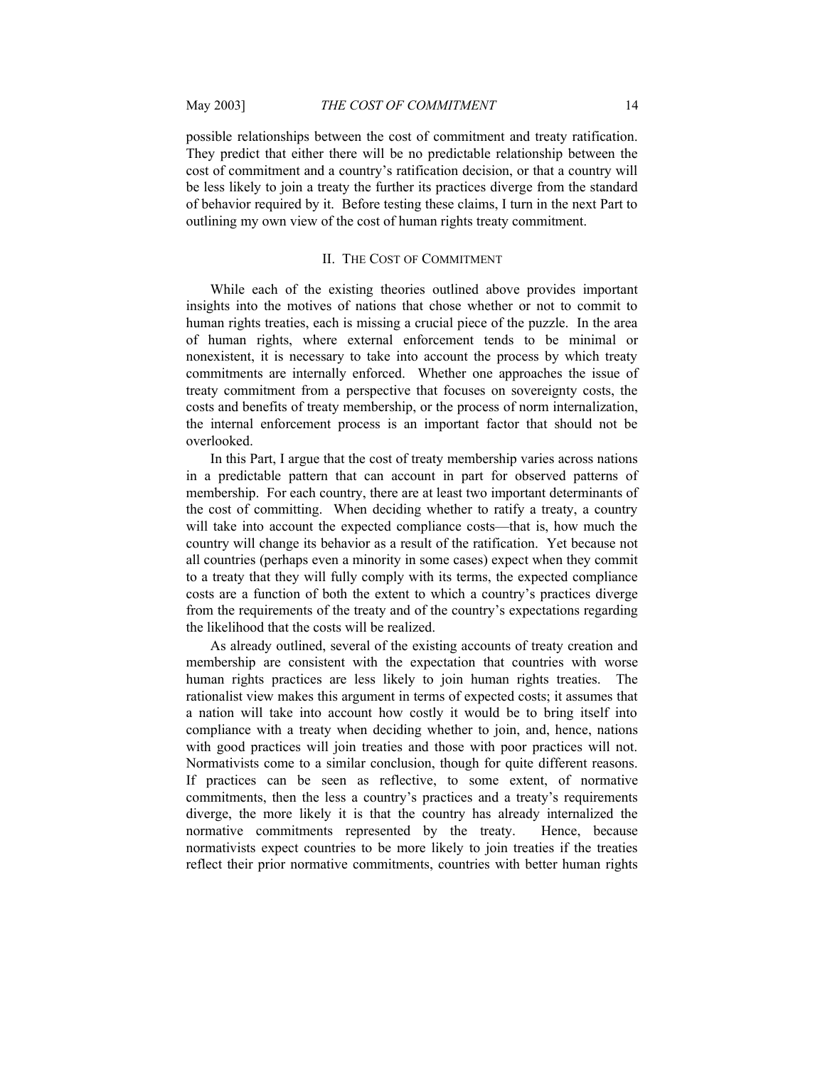possible relationships between the cost of commitment and treaty ratification. They predict that either there will be no predictable relationship between the cost of commitment and a country's ratification decision, or that a country will be less likely to join a treaty the further its practices diverge from the standard of behavior required by it. Before testing these claims, I turn in the next Part to outlining my own view of the cost of human rights treaty commitment.

## II. The Cost of Commitment

While each of the existing theories outlined above provides important insights into the motives of nations that chose whether or not to commit to human rights treaties, each is missing a crucial piece of the puzzle. In the area of human rights, where external enforcement tends to be minimal or nonexistent, it is necessary to take into account the process by which treaty commitments are internally enforced. Whether one approaches the issue of treaty commitment from a perspective that focuses on sovereignty costs, the costs and benefits of treaty membership, or the process of norm internalization, the internal enforcement process is an important factor that should not be overlooked.

In this Part, I argue that the cost of treaty membership varies across nations in a predictable pattern that can account in part for observed patterns of membership. For each country, there are at least two important determinants of the cost of committing. When deciding whether to ratify a treaty, a country will take into account the expected compliance costs—that is, how much the country will change its behavior as a result of the ratification. Yet because not all countries (perhaps even a minority in some cases) expect when they commit to a treaty that they will fully comply with its terms, the expected compliance costs are a function of both the extent to which a country's practices diverge from the requirements of the treaty and of the country's expectations regarding the likelihood that the costs will be realized.

As already outlined, several of the existing accounts of treaty creation and membership are consistent with the expectation that countries with worse human rights practices are less likely to join human rights treaties. The rationalist view makes this argument in terms of expected costs; it assumes that a nation will take into account how costly it would be to bring itself into compliance with a treaty when deciding whether to join, and, hence, nations with good practices will join treaties and those with poor practices will not. Normativists come to a similar conclusion, though for quite different reasons. If practices can be seen as reflective, to some extent, of normative commitments, then the less a country's practices and a treaty's requirements diverge, the more likely it is that the country has already internalized the normative commitments represented by the treaty. Hence, because normativists expect countries to be more likely to join treaties if the treaties reflect their prior normative commitments, countries with better human rights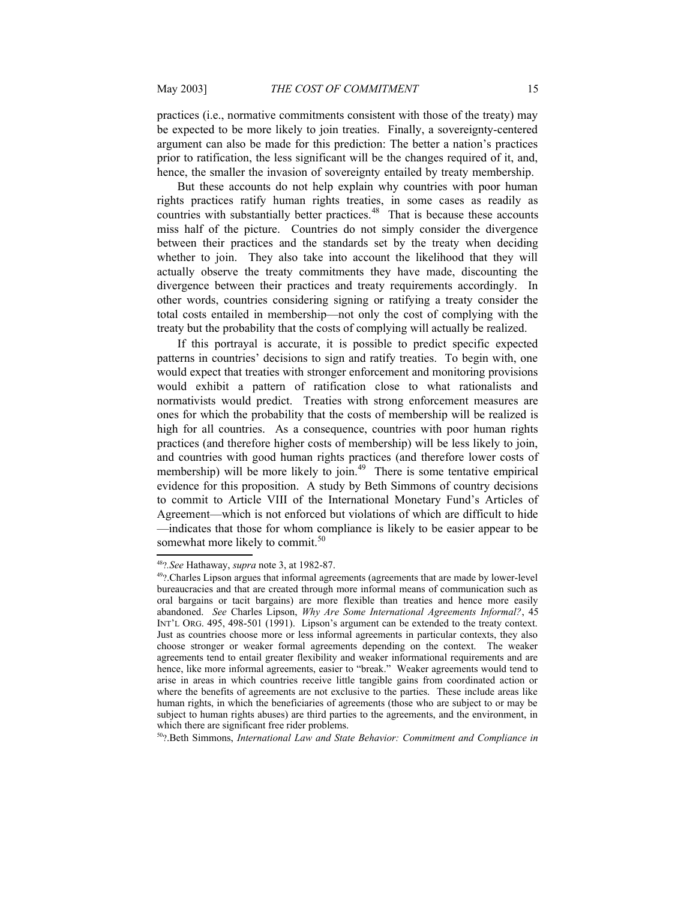practices (i.e., normative commitments consistent with those of the treaty) may be expected to be more likely to join treaties. Finally, a sovereignty-centered argument can also be made for this prediction: The better a nation's practices prior to ratification, the less significant will be the changes required of it, and, hence, the smaller the invasion of sovereignty entailed by treaty membership.

But these accounts do not help explain why countries with poor human rights practices ratify human rights treaties, in some cases as readily as countries with substantially better practices.[48] That is because these accounts miss half of the picture. Countries do not simply consider the divergence between their practices and the standards set by the treaty when deciding whether to join. They also take into account the likelihood that they will actually observe the treaty commitments they have made, discounting the divergence between their practices and treaty requirements accordingly. In other words, countries considering signing or ratifying a treaty consider the total costs entailed in membership—not only the cost of complying with the treaty but the probability that the costs of complying will actually be realized.

If this portrayal is accurate, it is possible to predict specific expected patterns in countries' decisions to sign and ratify treaties. To begin with, one would expect that treaties with stronger enforcement and monitoring provisions would exhibit a pattern of ratification close to what rationalists and normativists would predict. Treaties with strong enforcement measures are ones for which the probability that the costs of membership will be realized is high for all countries. As a consequence, countries with poor human rights practices (and therefore higher costs of membership) will be less likely to join, and countries with good human rights practices (and therefore lower costs of membership) will be more likely to join.[49] There is some tentative empirical evidence for this proposition. A study by Beth Simmons of country decisions to commit to Article VIII of the International Monetary Fund's Articles of Agreement—which is not enforced but violations of which are difficult to hide—indicates that those for whom compliance is likely to be easier appear to be somewhat more likely to commit.[50]

---

[48]?.*See* Hathaway, *supra* note 3, at 1982-87.

[49]?.Charles Lipson argues that informal agreements (agreements that are made by lower-level bureaucracies and that are created through more informal means of communication such as oral bargains or tacit bargains) are more flexible than treaties and hence more easily abandoned. *See* Charles Lipson, *Why Are Some International Agreements Informal?*, 45 INT'L ORG. 495, 498-501 (1991). Lipson's argument can be extended to the treaty context. Just as countries choose more or less informal agreements in particular contexts, they also choose stronger or weaker formal agreements depending on the context. The weaker agreements tend to entail greater flexibility and weaker informational requirements and are hence, like more informal agreements, easier to "break." Weaker agreements would tend to arise in areas in which countries receive little tangible gains from coordinated action or where the benefits of agreements are not exclusive to the parties. These include areas like human rights, in which the beneficiaries of agreements (those who are subject to or may be subject to human rights abuses) are third parties to the agreements, and the environment, in which there are significant free rider problems.

[50]?.Beth Simmons, *International Law and State Behavior: Commitment and Compliance in*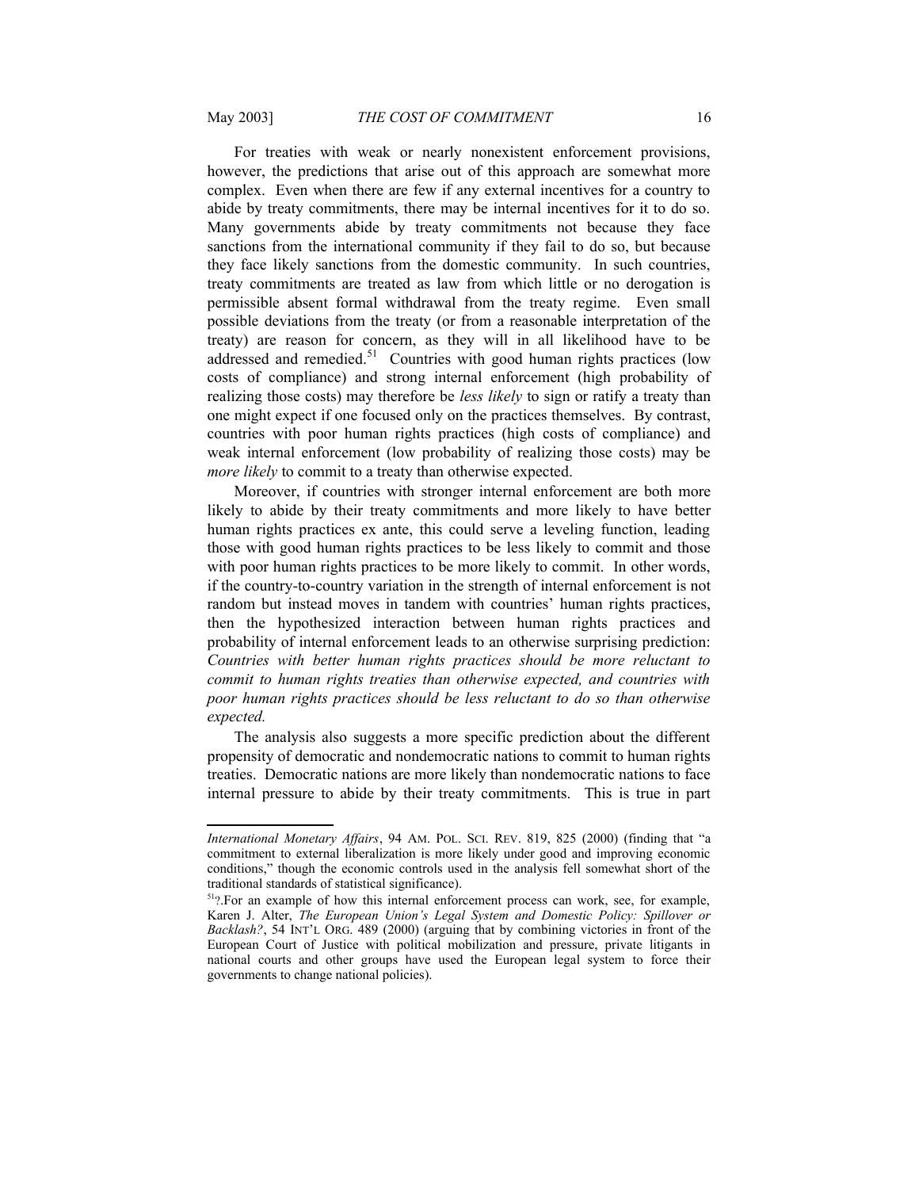For treaties with weak or nearly nonexistent enforcement provisions, however, the predictions that arise out of this approach are somewhat more complex. Even when there are few if any external incentives for a country to abide by treaty commitments, there may be internal incentives for it to do so. Many governments abide by treaty commitments not because they face sanctions from the international community if they fail to do so, but because they face likely sanctions from the domestic community. In such countries, treaty commitments are treated as law from which little or no derogation is permissible absent formal withdrawal from the treaty regime. Even small possible deviations from the treaty (or from a reasonable interpretation of the treaty) are reason for concern, as they will in all likelihood have to be addressed and remedied.[51] Countries with good human rights practices (low costs of compliance) and strong internal enforcement (high probability of realizing those costs) may therefore be *less likely* to sign or ratify a treaty than one might expect if one focused only on the practices themselves. By contrast, countries with poor human rights practices (high costs of compliance) and weak internal enforcement (low probability of realizing those costs) may be *more likely* to commit to a treaty than otherwise expected.

Moreover, if countries with stronger internal enforcement are both more likely to abide by their treaty commitments and more likely to have better human rights practices ex ante, this could serve a leveling function, leading those with good human rights practices to be less likely to commit and those with poor human rights practices to be more likely to commit. In other words, if the country-to-country variation in the strength of internal enforcement is not random but instead moves in tandem with countries' human rights practices, then the hypothesized interaction between human rights practices and probability of internal enforcement leads to an otherwise surprising prediction: *Countries with better human rights practices should be more reluctant to commit to human rights treaties than otherwise expected, and countries with poor human rights practices should be less reluctant to do so than otherwise expected.*

The analysis also suggests a more specific prediction about the different propensity of democratic and nondemocratic nations to commit to human rights treaties. Democratic nations are more likely than nondemocratic nations to face internal pressure to abide by their treaty commitments. This is true in part

---

*International Monetary Affairs*, 94 AM. POL. SCI. REV. 819, 825 (2000) (finding that "a commitment to external liberalization is more likely under good and improving economic conditions," though the economic controls used in the analysis fell somewhat short of the traditional standards of statistical significance).

[51]?.For an example of how this internal enforcement process can work, see, for example, Karen J. Alter, *The European Union's Legal System and Domestic Policy: Spillover or Backlash?*, 54 INT'L ORG. 489 (2000) (arguing that by combining victories in front of the European Court of Justice with political mobilization and pressure, private litigants in national courts and other groups have used the European legal system to force their governments to change national policies).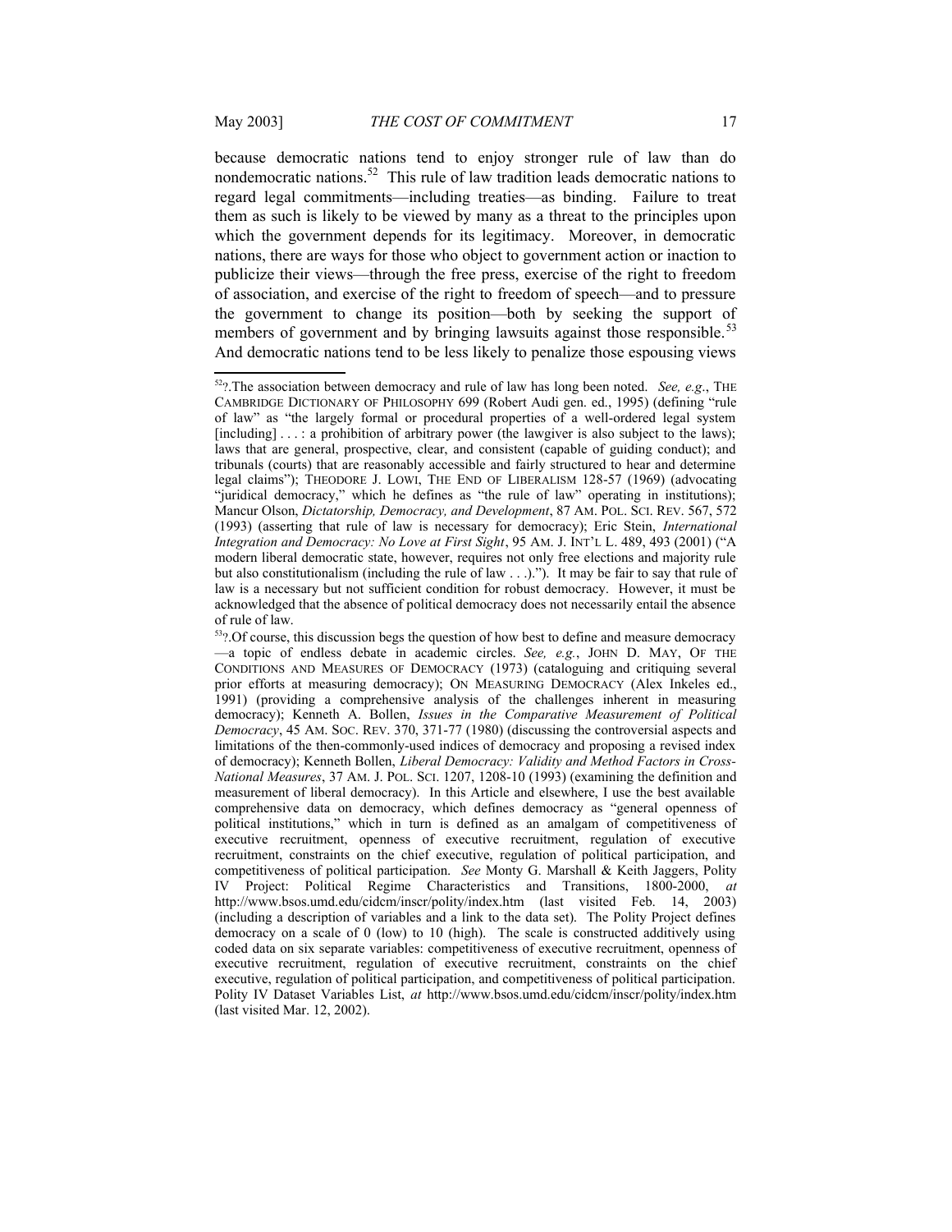because democratic nations tend to enjoy stronger rule of law than do nondemocratic nations.[52] This rule of law tradition leads democratic nations to regard legal commitments—including treaties—as binding. Failure to treat them as such is likely to be viewed by many as a threat to the principles upon which the government depends for its legitimacy. Moreover, in democratic nations, there are ways for those who object to government action or inaction to publicize their views—through the free press, exercise of the right to freedom of association, and exercise of the right to freedom of speech—and to pressure the government to change its position—both by seeking the support of members of government and by bringing lawsuits against those responsible.[53] And democratic nations tend to be less likely to penalize those espousing views

---

[52]?.The association between democracy and rule of law has long been noted. *See, e.g.*, THE CAMBRIDGE DICTIONARY OF PHILOSOPHY 699 (Robert Audi gen. ed., 1995) (defining "rule of law" as "the largely formal or procedural properties of a well-ordered legal system [including] . . . : a prohibition of arbitrary power (the lawgiver is also subject to the laws); laws that are general, prospective, clear, and consistent (capable of guiding conduct); and tribunals (courts) that are reasonably accessible and fairly structured to hear and determine legal claims"); THEODORE J. LOWI, THE END OF LIBERALISM 128-57 (1969) (advocating "juridical democracy," which he defines as "the rule of law" operating in institutions); Mancur Olson, *Dictatorship, Democracy, and Development*, 87 AM. POL. SCI. REV. 567, 572 (1993) (asserting that rule of law is necessary for democracy); Eric Stein, *International Integration and Democracy: No Love at First Sight*, 95 AM. J. INT'L L. 489, 493 (2001) ("A modern liberal democratic state, however, requires not only free elections and majority rule but also constitutionalism (including the rule of law . . .)."). It may be fair to say that rule of law is a necessary but not sufficient condition for robust democracy. However, it must be acknowledged that the absence of political democracy does not necessarily entail the absence of rule of law.

[53]?.Of course, this discussion begs the question of how best to define and measure democracy—a topic of endless debate in academic circles. *See, e.g.*, JOHN D. MAY, OF THE CONDITIONS AND MEASURES OF DEMOCRACY (1973) (cataloguing and critiquing several prior efforts at measuring democracy); ON MEASURING DEMOCRACY (Alex Inkeles ed., 1991) (providing a comprehensive analysis of the challenges inherent in measuring democracy); Kenneth A. Bollen, *Issues in the Comparative Measurement of Political Democracy*, 45 AM. SOC. REV. 370, 371-77 (1980) (discussing the controversial aspects and limitations of the then-commonly-used indices of democracy and proposing a revised index of democracy); Kenneth Bollen, *Liberal Democracy: Validity and Method Factors in Cross-National Measures*, 37 AM. J. POL. SCI. 1207, 1208-10 (1993) (examining the definition and measurement of liberal democracy). In this Article and elsewhere, I use the best available comprehensive data on democracy, which defines democracy as "general openness of political institutions," which in turn is defined as an amalgam of competitiveness of executive recruitment, openness of executive recruitment, regulation of executive recruitment, constraints on the chief executive, regulation of political participation, and competitiveness of political participation. *See* Monty G. Marshall & Keith Jaggers, Polity IV Project: Political Regime Characteristics and Transitions, 1800-2000, *at* http://www.bsos.umd.edu/cidcm/inscr/polity/index.htm (last visited Feb. 14, 2003) (including a description of variables and a link to the data set). The Polity Project defines democracy on a scale of 0 (low) to 10 (high). The scale is constructed additively using coded data on six separate variables: competitiveness of executive recruitment, openness of executive recruitment, regulation of executive recruitment, constraints on the chief executive, regulation of political participation, and competitiveness of political participation. Polity IV Dataset Variables List, *at* http://www.bsos.umd.edu/cidcm/inscr/polity/index.htm (last visited Mar. 12, 2002).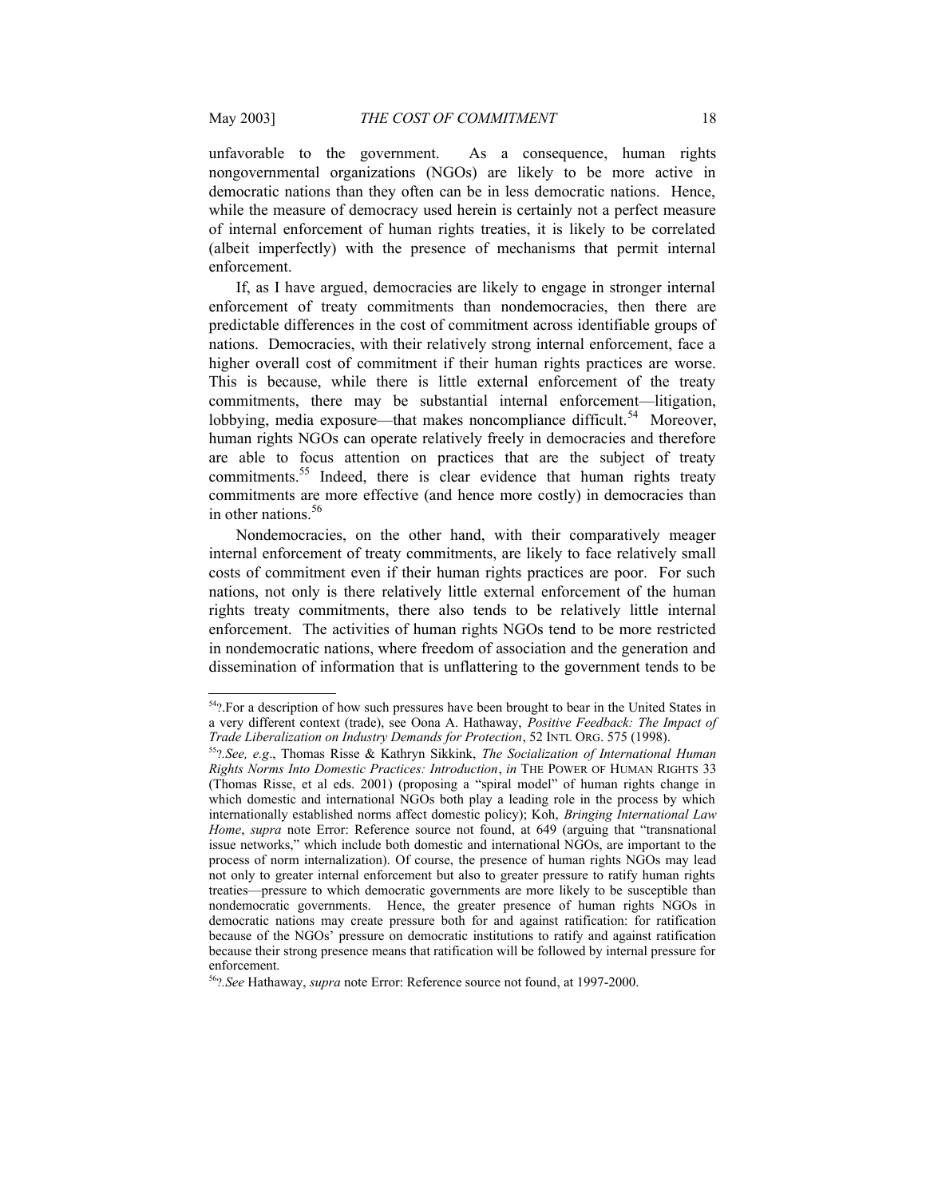unfavorable to the government. As a consequence, human rights nongovernmental organizations (NGOs) are likely to be more active in democratic nations than they often can be in less democratic nations. Hence, while the measure of democracy used herein is certainly not a perfect measure of internal enforcement of human rights treaties, it is likely to be correlated (albeit imperfectly) with the presence of mechanisms that permit internal enforcement.

If, as I have argued, democracies are likely to engage in stronger internal enforcement of treaty commitments than nondemocracies, then there are predictable differences in the cost of commitment across identifiable groups of nations. Democracies, with their relatively strong internal enforcement, face a higher overall cost of commitment if their human rights practices are worse. This is because, while there is little external enforcement of the treaty commitments, there may be substantial internal enforcement—litigation, lobbying, media exposure—that makes noncompliance difficult.[54] Moreover, human rights NGOs can operate relatively freely in democracies and therefore are able to focus attention on practices that are the subject of treaty commitments.[55] Indeed, there is clear evidence that human rights treaty commitments are more effective (and hence more costly) in democracies than in other nations.[56]

Nondemocracies, on the other hand, with their comparatively meager internal enforcement of treaty commitments, are likely to face relatively small costs of commitment even if their human rights practices are poor. For such nations, not only is there relatively little external enforcement of the human rights treaty commitments, there also tends to be relatively little internal enforcement. The activities of human rights NGOs tend to be more restricted in nondemocratic nations, where freedom of association and the generation and dissemination of information that is unflattering to the government tends to be

---

[54]?.For a description of how such pressures have been brought to bear in the United States in a very different context (trade), see Oona A. Hathaway, *Positive Feedback: The Impact of Trade Liberalization on Industry Demands for Protection*, 52 INTL ORG. 575 (1998).

[55]?.*See, e.g*., Thomas Risse & Kathryn Sikkink, *The Socialization of International Human Rights Norms Into Domestic Practices: Introduction*, *in* THE POWER OF HUMAN RIGHTS 33 (Thomas Risse, et al eds. 2001) (proposing a "spiral model" of human rights change in which domestic and international NGOs both play a leading role in the process by which internationally established norms affect domestic policy); Koh, *Bringing International Law Home*, *supra* note Error: Reference source not found, at 649 (arguing that "transnational issue networks," which include both domestic and international NGOs, are important to the process of norm internalization). Of course, the presence of human rights NGOs may lead not only to greater internal enforcement but also to greater pressure to ratify human rights treaties—pressure to which democratic governments are more likely to be susceptible than nondemocratic governments. Hence, the greater presence of human rights NGOs in democratic nations may create pressure both for and against ratification: for ratification because of the NGOs' pressure on democratic institutions to ratify and against ratification because their strong presence means that ratification will be followed by internal pressure for enforcement.

[56]?.*See* Hathaway, *supra* note Error: Reference source not found, at 1997-2000.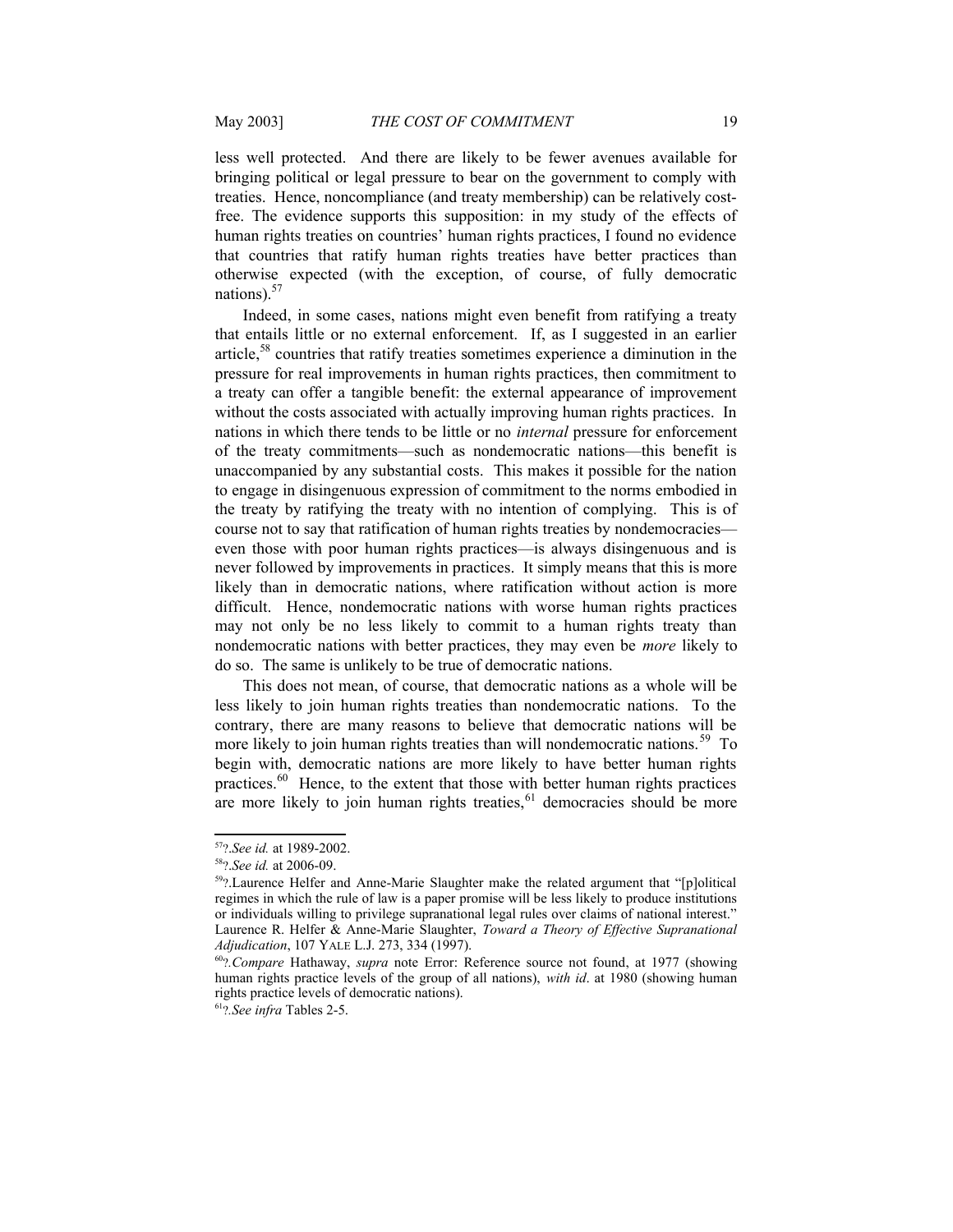less well protected. And there are likely to be fewer avenues available for bringing political or legal pressure to bear on the government to comply with treaties. Hence, noncompliance (and treaty membership) can be relatively cost-free. The evidence supports this supposition: in my study of the effects of human rights treaties on countries' human rights practices, I found no evidence that countries that ratify human rights treaties have better practices than otherwise expected (with the exception, of course, of fully democratic nations).[57]

Indeed, in some cases, nations might even benefit from ratifying a treaty that entails little or no external enforcement. If, as I suggested in an earlier article,[58] countries that ratify treaties sometimes experience a diminution in the pressure for real improvements in human rights practices, then commitment to a treaty can offer a tangible benefit: the external appearance of improvement without the costs associated with actually improving human rights practices. In nations in which there tends to be little or no *internal* pressure for enforcement of the treaty commitments—such as nondemocratic nations—this benefit is unaccompanied by any substantial costs. This makes it possible for the nation to engage in disingenuous expression of commitment to the norms embodied in the treaty by ratifying the treaty with no intention of complying. This is of course not to say that ratification of human rights treaties by nondemocracies—even those with poor human rights practices—is always disingenuous and is never followed by improvements in practices. It simply means that this is more likely than in democratic nations, where ratification without action is more difficult. Hence, nondemocratic nations with worse human rights practices may not only be no less likely to commit to a human rights treaty than nondemocratic nations with better practices, they may even be *more* likely to do so. The same is unlikely to be true of democratic nations.

This does not mean, of course, that democratic nations as a whole will be less likely to join human rights treaties than nondemocratic nations. To the contrary, there are many reasons to believe that democratic nations will be more likely to join human rights treaties than will nondemocratic nations.[59] To begin with, democratic nations are more likely to have better human rights practices.[60] Hence, to the extent that those with better human rights practices are more likely to join human rights treaties,[61] democracies should be more

---

[57]?.*See id.* at 1989-2002.

[58]?.*See id.* at 2006-09.

[59]?.Laurence Helfer and Anne-Marie Slaughter make the related argument that "[p]olitical regimes in which the rule of law is a paper promise will be less likely to produce institutions or individuals willing to privilege supranational legal rules over claims of national interest." Laurence R. Helfer & Anne-Marie Slaughter, *Toward a Theory of Effective Supranational Adjudication*, 107 YALE L.J. 273, 334 (1997).

[60]?.*Compare* Hathaway, *supra* note Error: Reference source not found, at 1977 (showing human rights practice levels of the group of all nations), *with id*. at 1980 (showing human rights practice levels of democratic nations).

[61]?.*See infra* Tables 2-5.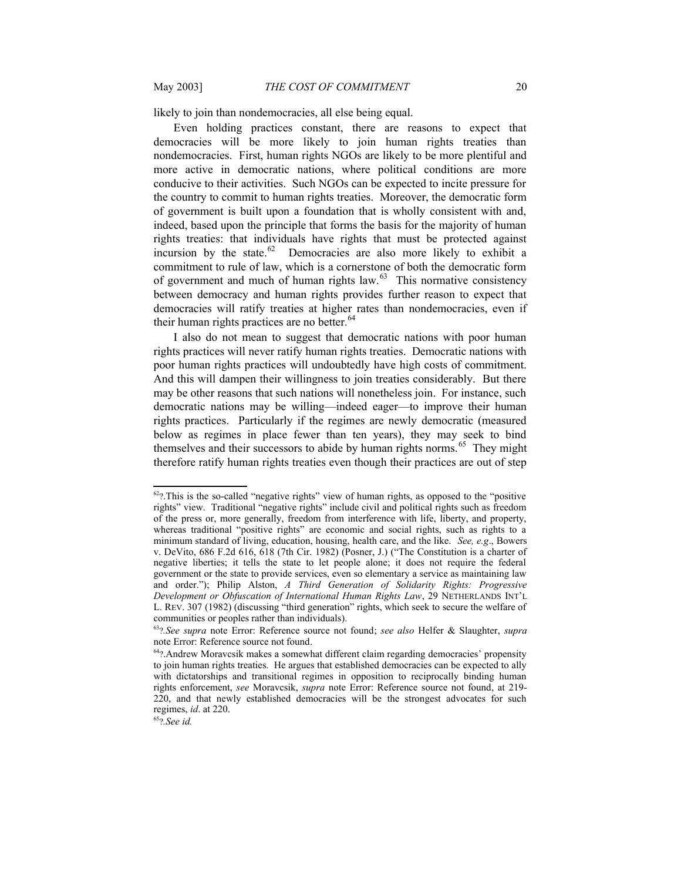likely to join than nondemocracies, all else being equal.

Even holding practices constant, there are reasons to expect that democracies will be more likely to join human rights treaties than nondemocracies. First, human rights NGOs are likely to be more plentiful and more active in democratic nations, where political conditions are more conducive to their activities. Such NGOs can be expected to incite pressure for the country to commit to human rights treaties. Moreover, the democratic form of government is built upon a foundation that is wholly consistent with and, indeed, based upon the principle that forms the basis for the majority of human rights treaties: that individuals have rights that must be protected against incursion by the state.[62] Democracies are also more likely to exhibit a commitment to rule of law, which is a cornerstone of both the democratic form of government and much of human rights law.[63] This normative consistency between democracy and human rights provides further reason to expect that democracies will ratify treaties at higher rates than nondemocracies, even if their human rights practices are no better.[64]

I also do not mean to suggest that democratic nations with poor human rights practices will never ratify human rights treaties. Democratic nations with poor human rights practices will undoubtedly have high costs of commitment. And this will dampen their willingness to join treaties considerably. But there may be other reasons that such nations will nonetheless join. For instance, such democratic nations may be willing—indeed eager—to improve their human rights practices. Particularly if the regimes are newly democratic (measured below as regimes in place fewer than ten years), they may seek to bind themselves and their successors to abide by human rights norms.[65] They might therefore ratify human rights treaties even though their practices are out of step

---

[62]?.This is the so-called "negative rights" view of human rights, as opposed to the "positive rights" view. Traditional "negative rights" include civil and political rights such as freedom of the press or, more generally, freedom from interference with life, liberty, and property, whereas traditional "positive rights" are economic and social rights, such as rights to a minimum standard of living, education, housing, health care, and the like. *See, e.g*., Bowers v. DeVito, 686 F.2d 616, 618 (7th Cir. 1982) (Posner, J.) ("The Constitution is a charter of negative liberties; it tells the state to let people alone; it does not require the federal government or the state to provide services, even so elementary a service as maintaining law and order."); Philip Alston, *A Third Generation of Solidarity Rights: Progressive Development or Obfuscation of International Human Rights Law*, 29 NETHERLANDS INT'L L. REV. 307 (1982) (discussing "third generation" rights, which seek to secure the welfare of communities or peoples rather than individuals).

[63]?.*See supra* note Error: Reference source not found; *see also* Helfer & Slaughter, *supra* note Error: Reference source not found.

[64]?.Andrew Moravcsik makes a somewhat different claim regarding democracies' propensity to join human rights treaties. He argues that established democracies can be expected to ally with dictatorships and transitional regimes in opposition to reciprocally binding human rights enforcement, *see* Moravcsik, *supra* note Error: Reference source not found, at 219-220, and that newly established democracies will be the strongest advocates for such regimes, *id*. at 220.

[65]?.*See id.*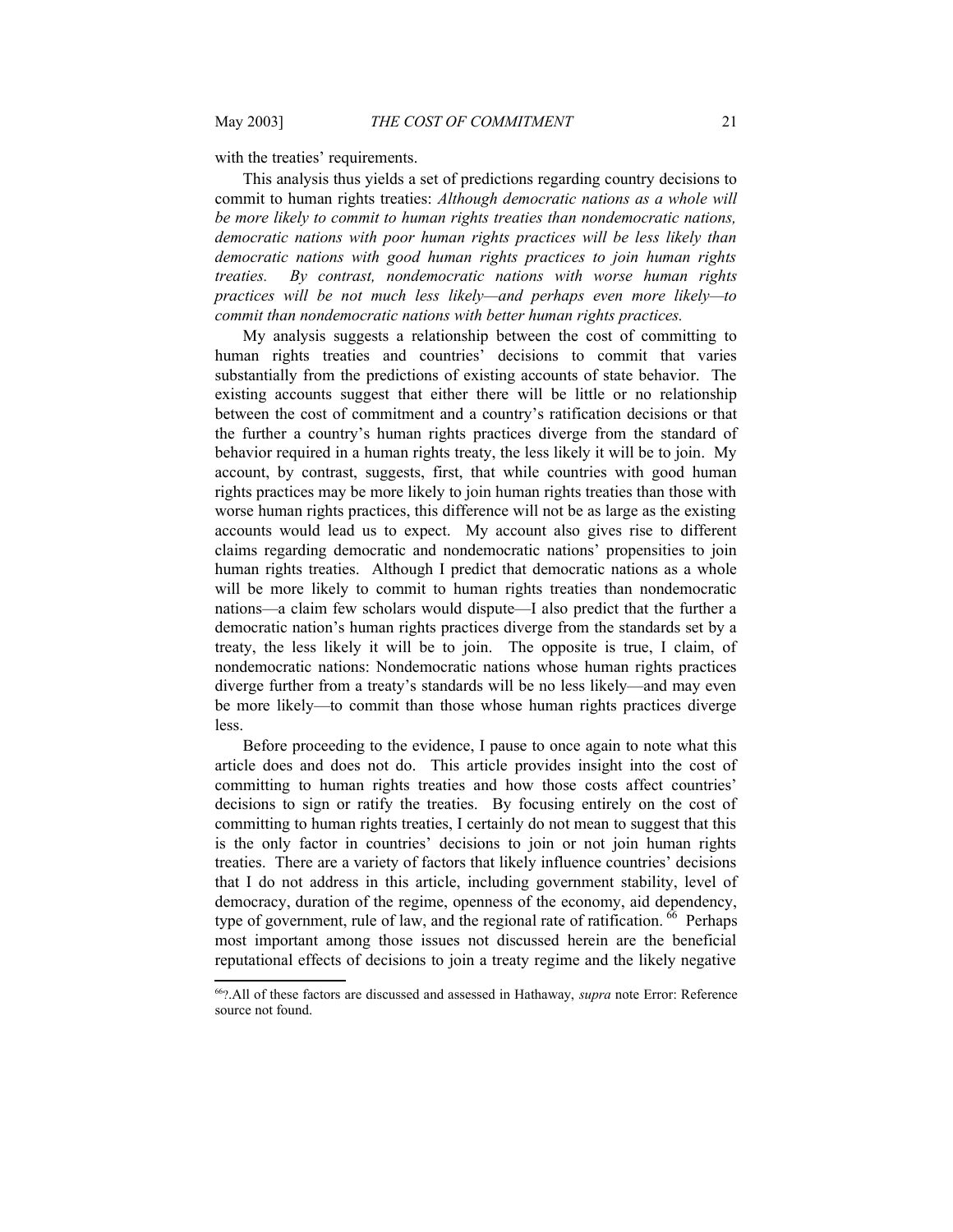with the treaties' requirements.

This analysis thus yields a set of predictions regarding country decisions to commit to human rights treaties: *Although democratic nations as a whole will be more likely to commit to human rights treaties than nondemocratic nations, democratic nations with poor human rights practices will be less likely than democratic nations with good human rights practices to join human rights treaties. By contrast, nondemocratic nations with worse human rights practices will be not much less likely—and perhaps even more likely—to commit than nondemocratic nations with better human rights practices.*

My analysis suggests a relationship between the cost of committing to human rights treaties and countries' decisions to commit that varies substantially from the predictions of existing accounts of state behavior. The existing accounts suggest that either there will be little or no relationship between the cost of commitment and a country's ratification decisions or that the further a country's human rights practices diverge from the standard of behavior required in a human rights treaty, the less likely it will be to join. My account, by contrast, suggests, first, that while countries with good human rights practices may be more likely to join human rights treaties than those with worse human rights practices, this difference will not be as large as the existing accounts would lead us to expect. My account also gives rise to different claims regarding democratic and nondemocratic nations' propensities to join human rights treaties. Although I predict that democratic nations as a whole will be more likely to commit to human rights treaties than nondemocratic nations—a claim few scholars would dispute—I also predict that the further a democratic nation's human rights practices diverge from the standards set by a treaty, the less likely it will be to join. The opposite is true, I claim, of nondemocratic nations: Nondemocratic nations whose human rights practices diverge further from a treaty's standards will be no less likely—and may even be more likely—to commit than those whose human rights practices diverge less.

Before proceeding to the evidence, I pause to once again to note what this article does and does not do. This article provides insight into the cost of committing to human rights treaties and how those costs affect countries' decisions to sign or ratify the treaties. By focusing entirely on the cost of committing to human rights treaties, I certainly do not mean to suggest that this is the only factor in countries' decisions to join or not join human rights treaties. There are a variety of factors that likely influence countries' decisions that I do not address in this article, including government stability, level of democracy, duration of the regime, openness of the economy, aid dependency, type of government, rule of law, and the regional rate of ratification.[66] Perhaps most important among those issues not discussed herein are the beneficial reputational effects of decisions to join a treaty regime and the likely negative

[66]?.All of these factors are discussed and assessed in Hathaway, *supra* note Error: Reference source not found.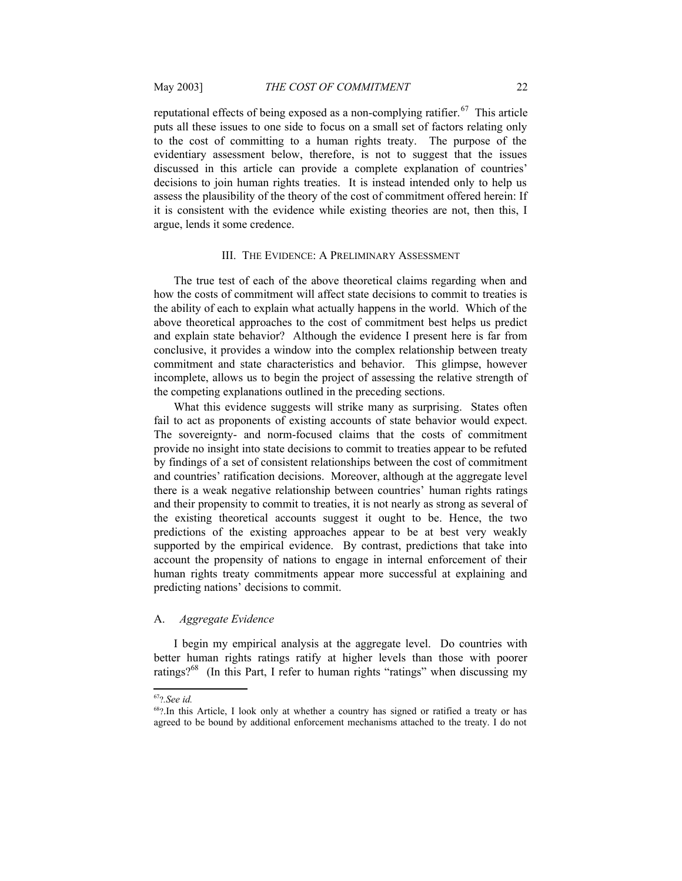reputational effects of being exposed as a non-complying ratifier.[67] This article puts all these issues to one side to focus on a small set of factors relating only to the cost of committing to a human rights treaty. The purpose of the evidentiary assessment below, therefore, is not to suggest that the issues discussed in this article can provide a complete explanation of countries' decisions to join human rights treaties. It is instead intended only to help us assess the plausibility of the theory of the cost of commitment offered herein: If it is consistent with the evidence while existing theories are not, then this, I argue, lends it some credence.

## III. THE EVIDENCE: A PRELIMINARY ASSESSMENT

The true test of each of the above theoretical claims regarding when and how the costs of commitment will affect state decisions to commit to treaties is the ability of each to explain what actually happens in the world. Which of the above theoretical approaches to the cost of commitment best helps us predict and explain state behavior? Although the evidence I present here is far from conclusive, it provides a window into the complex relationship between treaty commitment and state characteristics and behavior. This glimpse, however incomplete, allows us to begin the project of assessing the relative strength of the competing explanations outlined in the preceding sections.

What this evidence suggests will strike many as surprising. States often fail to act as proponents of existing accounts of state behavior would expect. The sovereignty- and norm-focused claims that the costs of commitment provide no insight into state decisions to commit to treaties appear to be refuted by findings of a set of consistent relationships between the cost of commitment and countries' ratification decisions. Moreover, although at the aggregate level there is a weak negative relationship between countries' human rights ratings and their propensity to commit to treaties, it is not nearly as strong as several of the existing theoretical accounts suggest it ought to be. Hence, the two predictions of the existing approaches appear to be at best very weakly supported by the empirical evidence. By contrast, predictions that take into account the propensity of nations to engage in internal enforcement of their human rights treaty commitments appear more successful at explaining and predicting nations' decisions to commit.

### A. *Aggregate Evidence*

I begin my empirical analysis at the aggregate level. Do countries with better human rights ratings ratify at higher levels than those with poorer ratings?[68] (In this Part, I refer to human rights "ratings" when discussing my

---

[67] ?. *See id.*

[68] ?. In this Article, I look only at whether a country has signed or ratified a treaty or has agreed to be bound by additional enforcement mechanisms attached to the treaty. I do not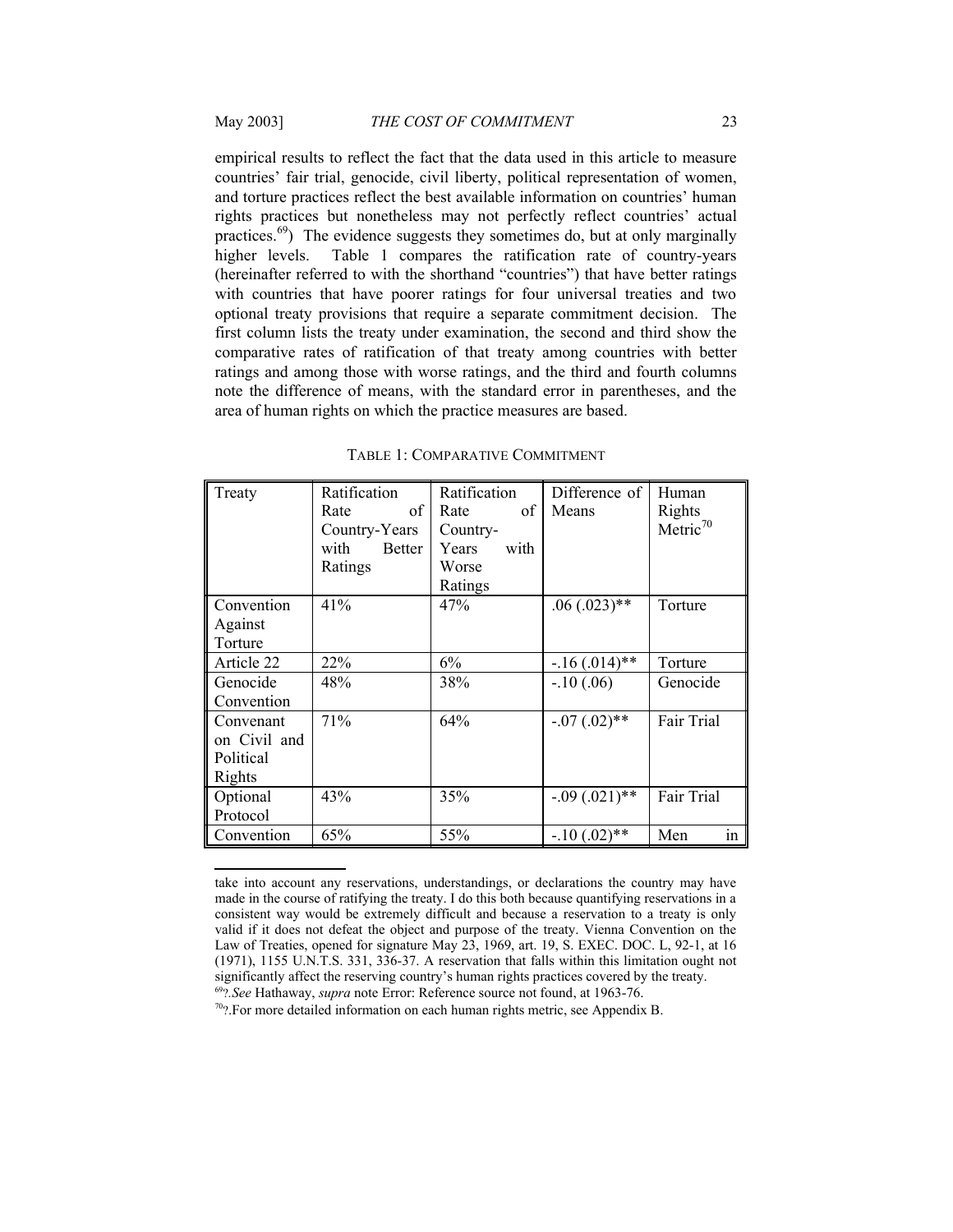empirical results to reflect the fact that the data used in this article to measure countries' fair trial, genocide, civil liberty, political representation of women, and torture practices reflect the best available information on countries' human rights practices but nonetheless may not perfectly reflect countries' actual practices.[69]) The evidence suggests they sometimes do, but at only marginally higher levels. Table 1 compares the ratification rate of country-years (hereinafter referred to with the shorthand "countries") that have better ratings with countries that have poorer ratings for four universal treaties and two optional treaty provisions that require a separate commitment decision. The first column lists the treaty under examination, the second and third show the comparative rates of ratification of that treaty among countries with better ratings and among those with worse ratings, and the third and fourth columns note the difference of means, with the standard error in parentheses, and the area of human rights on which the practice measures are based.

TABLE 1: COMPARATIVE COMMITMENT

| Treaty | Ratification Rate of Country-Years with Better Ratings | Ratification Rate of Country-Years with Worse Ratings | Difference of Means | Human Rights Metric[70] |
|---|---|---|---|---|
| Convention Against Torture | 41% | 47% | .06 (.023)** | Torture |
| Article 22 | 22% | 6% | -.16 (.014)** | Torture |
| Genocide Convention | 48% | 38% | -.10 (.06) | Genocide |
| Convenant on Civil and Political Rights | 71% | 64% | -.07 (.02)** | Fair Trial |
| Optional Protocol | 43% | 35% | -.09 (.021)** | Fair Trial |
| Convention | 65% | 55% | -.10 (.02)** | Men in |

take into account any reservations, understandings, or declarations the country may have made in the course of ratifying the treaty. I do this both because quantifying reservations in a consistent way would be extremely difficult and because a reservation to a treaty is only valid if it does not defeat the object and purpose of the treaty. Vienna Convention on the Law of Treaties, opened for signature May 23, 1969, art. 19, S. EXEC. DOC. L, 92-1, at 16 (1971), 1155 U.N.T.S. 331, 336-37. A reservation that falls within this limitation ought not significantly affect the reserving country's human rights practices covered by the treaty.

[69]?.*See* Hathaway, *supra* note Error: Reference source not found, at 1963-76.

[70]?.For more detailed information on each human rights metric, see Appendix B.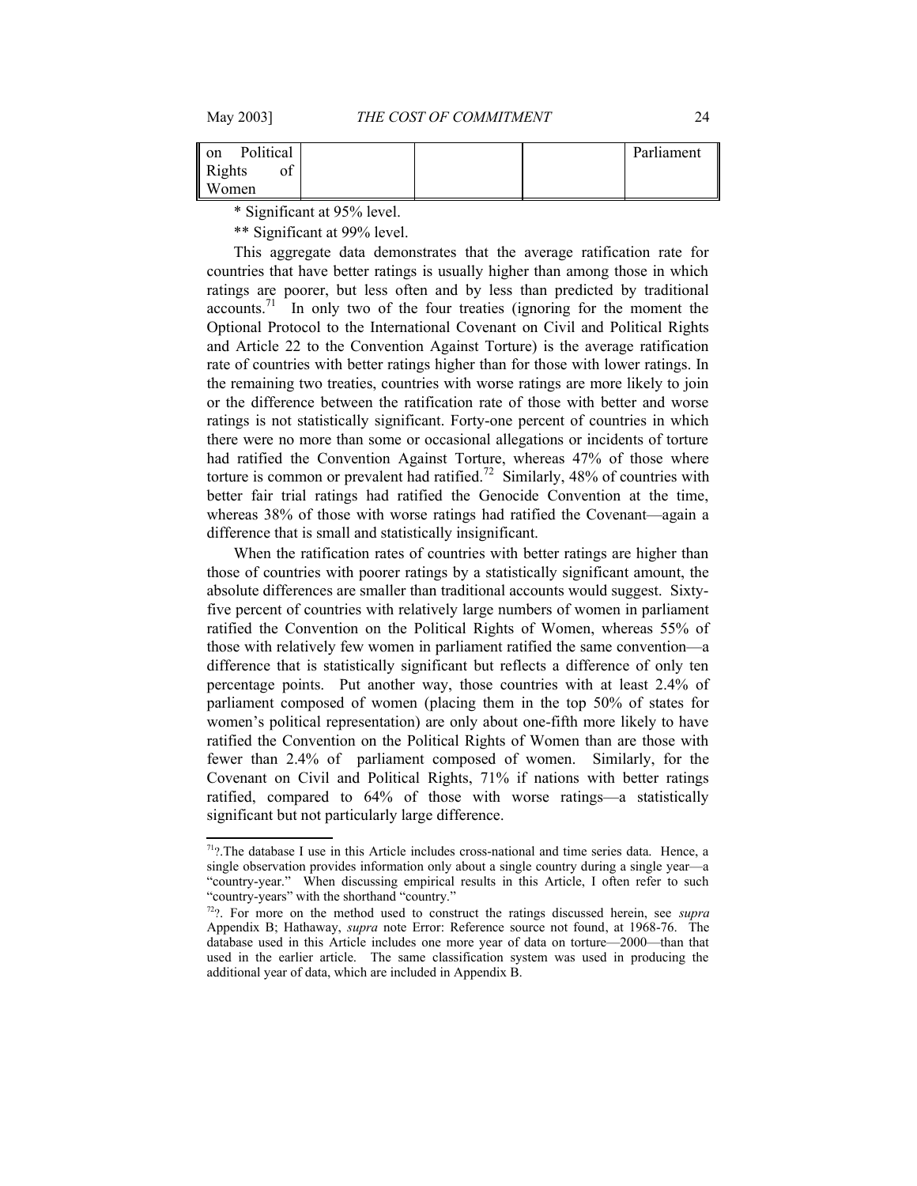| on Political Rights of Women | | | | Parliament |
|---|---|---|---|---|

\* Significant at 95% level.

\*\* Significant at 99% level.

This aggregate data demonstrates that the average ratification rate for countries that have better ratings is usually higher than among those in which ratings are poorer, but less often and by less than predicted by traditional accounts.[71] In only two of the four treaties (ignoring for the moment the Optional Protocol to the International Covenant on Civil and Political Rights and Article 22 to the Convention Against Torture) is the average ratification rate of countries with better ratings higher than for those with lower ratings. In the remaining two treaties, countries with worse ratings are more likely to join or the difference between the ratification rate of those with better and worse ratings is not statistically significant. Forty-one percent of countries in which there were no more than some or occasional allegations or incidents of torture had ratified the Convention Against Torture, whereas 47% of those where torture is common or prevalent had ratified.[72] Similarly, 48% of countries with better fair trial ratings had ratified the Genocide Convention at the time, whereas 38% of those with worse ratings had ratified the Covenant—again a difference that is small and statistically insignificant.

When the ratification rates of countries with better ratings are higher than those of countries with poorer ratings by a statistically significant amount, the absolute differences are smaller than traditional accounts would suggest. Sixty-five percent of countries with relatively large numbers of women in parliament ratified the Convention on the Political Rights of Women, whereas 55% of those with relatively few women in parliament ratified the same convention—a difference that is statistically significant but reflects a difference of only ten percentage points. Put another way, those countries with at least 2.4% of parliament composed of women (placing them in the top 50% of states for women's political representation) are only about one-fifth more likely to have ratified the Convention on the Political Rights of Women than are those with fewer than 2.4% of parliament composed of women. Similarly, for the Covenant on Civil and Political Rights, 71% if nations with better ratings ratified, compared to 64% of those with worse ratings—a statistically significant but not particularly large difference.

---

[71]?.The database I use in this Article includes cross-national and time series data. Hence, a single observation provides information only about a single country during a single year—a "country-year." When discussing empirical results in this Article, I often refer to such "country-years" with the shorthand "country."

[72]?. For more on the method used to construct the ratings discussed herein, see *supra* Appendix B; Hathaway, *supra* note Error: Reference source not found, at 1968-76. The database used in this Article includes one more year of data on torture—2000—than that used in the earlier article. The same classification system was used in producing the additional year of data, which are included in Appendix B.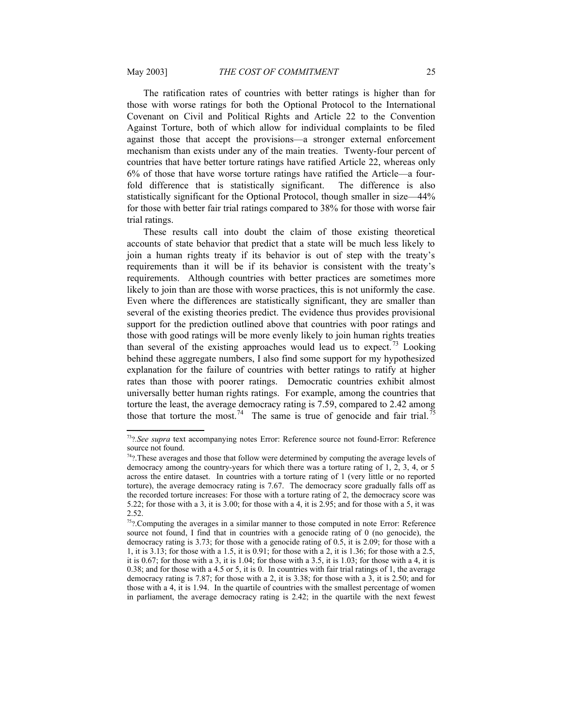The ratification rates of countries with better ratings is higher than for those with worse ratings for both the Optional Protocol to the International Covenant on Civil and Political Rights and Article 22 to the Convention Against Torture, both of which allow for individual complaints to be filed against those that accept the provisions—a stronger external enforcement mechanism than exists under any of the main treaties. Twenty-four percent of countries that have better torture ratings have ratified Article 22, whereas only 6% of those that have worse torture ratings have ratified the Article—a four-fold difference that is statistically significant. The difference is also statistically significant for the Optional Protocol, though smaller in size—44% for those with better fair trial ratings compared to 38% for those with worse fair trial ratings.

These results call into doubt the claim of those existing theoretical accounts of state behavior that predict that a state will be much less likely to join a human rights treaty if its behavior is out of step with the treaty's requirements than it will be if its behavior is consistent with the treaty's requirements. Although countries with better practices are sometimes more likely to join than are those with worse practices, this is not uniformly the case. Even where the differences are statistically significant, they are smaller than several of the existing theories predict. The evidence thus provides provisional support for the prediction outlined above that countries with poor ratings and those with good ratings will be more evenly likely to join human rights treaties than several of the existing approaches would lead us to expect.[73] Looking behind these aggregate numbers, I also find some support for my hypothesized explanation for the failure of countries with better ratings to ratify at higher rates than those with poorer ratings. Democratic countries exhibit almost universally better human rights ratings. For example, among the countries that torture the least, the average democracy rating is 7.59, compared to 2.42 among those that torture the most.[74] The same is true of genocide and fair trial.[75]

---

[73]?.*See supra* text accompanying notes Error: Reference source not found-Error: Reference source not found.

[74]?.These averages and those that follow were determined by computing the average levels of democracy among the country-years for which there was a torture rating of 1, 2, 3, 4, or 5 across the entire dataset. In countries with a torture rating of 1 (very little or no reported torture), the average democracy rating is 7.67. The democracy score gradually falls off as the recorded torture increases: For those with a torture rating of 2, the democracy score was 5.22; for those with a 3, it is 3.00; for those with a 4, it is 2.95; and for those with a 5, it was 2.52.

[75]?.Computing the averages in a similar manner to those computed in note Error: Reference source not found, I find that in countries with a genocide rating of 0 (no genocide), the democracy rating is 3.73; for those with a genocide rating of 0.5, it is 2.09; for those with a 1, it is 3.13; for those with a 1.5, it is 0.91; for those with a 2, it is 1.36; for those with a 2.5, it is 0.67; for those with a 3, it is 1.04; for those with a 3.5, it is 1.03; for those with a 4, it is 0.38; and for those with a 4.5 or 5, it is 0. In countries with fair trial ratings of 1, the average democracy rating is 7.87; for those with a 2, it is 3.38; for those with a 3, it is 2.50; and for those with a 4, it is 1.94. In the quartile of countries with the smallest percentage of women in parliament, the average democracy rating is 2.42; in the quartile with the next fewest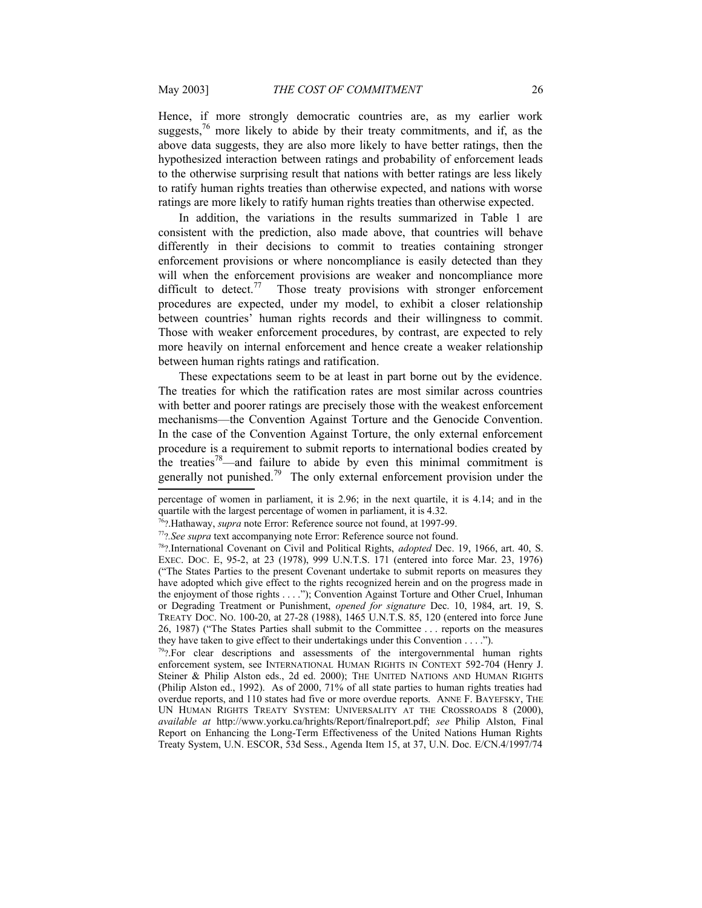Hence, if more strongly democratic countries are, as my earlier work suggests,[76] more likely to abide by their treaty commitments, and if, as the above data suggests, they are also more likely to have better ratings, then the hypothesized interaction between ratings and probability of enforcement leads to the otherwise surprising result that nations with better ratings are less likely to ratify human rights treaties than otherwise expected, and nations with worse ratings are more likely to ratify human rights treaties than otherwise expected.

In addition, the variations in the results summarized in Table 1 are consistent with the prediction, also made above, that countries will behave differently in their decisions to commit to treaties containing stronger enforcement provisions or where noncompliance is easily detected than they will when the enforcement provisions are weaker and noncompliance more difficult to detect.[77] Those treaty provisions with stronger enforcement procedures are expected, under my model, to exhibit a closer relationship between countries' human rights records and their willingness to commit. Those with weaker enforcement procedures, by contrast, are expected to rely more heavily on internal enforcement and hence create a weaker relationship between human rights ratings and ratification.

These expectations seem to be at least in part borne out by the evidence. The treaties for which the ratification rates are most similar across countries with better and poorer ratings are precisely those with the weakest enforcement mechanisms—the Convention Against Torture and the Genocide Convention. In the case of the Convention Against Torture, the only external enforcement procedure is a requirement to submit reports to international bodies created by the treaties[78]—and failure to abide by even this minimal commitment is generally not punished.[79] The only external enforcement provision under the

---

percentage of women in parliament, it is 2.96; in the next quartile, it is 4.14; and in the quartile with the largest percentage of women in parliament, it is 4.32.

[76]?.Hathaway, *supra* note Error: Reference source not found, at 1997-99.

[77]?.*See supra* text accompanying note Error: Reference source not found.

[78]?.International Covenant on Civil and Political Rights, *adopted* Dec. 19, 1966, art. 40, S. EXEC. DOC. E, 95-2, at 23 (1978), 999 U.N.T.S. 171 (entered into force Mar. 23, 1976) ("The States Parties to the present Covenant undertake to submit reports on measures they have adopted which give effect to the rights recognized herein and on the progress made in the enjoyment of those rights . . . ."); Convention Against Torture and Other Cruel, Inhuman or Degrading Treatment or Punishment, *opened for signature* Dec. 10, 1984, art. 19, S. TREATY DOC. NO. 100-20, at 27-28 (1988), 1465 U.N.T.S. 85, 120 (entered into force June 26, 1987) ("The States Parties shall submit to the Committee . . . reports on the measures they have taken to give effect to their undertakings under this Convention . . . .").

[79]?.For clear descriptions and assessments of the intergovernmental human rights enforcement system, see INTERNATIONAL HUMAN RIGHTS IN CONTEXT 592-704 (Henry J. Steiner & Philip Alston eds., 2d ed. 2000); THE UNITED NATIONS AND HUMAN RIGHTS (Philip Alston ed., 1992). As of 2000, 71% of all state parties to human rights treaties had overdue reports, and 110 states had five or more overdue reports. ANNE F. BAYEFSKY, THE UN HUMAN RIGHTS TREATY SYSTEM: UNIVERSALITY AT THE CROSSROADS 8 (2000), *available at* http://www.yorku.ca/hrights/Report/finalreport.pdf; *see* Philip Alston, Final Report on Enhancing the Long-Term Effectiveness of the United Nations Human Rights Treaty System, U.N. ESCOR, 53d Sess., Agenda Item 15, at 37, U.N. Doc. E/CN.4/1997/74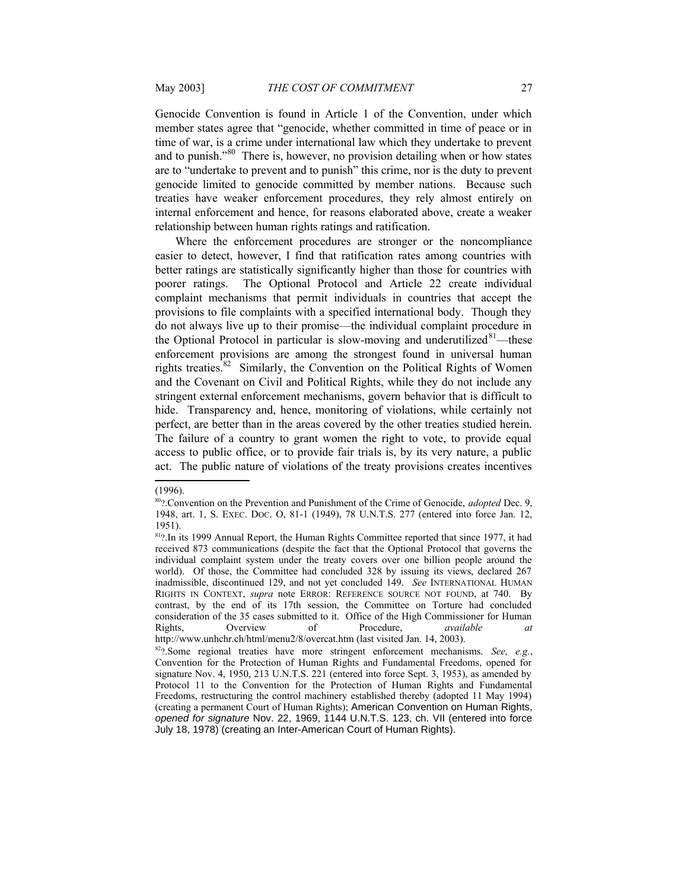Genocide Convention is found in Article 1 of the Convention, under which member states agree that "genocide, whether committed in time of peace or in time of war, is a crime under international law which they undertake to prevent and to punish."[80] There is, however, no provision detailing when or how states are to "undertake to prevent and to punish" this crime, nor is the duty to prevent genocide limited to genocide committed by member nations. Because such treaties have weaker enforcement procedures, they rely almost entirely on internal enforcement and hence, for reasons elaborated above, create a weaker relationship between human rights ratings and ratification.

Where the enforcement procedures are stronger or the noncompliance easier to detect, however, I find that ratification rates among countries with better ratings are statistically significantly higher than those for countries with poorer ratings. The Optional Protocol and Article 22 create individual complaint mechanisms that permit individuals in countries that accept the provisions to file complaints with a specified international body. Though they do not always live up to their promise—the individual complaint procedure in the Optional Protocol in particular is slow-moving and underutilized[81]—these enforcement provisions are among the strongest found in universal human rights treaties.[82] Similarly, the Convention on the Political Rights of Women and the Covenant on Civil and Political Rights, while they do not include any stringent external enforcement mechanisms, govern behavior that is difficult to hide. Transparency and, hence, monitoring of violations, while certainly not perfect, are better than in the areas covered by the other treaties studied herein. The failure of a country to grant women the right to vote, to provide equal access to public office, or to provide fair trials is, by its very nature, a public act. The public nature of violations of the treaty provisions creates incentives

---

(1996).

[80]?.Convention on the Prevention and Punishment of the Crime of Genocide, *adopted* Dec. 9, 1948, art. 1, S. EXEC. DOC. O, 81-1 (1949), 78 U.N.T.S. 277 (entered into force Jan. 12, 1951).

[81]?.In its 1999 Annual Report, the Human Rights Committee reported that since 1977, it had received 873 communications (despite the fact that the Optional Protocol that governs the individual complaint system under the treaty covers over one billion people around the world). Of those, the Committee had concluded 328 by issuing its views, declared 267 inadmissible, discontinued 129, and not yet concluded 149. *See* INTERNATIONAL HUMAN RIGHTS IN CONTEXT, *supra* note ERROR: REFERENCE SOURCE NOT FOUND, at 740. By contrast, by the end of its 17th session, the Committee on Torture had concluded consideration of the 35 cases submitted to it. Office of the High Commissioner for Human Rights, Overview of Procedure, *available at* http://www.unhchr.ch/html/menu2/8/overcat.htm (last visited Jan. 14, 2003).

[82]?.Some regional treaties have more stringent enforcement mechanisms. *See, e.g.*, Convention for the Protection of Human Rights and Fundamental Freedoms, opened for signature Nov. 4, 1950, 213 U.N.T.S. 221 (entered into force Sept. 3, 1953), as amended by Protocol 11 to the Convention for the Protection of Human Rights and Fundamental Freedoms, restructuring the control machinery established thereby (adopted 11 May 1994) (creating a permanent Court of Human Rights); American Convention on Human Rights, *opened for signature* Nov. 22, 1969, 1144 U.N.T.S. 123, ch. VII (entered into force July 18, 1978) (creating an Inter-American Court of Human Rights).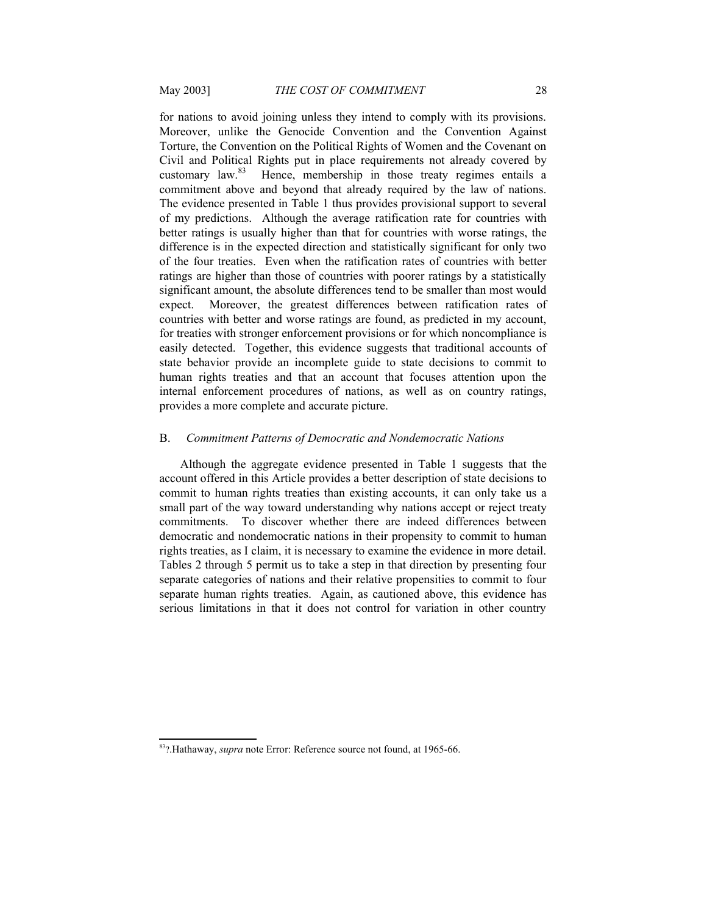for nations to avoid joining unless they intend to comply with its provisions. Moreover, unlike the Genocide Convention and the Convention Against Torture, the Convention on the Political Rights of Women and the Covenant on Civil and Political Rights put in place requirements not already covered by customary law.[83] Hence, membership in those treaty regimes entails a commitment above and beyond that already required by the law of nations. The evidence presented in Table 1 thus provides provisional support to several of my predictions. Although the average ratification rate for countries with better ratings is usually higher than that for countries with worse ratings, the difference is in the expected direction and statistically significant for only two of the four treaties. Even when the ratification rates of countries with better ratings are higher than those of countries with poorer ratings by a statistically significant amount, the absolute differences tend to be smaller than most would expect. Moreover, the greatest differences between ratification rates of countries with better and worse ratings are found, as predicted in my account, for treaties with stronger enforcement provisions or for which noncompliance is easily detected. Together, this evidence suggests that traditional accounts of state behavior provide an incomplete guide to state decisions to commit to human rights treaties and that an account that focuses attention upon the internal enforcement procedures of nations, as well as on country ratings, provides a more complete and accurate picture.

## B. *Commitment Patterns of Democratic and Nondemocratic Nations*

Although the aggregate evidence presented in Table 1 suggests that the account offered in this Article provides a better description of state decisions to commit to human rights treaties than existing accounts, it can only take us a small part of the way toward understanding why nations accept or reject treaty commitments. To discover whether there are indeed differences between democratic and nondemocratic nations in their propensity to commit to human rights treaties, as I claim, it is necessary to examine the evidence in more detail. Tables 2 through 5 permit us to take a step in that direction by presenting four separate categories of nations and their relative propensities to commit to four separate human rights treaties. Again, as cautioned above, this evidence has serious limitations in that it does not control for variation in other country

---

[83]?.Hathaway, *supra* note Error: Reference source not found, at 1965-66.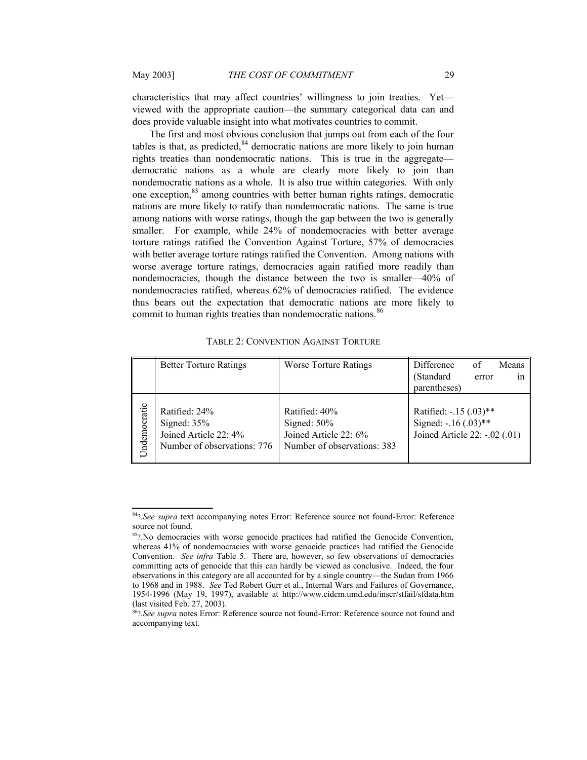characteristics that may affect countries' willingness to join treaties. Yet—viewed with the appropriate caution—the summary categorical data can and does provide valuable insight into what motivates countries to commit.

The first and most obvious conclusion that jumps out from each of the four tables is that, as predicted,[84] democratic nations are more likely to join human rights treaties than nondemocratic nations. This is true in the aggregate—democratic nations as a whole are clearly more likely to join than nondemocratic nations as a whole. It is also true within categories. With only one exception,[85] among countries with better human rights ratings, democratic nations are more likely to ratify than nondemocratic nations. The same is true among nations with worse ratings, though the gap between the two is generally smaller. For example, while 24% of nondemocracies with better average torture ratings ratified the Convention Against Torture, 57% of democracies with better average torture ratings ratified the Convention. Among nations with worse average torture ratings, democracies again ratified more readily than nondemocracies, though the distance between the two is smaller—40% of nondemocracies ratified, whereas 62% of democracies ratified. The evidence thus bears out the expectation that democratic nations are more likely to commit to human rights treaties than nondemocratic nations.[86]

TABLE 2: CONVENTION AGAINST TORTURE

| | Better Torture Ratings | Worse Torture Ratings | Difference of Means (Standard error in parentheses) |
|---|---|---|---|
| Undemocratic | Ratified: 24%<br>Signed: 35%<br>Joined Article 22: 4%<br>Number of observations: 776 | Ratified: 40%<br>Signed: 50%<br>Joined Article 22: 6%<br>Number of observations: 383 | Ratified: -.15 (.03)**<br>Signed: -.16 (.03)**<br>Joined Article 22: -.02 (.01) |

---

[84] ?.*See supra* text accompanying notes Error: Reference source not found-Error: Reference source not found.

[85] ?.No democracies with worse genocide practices had ratified the Genocide Convention, whereas 41% of nondemocracies with worse genocide practices had ratified the Genocide Convention. *See infra* Table 5. There are, however, so few observations of democracies committing acts of genocide that this can hardly be viewed as conclusive. Indeed, the four observations in this category are all accounted for by a single country—the Sudan from 1966 to 1968 and in 1988. *See* Ted Robert Gurr et al., Internal Wars and Failures of Governance, 1954-1996 (May 19, 1997), available at http://www.cidcm.umd.edu/inscr/stfail/sfdata.htm (last visited Feb. 27, 2003).

[86] ?.*See supra* notes Error: Reference source not found-Error: Reference source not found and accompanying text.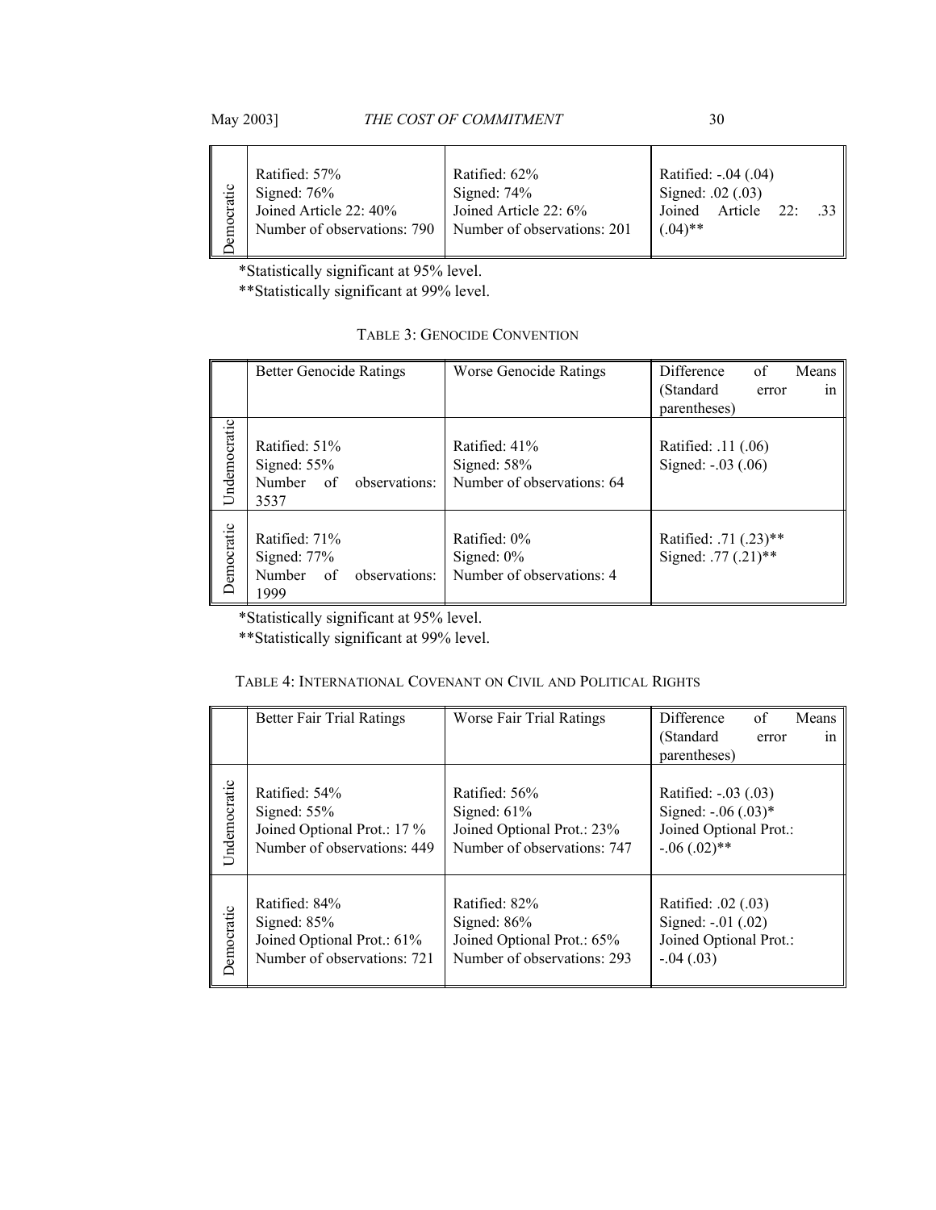| | | | |
|---|---|---|---|
| Democratic | Ratified: 57%<br>Signed: 76%<br>Joined Article 22: 40%<br>Number of observations: 790 | Ratified: 62%<br>Signed: 74%<br>Joined Article 22: 6%<br>Number of observations: 201 | Ratified: -.04 (.04)<br>Signed: .02 (.03)<br>Joined Article 22: .33 (.04)** |

*Statistically significant at 95% level.
**Statistically significant at 99% level.

TABLE 3: GENOCIDE CONVENTION

| | Better Genocide Ratings | Worse Genocide Ratings | Difference of Means (Standard error in parentheses) |
|---|---|---|---|
| Undemocratic | Ratified: 51%<br>Signed: 55%<br>Number of observations: 3537 | Ratified: 41%<br>Signed: 58%<br>Number of observations: 64 | Ratified: .11 (.06)<br>Signed: -.03 (.06) |
| Democratic | Ratified: 71%<br>Signed: 77%<br>Number of observations: 1999 | Ratified: 0%<br>Signed: 0%<br>Number of observations: 4 | Ratified: .71 (.23)**<br>Signed: .77 (.21)** |

*Statistically significant at 95% level.
**Statistically significant at 99% level.

TABLE 4: INTERNATIONAL COVENANT ON CIVIL AND POLITICAL RIGHTS

| | Better Fair Trial Ratings | Worse Fair Trial Ratings | Difference of Means (Standard error in parentheses) |
|---|---|---|---|
| Undemocratic | Ratified: 54%<br>Signed: 55%<br>Joined Optional Prot.: 17 %<br>Number of observations: 449 | Ratified: 56%<br>Signed: 61%<br>Joined Optional Prot.: 23%<br>Number of observations: 747 | Ratified: -.03 (.03)<br>Signed: -.06 (.03)*<br>Joined Optional Prot.: -.06 (.02)** |
| Democratic | Ratified: 84%<br>Signed: 85%<br>Joined Optional Prot.: 61%<br>Number of observations: 721 | Ratified: 82%<br>Signed: 86%<br>Joined Optional Prot.: 65%<br>Number of observations: 293 | Ratified: .02 (.03)<br>Signed: -.01 (.02)<br>Joined Optional Prot.: -.04 (.03) |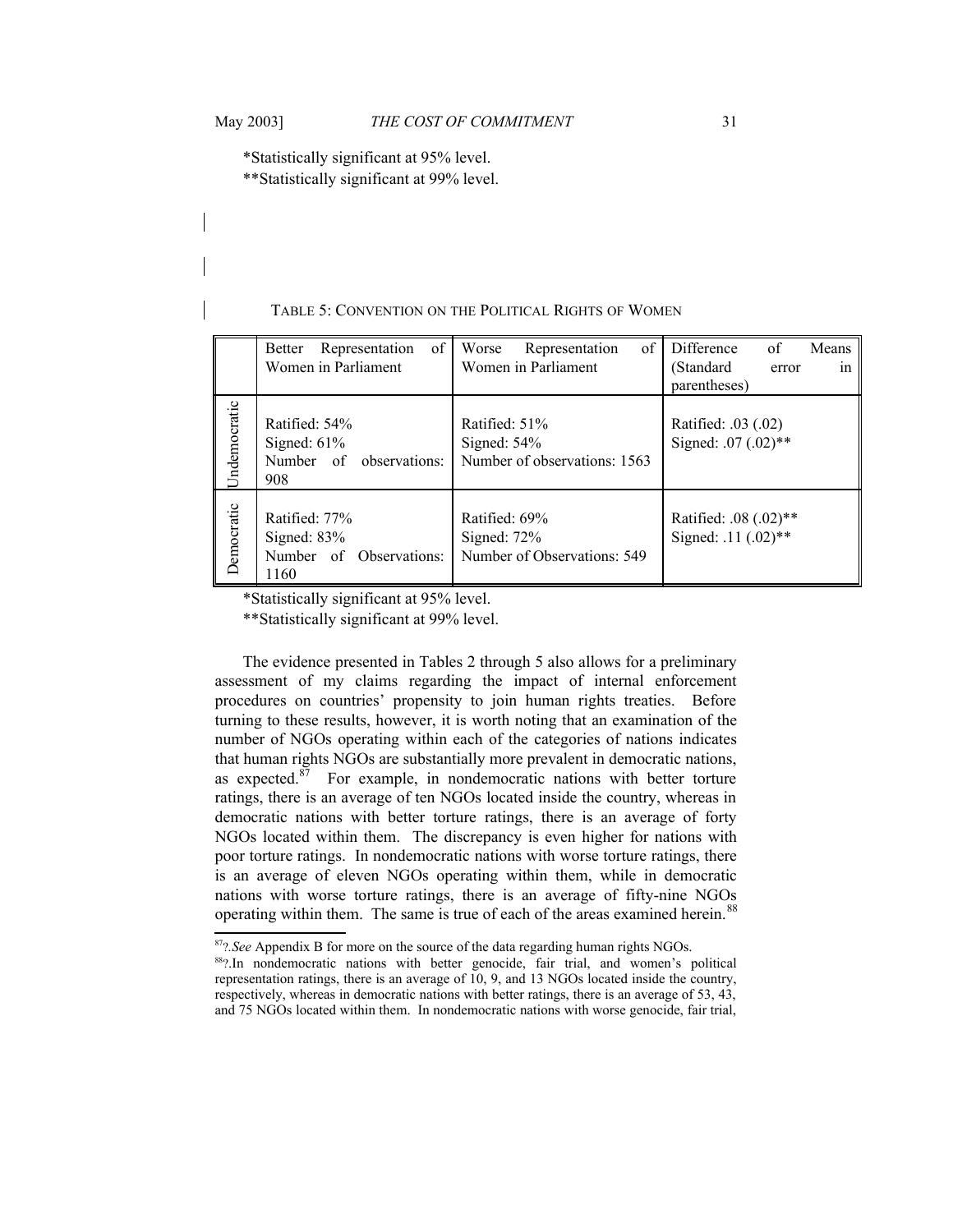*Statistically significant at 95% level.
**Statistically significant at 99% level.

TABLE 5: CONVENTION ON THE POLITICAL RIGHTS OF WOMEN

| | Better Representation of Women in Parliament | Worse Representation of Women in Parliament | Difference of Means (Standard error in parentheses) |
|---|---|---|---|
| Undemocratic | Ratified: 54%<br>Signed: 61%<br>Number of observations: 908 | Ratified: 51%<br>Signed: 54%<br>Number of observations: 1563 | Ratified: .03 (.02)<br>Signed: .07 (.02)** |
| Democratic | Ratified: 77%<br>Signed: 83%<br>Number of Observations: 1160 | Ratified: 69%<br>Signed: 72%<br>Number of Observations: 549 | Ratified: .08 (.02)**<br>Signed: .11 (.02)** |

*Statistically significant at 95% level.
**Statistically significant at 99% level.

The evidence presented in Tables 2 through 5 also allows for a preliminary assessment of my claims regarding the impact of internal enforcement procedures on countries' propensity to join human rights treaties. Before turning to these results, however, it is worth noting that an examination of the number of NGOs operating within each of the categories of nations indicates that human rights NGOs are substantially more prevalent in democratic nations, as expected.[87] For example, in nondemocratic nations with better torture ratings, there is an average of ten NGOs located inside the country, whereas in democratic nations with better torture ratings, there is an average of forty NGOs located within them. The discrepancy is even higher for nations with poor torture ratings. In nondemocratic nations with worse torture ratings, there is an average of eleven NGOs operating within them, while in democratic nations with worse torture ratings, there is an average of fifty-nine NGOs operating within them. The same is true of each of the areas examined herein.[88]

[87]?.*See* Appendix B for more on the source of the data regarding human rights NGOs.

[88]?.In nondemocratic nations with better genocide, fair trial, and women's political representation ratings, there is an average of 10, 9, and 13 NGOs located inside the country, respectively, whereas in democratic nations with better ratings, there is an average of 53, 43, and 75 NGOs located within them. In nondemocratic nations with worse genocide, fair trial,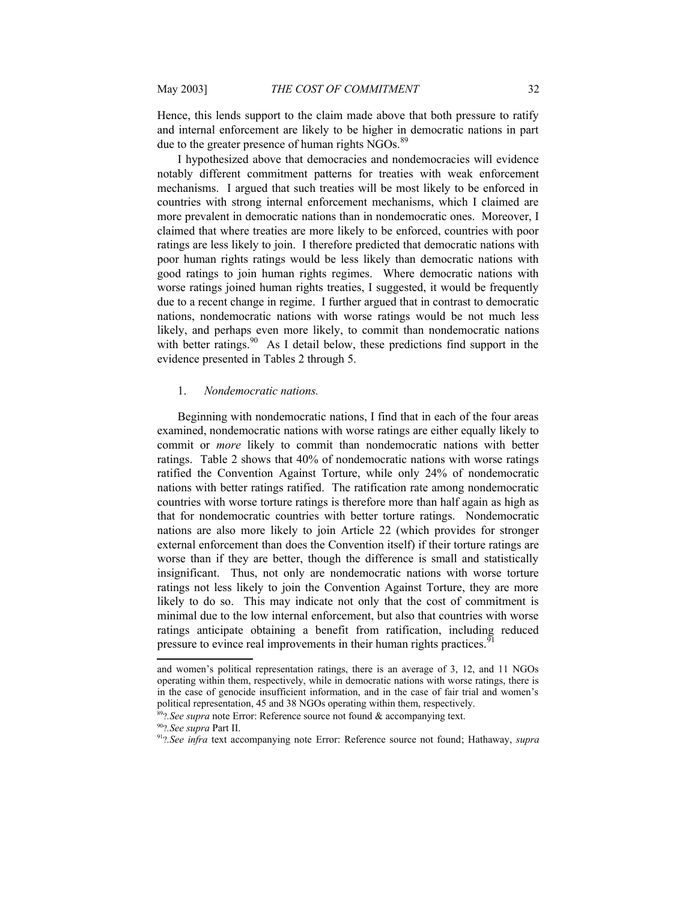Hence, this lends support to the claim made above that both pressure to ratify and internal enforcement are likely to be higher in democratic nations in part due to the greater presence of human rights NGOs.[89]

I hypothesized above that democracies and nondemocracies will evidence notably different commitment patterns for treaties with weak enforcement mechanisms. I argued that such treaties will be most likely to be enforced in countries with strong internal enforcement mechanisms, which I claimed are more prevalent in democratic nations than in nondemocratic ones. Moreover, I claimed that where treaties are more likely to be enforced, countries with poor ratings are less likely to join. I therefore predicted that democratic nations with poor human rights ratings would be less likely than democratic nations with good ratings to join human rights regimes. Where democratic nations with worse ratings joined human rights treaties, I suggested, it would be frequently due to a recent change in regime. I further argued that in contrast to democratic nations, nondemocratic nations with worse ratings would be not much less likely, and perhaps even more likely, to commit than nondemocratic nations with better ratings.[90] As I detail below, these predictions find support in the evidence presented in Tables 2 through 5.

### 1. *Nondemocratic nations.*

Beginning with nondemocratic nations, I find that in each of the four areas examined, nondemocratic nations with worse ratings are either equally likely to commit or *more* likely to commit than nondemocratic nations with better ratings. Table 2 shows that 40% of nondemocratic nations with worse ratings ratified the Convention Against Torture, while only 24% of nondemocratic nations with better ratings ratified. The ratification rate among nondemocratic countries with worse torture ratings is therefore more than half again as high as that for nondemocratic countries with better torture ratings. Nondemocratic nations are also more likely to join Article 22 (which provides for stronger external enforcement than does the Convention itself) if their torture ratings are worse than if they are better, though the difference is small and statistically insignificant. Thus, not only are nondemocratic nations with worse torture ratings not less likely to join the Convention Against Torture, they are more likely to do so. This may indicate not only that the cost of commitment is minimal due to the low internal enforcement, but also that countries with worse ratings anticipate obtaining a benefit from ratification, including reduced pressure to evince real improvements in their human rights practices.[91]

---

and women's political representation ratings, there is an average of 3, 12, and 11 NGOs operating within them, respectively, while in democratic nations with worse ratings, there is in the case of genocide insufficient information, and in the case of fair trial and women's political representation, 45 and 38 NGOs operating within them, respectively.

[89]?.*See supra* note Error: Reference source not found & accompanying text.

[90]?.*See supra* Part II.

[91]?.*See infra* text accompanying note Error: Reference source not found; Hathaway, *supra*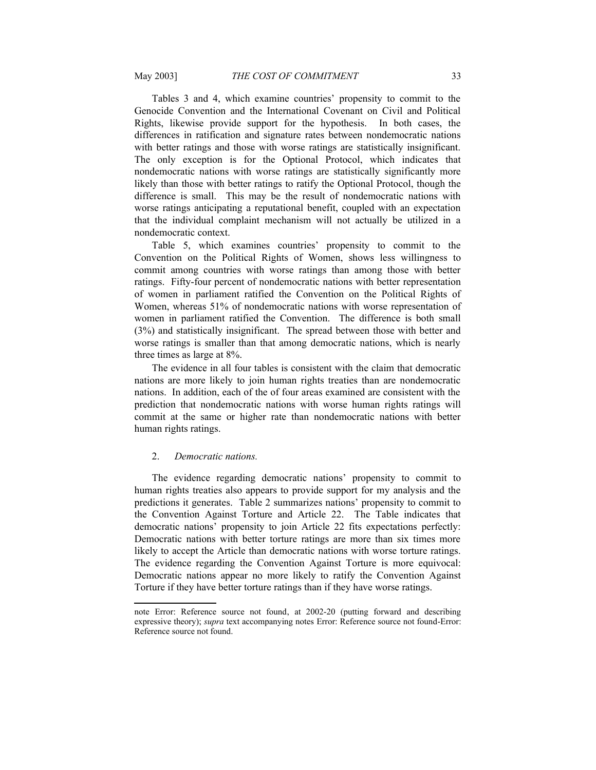Tables 3 and 4, which examine countries' propensity to commit to the Genocide Convention and the International Covenant on Civil and Political Rights, likewise provide support for the hypothesis. In both cases, the differences in ratification and signature rates between nondemocratic nations with better ratings and those with worse ratings are statistically insignificant. The only exception is for the Optional Protocol, which indicates that nondemocratic nations with worse ratings are statistically significantly more likely than those with better ratings to ratify the Optional Protocol, though the difference is small. This may be the result of nondemocratic nations with worse ratings anticipating a reputational benefit, coupled with an expectation that the individual complaint mechanism will not actually be utilized in a nondemocratic context.

Table 5, which examines countries' propensity to commit to the Convention on the Political Rights of Women, shows less willingness to commit among countries with worse ratings than among those with better ratings. Fifty-four percent of nondemocratic nations with better representation of women in parliament ratified the Convention on the Political Rights of Women, whereas 51% of nondemocratic nations with worse representation of women in parliament ratified the Convention. The difference is both small (3%) and statistically insignificant. The spread between those with better and worse ratings is smaller than that among democratic nations, which is nearly three times as large at 8%.

The evidence in all four tables is consistent with the claim that democratic nations are more likely to join human rights treaties than are nondemocratic nations. In addition, each of the of four areas examined are consistent with the prediction that nondemocratic nations with worse human rights ratings will commit at the same or higher rate than nondemocratic nations with better human rights ratings.

### 2. *Democratic nations.*

The evidence regarding democratic nations' propensity to commit to human rights treaties also appears to provide support for my analysis and the predictions it generates. Table 2 summarizes nations' propensity to commit to the Convention Against Torture and Article 22. The Table indicates that democratic nations' propensity to join Article 22 fits expectations perfectly: Democratic nations with better torture ratings are more than six times more likely to accept the Article than democratic nations with worse torture ratings. The evidence regarding the Convention Against Torture is more equivocal: Democratic nations appear no more likely to ratify the Convention Against Torture if they have better torture ratings than if they have worse ratings.

---

note Error: Reference source not found, at 2002-20 (putting forward and describing expressive theory); *supra* text accompanying notes Error: Reference source not found-Error: Reference source not found.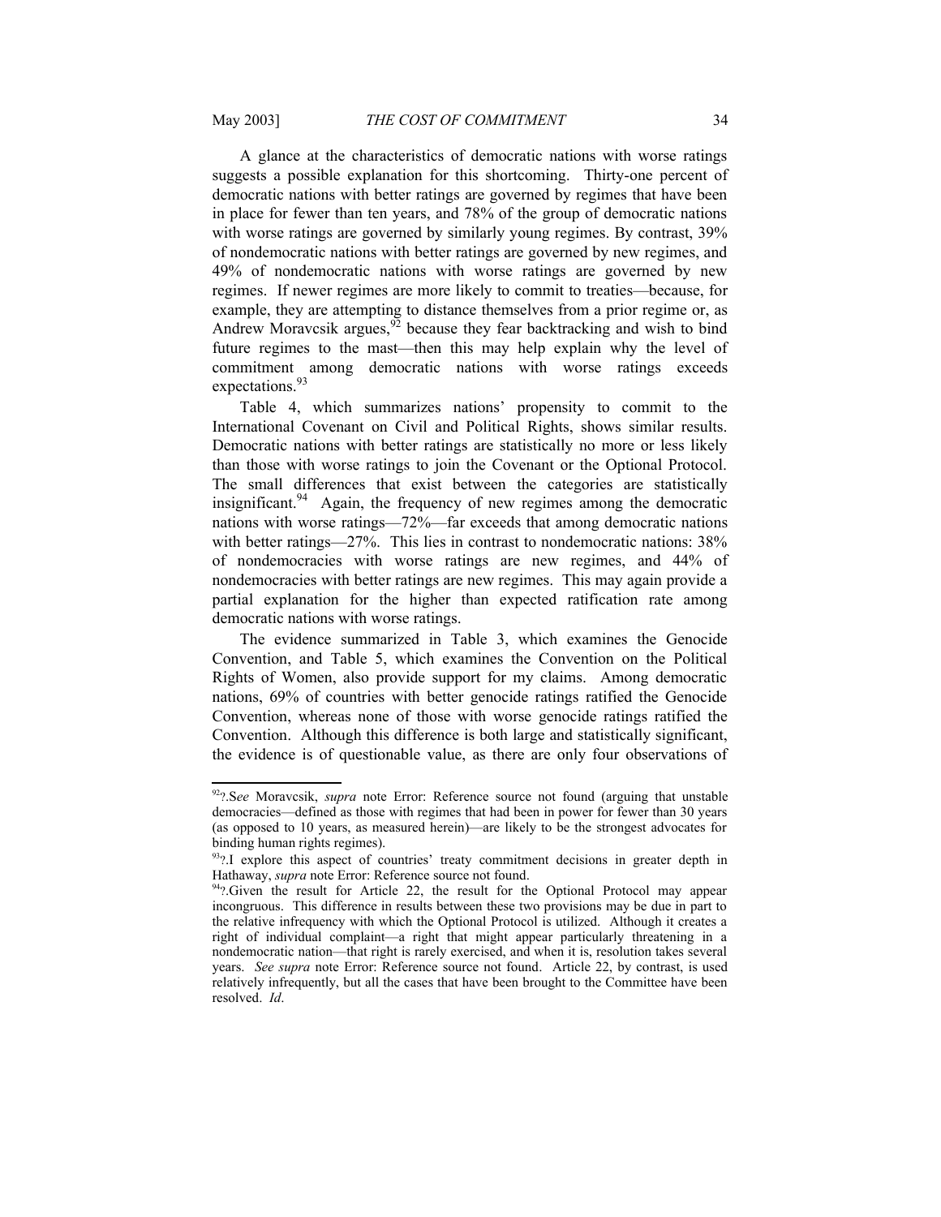A glance at the characteristics of democratic nations with worse ratings suggests a possible explanation for this shortcoming. Thirty-one percent of democratic nations with better ratings are governed by regimes that have been in place for fewer than ten years, and 78% of the group of democratic nations with worse ratings are governed by similarly young regimes. By contrast, 39% of nondemocratic nations with better ratings are governed by new regimes, and 49% of nondemocratic nations with worse ratings are governed by new regimes. If newer regimes are more likely to commit to treaties—because, for example, they are attempting to distance themselves from a prior regime or, as Andrew Moravcsik argues,[92] because they fear backtracking and wish to bind future regimes to the mast—then this may help explain why the level of commitment among democratic nations with worse ratings exceeds expectations.[93]

Table 4, which summarizes nations' propensity to commit to the International Covenant on Civil and Political Rights, shows similar results. Democratic nations with better ratings are statistically no more or less likely than those with worse ratings to join the Covenant or the Optional Protocol. The small differences that exist between the categories are statistically insignificant.[94] Again, the frequency of new regimes among the democratic nations with worse ratings—72%—far exceeds that among democratic nations with better ratings—27%. This lies in contrast to nondemocratic nations: 38% of nondemocracies with worse ratings are new regimes, and 44% of nondemocracies with better ratings are new regimes. This may again provide a partial explanation for the higher than expected ratification rate among democratic nations with worse ratings.

The evidence summarized in Table 3, which examines the Genocide Convention, and Table 5, which examines the Convention on the Political Rights of Women, also provide support for my claims. Among democratic nations, 69% of countries with better genocide ratings ratified the Genocide Convention, whereas none of those with worse genocide ratings ratified the Convention. Although this difference is both large and statistically significant, the evidence is of questionable value, as there are only four observations of

---

[92] ?.*See* Moravcsik, *supra* note Error: Reference source not found (arguing that unstable democracies—defined as those with regimes that had been in power for fewer than 30 years (as opposed to 10 years, as measured herein)—are likely to be the strongest advocates for binding human rights regimes).

[93] ?.I explore this aspect of countries' treaty commitment decisions in greater depth in Hathaway, *supra* note Error: Reference source not found.

[94] ?.Given the result for Article 22, the result for the Optional Protocol may appear incongruous. This difference in results between these two provisions may be due in part to the relative infrequency with which the Optional Protocol is utilized. Although it creates a right of individual complaint—a right that might appear particularly threatening in a nondemocratic nation—that right is rarely exercised, and when it is, resolution takes several years. *See supra* note Error: Reference source not found. Article 22, by contrast, is used relatively infrequently, but all the cases that have been brought to the Committee have been resolved. *Id*.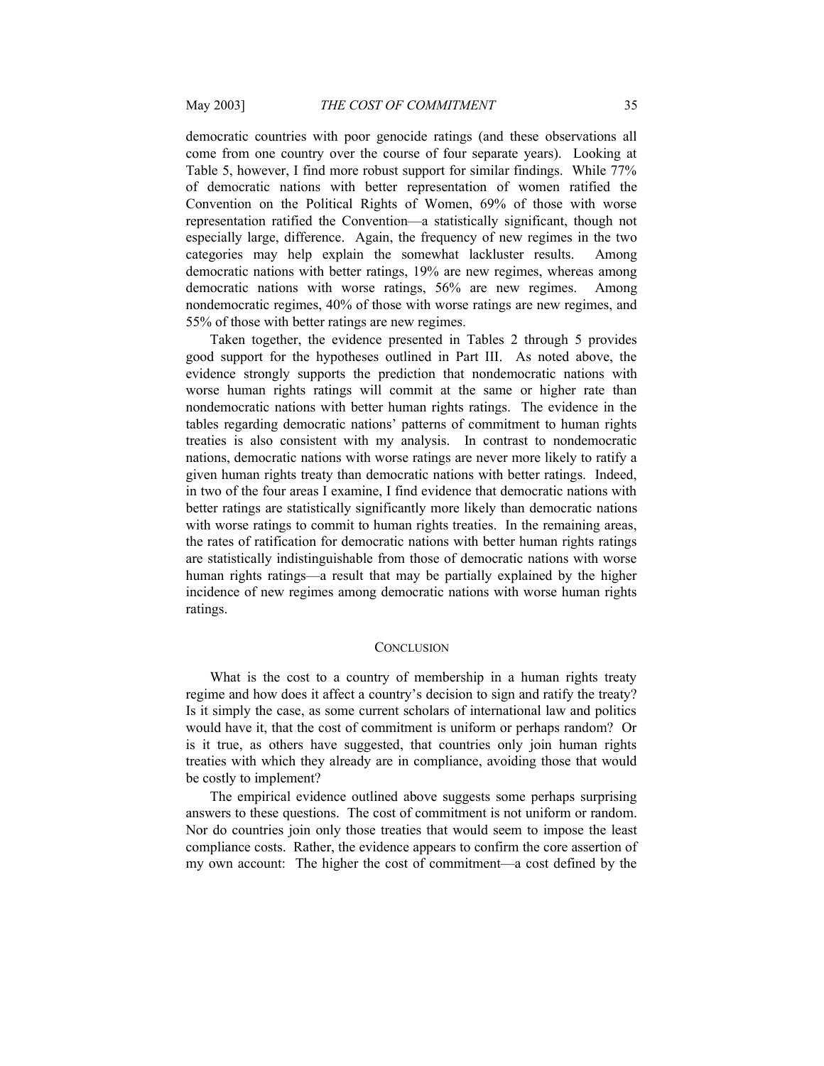democratic countries with poor genocide ratings (and these observations all come from one country over the course of four separate years). Looking at Table 5, however, I find more robust support for similar findings. While 77% of democratic nations with better representation of women ratified the Convention on the Political Rights of Women, 69% of those with worse representation ratified the Convention—a statistically significant, though not especially large, difference. Again, the frequency of new regimes in the two categories may help explain the somewhat lackluster results. Among democratic nations with better ratings, 19% are new regimes, whereas among democratic nations with worse ratings, 56% are new regimes. Among nondemocratic regimes, 40% of those with worse ratings are new regimes, and 55% of those with better ratings are new regimes.

Taken together, the evidence presented in Tables 2 through 5 provides good support for the hypotheses outlined in Part III. As noted above, the evidence strongly supports the prediction that nondemocratic nations with worse human rights ratings will commit at the same or higher rate than nondemocratic nations with better human rights ratings. The evidence in the tables regarding democratic nations' patterns of commitment to human rights treaties is also consistent with my analysis. In contrast to nondemocratic nations, democratic nations with worse ratings are never more likely to ratify a given human rights treaty than democratic nations with better ratings. Indeed, in two of the four areas I examine, I find evidence that democratic nations with better ratings are statistically significantly more likely than democratic nations with worse ratings to commit to human rights treaties. In the remaining areas, the rates of ratification for democratic nations with better human rights ratings are statistically indistinguishable from those of democratic nations with worse human rights ratings—a result that may be partially explained by the higher incidence of new regimes among democratic nations with worse human rights ratings.

## CONCLUSION

What is the cost to a country of membership in a human rights treaty regime and how does it affect a country's decision to sign and ratify the treaty? Is it simply the case, as some current scholars of international law and politics would have it, that the cost of commitment is uniform or perhaps random? Or is it true, as others have suggested, that countries only join human rights treaties with which they already are in compliance, avoiding those that would be costly to implement?

The empirical evidence outlined above suggests some perhaps surprising answers to these questions. The cost of commitment is not uniform or random. Nor do countries join only those treaties that would seem to impose the least compliance costs. Rather, the evidence appears to confirm the core assertion of my own account: The higher the cost of commitment—a cost defined by the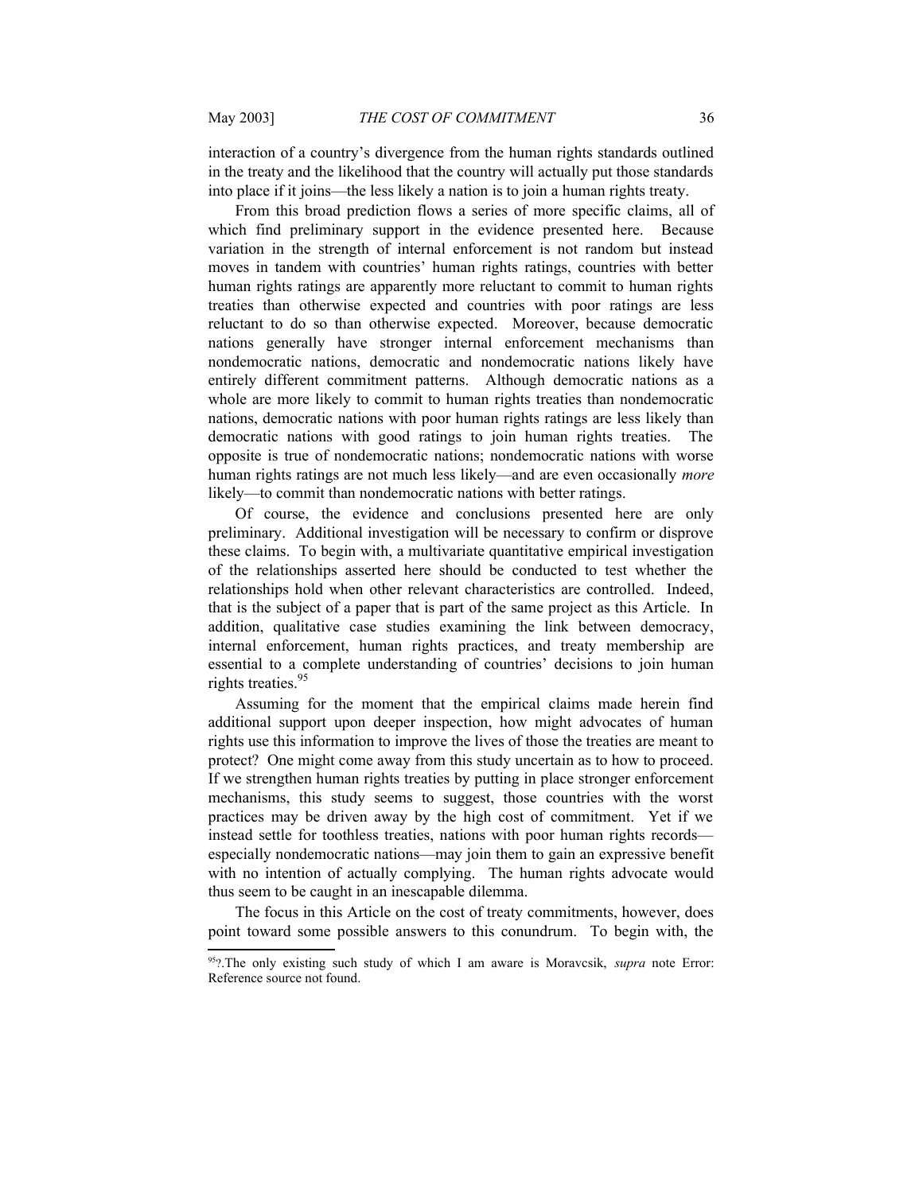interaction of a country's divergence from the human rights standards outlined in the treaty and the likelihood that the country will actually put those standards into place if it joins—the less likely a nation is to join a human rights treaty.

From this broad prediction flows a series of more specific claims, all of which find preliminary support in the evidence presented here. Because variation in the strength of internal enforcement is not random but instead moves in tandem with countries' human rights ratings, countries with better human rights ratings are apparently more reluctant to commit to human rights treaties than otherwise expected and countries with poor ratings are less reluctant to do so than otherwise expected. Moreover, because democratic nations generally have stronger internal enforcement mechanisms than nondemocratic nations, democratic and nondemocratic nations likely have entirely different commitment patterns. Although democratic nations as a whole are more likely to commit to human rights treaties than nondemocratic nations, democratic nations with poor human rights ratings are less likely than democratic nations with good ratings to join human rights treaties. The opposite is true of nondemocratic nations; nondemocratic nations with worse human rights ratings are not much less likely—and are even occasionally *more* likely—to commit than nondemocratic nations with better ratings.

Of course, the evidence and conclusions presented here are only preliminary. Additional investigation will be necessary to confirm or disprove these claims. To begin with, a multivariate quantitative empirical investigation of the relationships asserted here should be conducted to test whether the relationships hold when other relevant characteristics are controlled. Indeed, that is the subject of a paper that is part of the same project as this Article. In addition, qualitative case studies examining the link between democracy, internal enforcement, human rights practices, and treaty membership are essential to a complete understanding of countries' decisions to join human rights treaties.[95]

Assuming for the moment that the empirical claims made herein find additional support upon deeper inspection, how might advocates of human rights use this information to improve the lives of those the treaties are meant to protect? One might come away from this study uncertain as to how to proceed. If we strengthen human rights treaties by putting in place stronger enforcement mechanisms, this study seems to suggest, those countries with the worst practices may be driven away by the high cost of commitment. Yet if we instead settle for toothless treaties, nations with poor human rights records—especially nondemocratic nations—may join them to gain an expressive benefit with no intention of actually complying. The human rights advocate would thus seem to be caught in an inescapable dilemma.

The focus in this Article on the cost of treaty commitments, however, does point toward some possible answers to this conundrum. To begin with, the

---

[95]?.The only existing such study of which I am aware is Moravcsik, *supra* note Error: Reference source not found.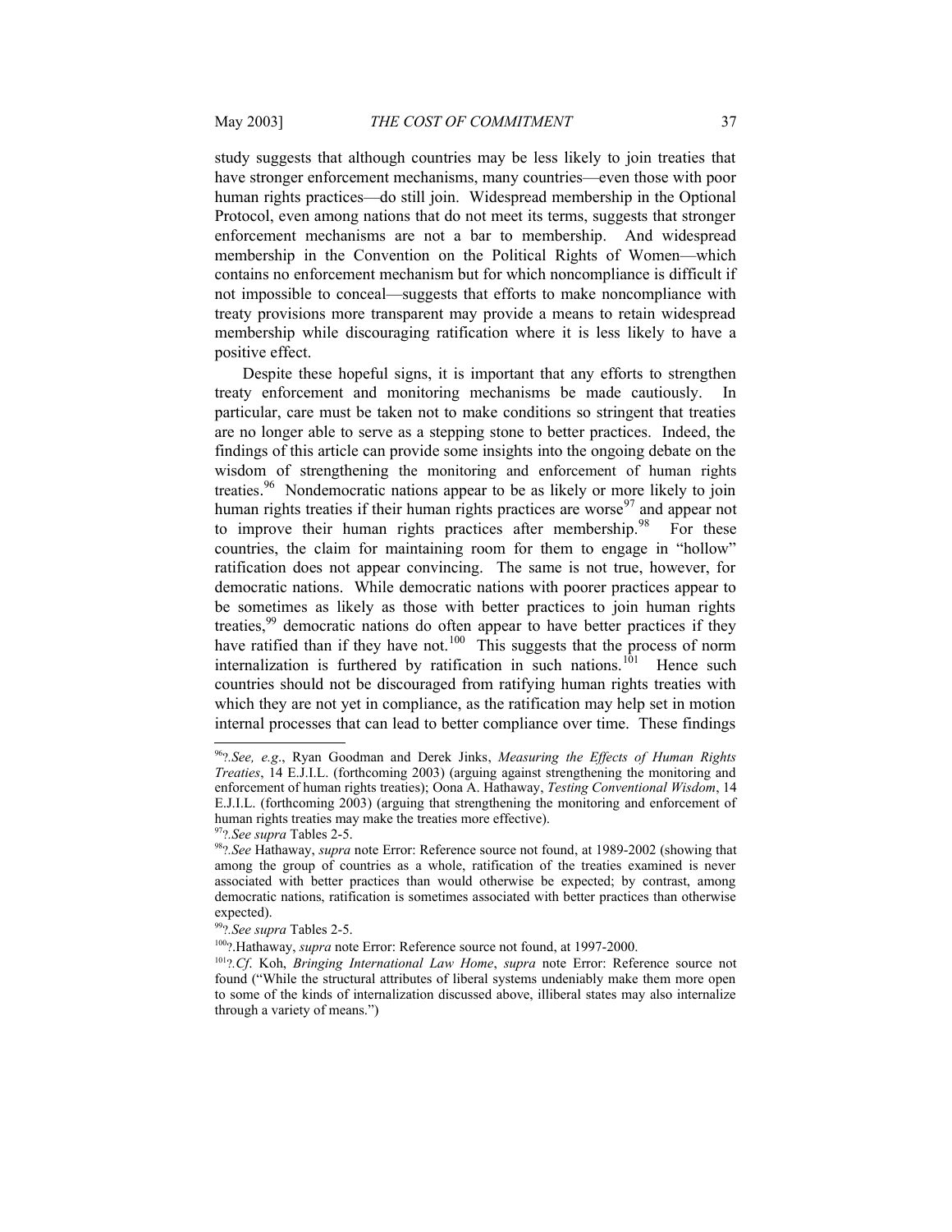study suggests that although countries may be less likely to join treaties that have stronger enforcement mechanisms, many countries—even those with poor human rights practices—do still join. Widespread membership in the Optional Protocol, even among nations that do not meet its terms, suggests that stronger enforcement mechanisms are not a bar to membership. And widespread membership in the Convention on the Political Rights of Women—which contains no enforcement mechanism but for which noncompliance is difficult if not impossible to conceal—suggests that efforts to make noncompliance with treaty provisions more transparent may provide a means to retain widespread membership while discouraging ratification where it is less likely to have a positive effect.

Despite these hopeful signs, it is important that any efforts to strengthen treaty enforcement and monitoring mechanisms be made cautiously. In particular, care must be taken not to make conditions so stringent that treaties are no longer able to serve as a stepping stone to better practices. Indeed, the findings of this article can provide some insights into the ongoing debate on the wisdom of strengthening the monitoring and enforcement of human rights treaties.[96] Nondemocratic nations appear to be as likely or more likely to join human rights treaties if their human rights practices are worse[97] and appear not to improve their human rights practices after membership.[98] For these countries, the claim for maintaining room for them to engage in "hollow" ratification does not appear convincing. The same is not true, however, for democratic nations. While democratic nations with poorer practices appear to be sometimes as likely as those with better practices to join human rights treaties,[99] democratic nations do often appear to have better practices if they have ratified than if they have not.[100] This suggests that the process of norm internalization is furthered by ratification in such nations.[101] Hence such countries should not be discouraged from ratifying human rights treaties with which they are not yet in compliance, as the ratification may help set in motion internal processes that can lead to better compliance over time. These findings

---

[96]?.*See, e.g.*, Ryan Goodman and Derek Jinks, *Measuring the Effects of Human Rights Treaties*, 14 E.J.I.L. (forthcoming 2003) (arguing against strengthening the monitoring and enforcement of human rights treaties); Oona A. Hathaway, *Testing Conventional Wisdom*, 14 E.J.I.L. (forthcoming 2003) (arguing that strengthening the monitoring and enforcement of human rights treaties may make the treaties more effective).

[97]?.*See supra* Tables 2-5.

[98]?.*See* Hathaway, *supra* note Error: Reference source not found, at 1989-2002 (showing that among the group of countries as a whole, ratification of the treaties examined is never associated with better practices than would otherwise be expected; by contrast, among democratic nations, ratification is sometimes associated with better practices than otherwise expected).

[99]?.*See supra* Tables 2-5.

[100]?.Hathaway, *supra* note Error: Reference source not found, at 1997-2000.

[101]?.*Cf*. Koh, *Bringing International Law Home*, *supra* note Error: Reference source not found ("While the structural attributes of liberal systems undeniably make them more open to some of the kinds of internalization discussed above, illiberal states may also internalize through a variety of means.")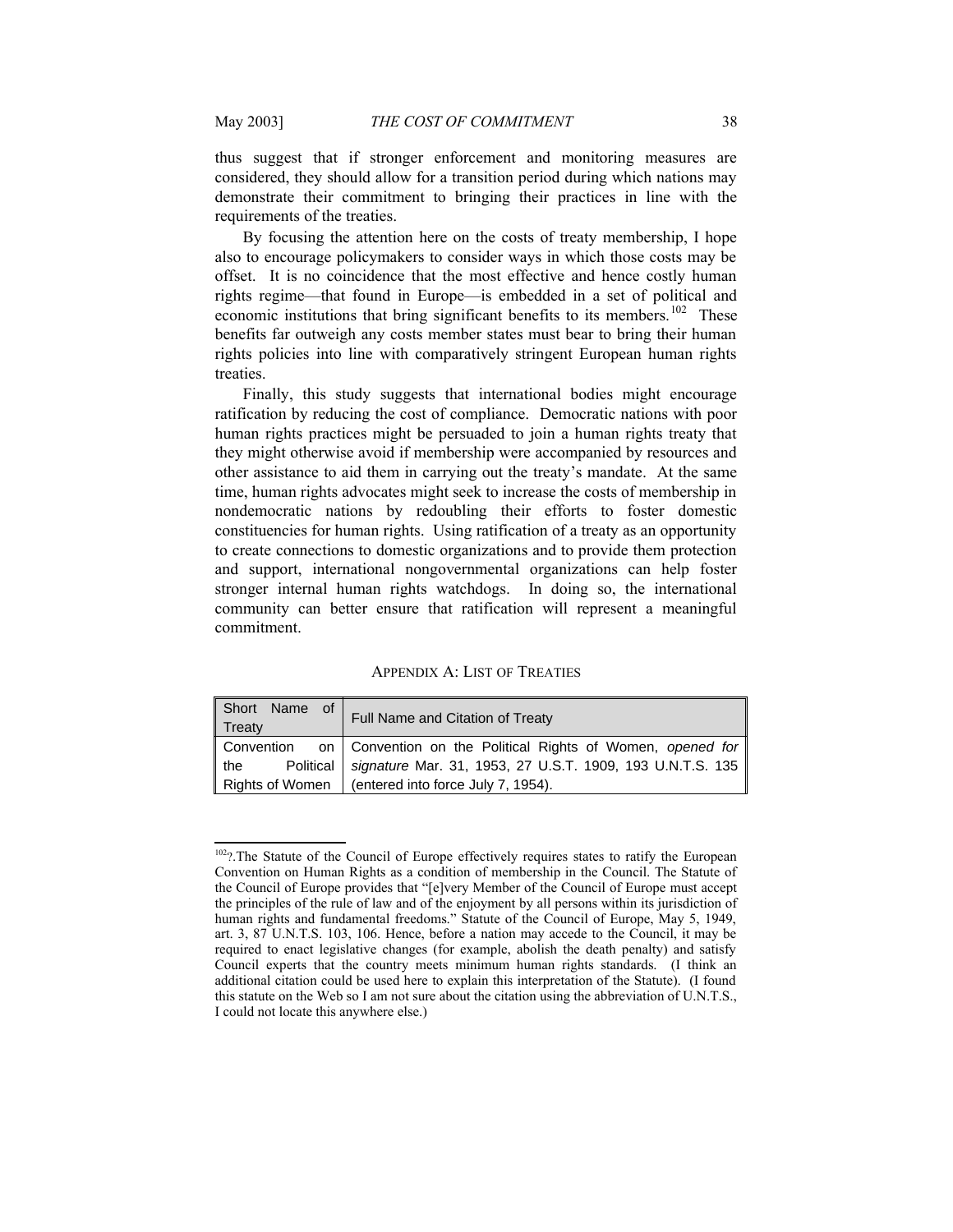thus suggest that if stronger enforcement and monitoring measures are considered, they should allow for a transition period during which nations may demonstrate their commitment to bringing their practices in line with the requirements of the treaties.

By focusing the attention here on the costs of treaty membership, I hope also to encourage policymakers to consider ways in which those costs may be offset. It is no coincidence that the most effective and hence costly human rights regime—that found in Europe—is embedded in a set of political and economic institutions that bring significant benefits to its members.[102] These benefits far outweigh any costs member states must bear to bring their human rights policies into line with comparatively stringent European human rights treaties.

Finally, this study suggests that international bodies might encourage ratification by reducing the cost of compliance. Democratic nations with poor human rights practices might be persuaded to join a human rights treaty that they might otherwise avoid if membership were accompanied by resources and other assistance to aid them in carrying out the treaty's mandate. At the same time, human rights advocates might seek to increase the costs of membership in nondemocratic nations by redoubling their efforts to foster domestic constituencies for human rights. Using ratification of a treaty as an opportunity to create connections to domestic organizations and to provide them protection and support, international nongovernmental organizations can help foster stronger internal human rights watchdogs. In doing so, the international community can better ensure that ratification will represent a meaningful commitment.

## APPENDIX A: LIST OF TREATIES

| Short Name of Treaty | Full Name and Citation of Treaty |
|---|---|
| Convention on the Political Rights of Women | Convention on the Political Rights of Women, *opened for signature* Mar. 31, 1953, 27 U.S.T. 1909, 193 U.N.T.S. 135 (entered into force July 7, 1954). |

---

[102]?.The Statute of the Council of Europe effectively requires states to ratify the European Convention on Human Rights as a condition of membership in the Council. The Statute of the Council of Europe provides that "[e]very Member of the Council of Europe must accept the principles of the rule of law and of the enjoyment by all persons within its jurisdiction of human rights and fundamental freedoms." Statute of the Council of Europe, May 5, 1949, art. 3, 87 U.N.T.S. 103, 106. Hence, before a nation may accede to the Council, it may be required to enact legislative changes (for example, abolish the death penalty) and satisfy Council experts that the country meets minimum human rights standards. (I think an additional citation could be used here to explain this interpretation of the Statute). (I found this statute on the Web so I am not sure about the citation using the abbreviation of U.N.T.S., I could not locate this anywhere else.)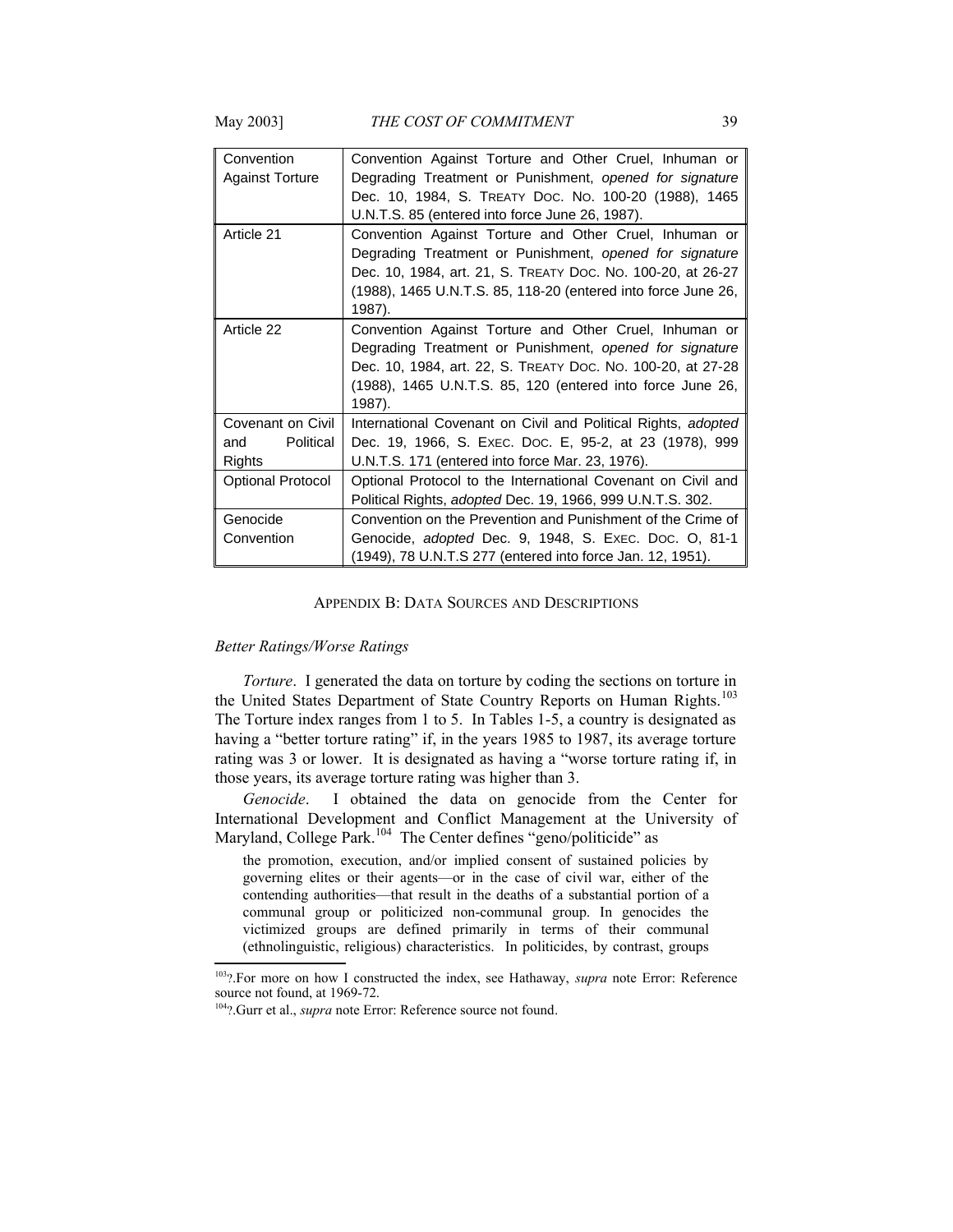| Convention Against Torture | Convention Against Torture and Other Cruel, Inhuman or Degrading Treatment or Punishment, *opened for signature* Dec. 10, 1984, S. TREATY DOC. NO. 100-20 (1988), 1465 U.N.T.S. 85 (entered into force June 26, 1987). |
|---|---|
| Article 21 | Convention Against Torture and Other Cruel, Inhuman or Degrading Treatment or Punishment, *opened for signature* Dec. 10, 1984, art. 21, S. TREATY DOC. NO. 100-20, at 26-27 (1988), 1465 U.N.T.S. 85, 118-20 (entered into force June 26, 1987). |
| Article 22 | Convention Against Torture and Other Cruel, Inhuman or Degrading Treatment or Punishment, *opened for signature* Dec. 10, 1984, art. 22, S. TREATY DOC. NO. 100-20, at 27-28 (1988), 1465 U.N.T.S. 85, 120 (entered into force June 26, 1987). |
| Covenant on Civil and Political Rights | International Covenant on Civil and Political Rights, *adopted* Dec. 19, 1966, S. EXEC. DOC. E, 95-2, at 23 (1978), 999 U.N.T.S. 171 (entered into force Mar. 23, 1976). |
| Optional Protocol | Optional Protocol to the International Covenant on Civil and Political Rights, *adopted* Dec. 19, 1966, 999 U.N.T.S. 302. |
| Genocide Convention | Convention on the Prevention and Punishment of the Crime of Genocide, *adopted* Dec. 9, 1948, S. EXEC. DOC. O, 81-1 (1949), 78 U.N.T.S 277 (entered into force Jan. 12, 1951). |

## APPENDIX B: DATA SOURCES AND DESCRIPTIONS

*Better Ratings/Worse Ratings*

*Torture*. I generated the data on torture by coding the sections on torture in the United States Department of State Country Reports on Human Rights.[103] The Torture index ranges from 1 to 5. In Tables 1-5, a country is designated as having a "better torture rating" if, in the years 1985 to 1987, its average torture rating was 3 or lower. It is designated as having a "worse torture rating if, in those years, its average torture rating was higher than 3.

*Genocide*. I obtained the data on genocide from the Center for International Development and Conflict Management at the University of Maryland, College Park.[104] The Center defines "geno/politicide" as

> the promotion, execution, and/or implied consent of sustained policies by governing elites or their agents—or in the case of civil war, either of the contending authorities—that result in the deaths of a substantial portion of a communal group or politicized non-communal group. In genocides the victimized groups are defined primarily in terms of their communal (ethnolinguistic, religious) characteristics. In politicides, by contrast, groups

[103]?.For more on how I constructed the index, see Hathaway, *supra* note Error: Reference source not found, at 1969-72.

[104]?.Gurr et al., *supra* note Error: Reference source not found.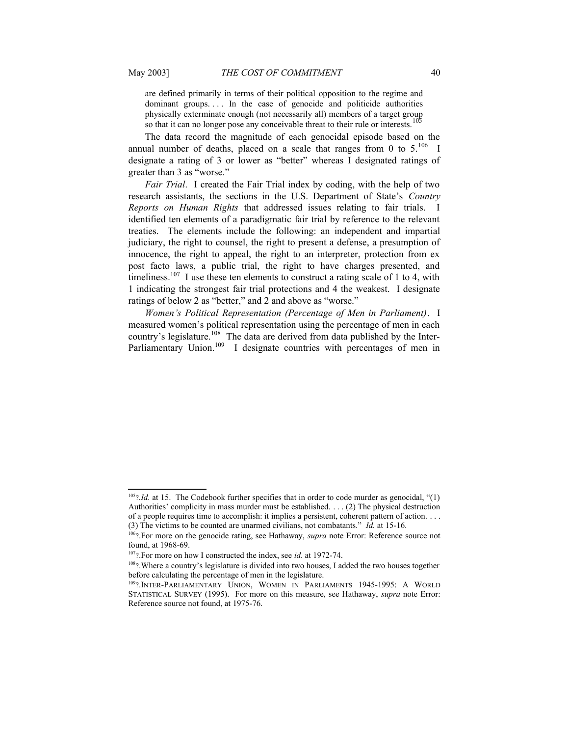are defined primarily in terms of their political opposition to the regime and dominant groups. . . . In the case of genocide and politicide authorities physically exterminate enough (not necessarily all) members of a target group so that it can no longer pose any conceivable threat to their rule or interests.[105]

The data record the magnitude of each genocidal episode based on the annual number of deaths, placed on a scale that ranges from 0 to 5.[106] I designate a rating of 3 or lower as "better" whereas I designated ratings of greater than 3 as "worse."

*Fair Trial*. I created the Fair Trial index by coding, with the help of two research assistants, the sections in the U.S. Department of State's *Country Reports on Human Rights* that addressed issues relating to fair trials. I identified ten elements of a paradigmatic fair trial by reference to the relevant treaties. The elements include the following: an independent and impartial judiciary, the right to counsel, the right to present a defense, a presumption of innocence, the right to appeal, the right to an interpreter, protection from ex post facto laws, a public trial, the right to have charges presented, and timeliness.[107] I use these ten elements to construct a rating scale of 1 to 4, with 1 indicating the strongest fair trial protections and 4 the weakest. I designate ratings of below 2 as "better," and 2 and above as "worse."

*Women's Political Representation (Percentage of Men in Parliament)*. I measured women's political representation using the percentage of men in each country's legislature.[108] The data are derived from data published by the Inter-Parliamentary Union.[109] I designate countries with percentages of men in

---

[105] *Id.* at 15. The Codebook further specifies that in order to code murder as genocidal, "(1) Authorities' complicity in mass murder must be established. . . . (2) The physical destruction of a people requires time to accomplish: it implies a persistent, coherent pattern of action. . . . (3) The victims to be counted are unarmed civilians, not combatants." *Id.* at 15-16.

[106] For more on the genocide rating, see Hathaway, *supra* note Error: Reference source not found, at 1968-69.

[107] For more on how I constructed the index, see *id.* at 1972-74.

[108] Where a country's legislature is divided into two houses, I added the two houses together before calculating the percentage of men in the legislature.

[109] INTER-PARLIAMENTARY UNION, WOMEN IN PARLIAMENTS 1945-1995: A WORLD STATISTICAL SURVEY (1995). For more on this measure, see Hathaway, *supra* note Error: Reference source not found, at 1975-76.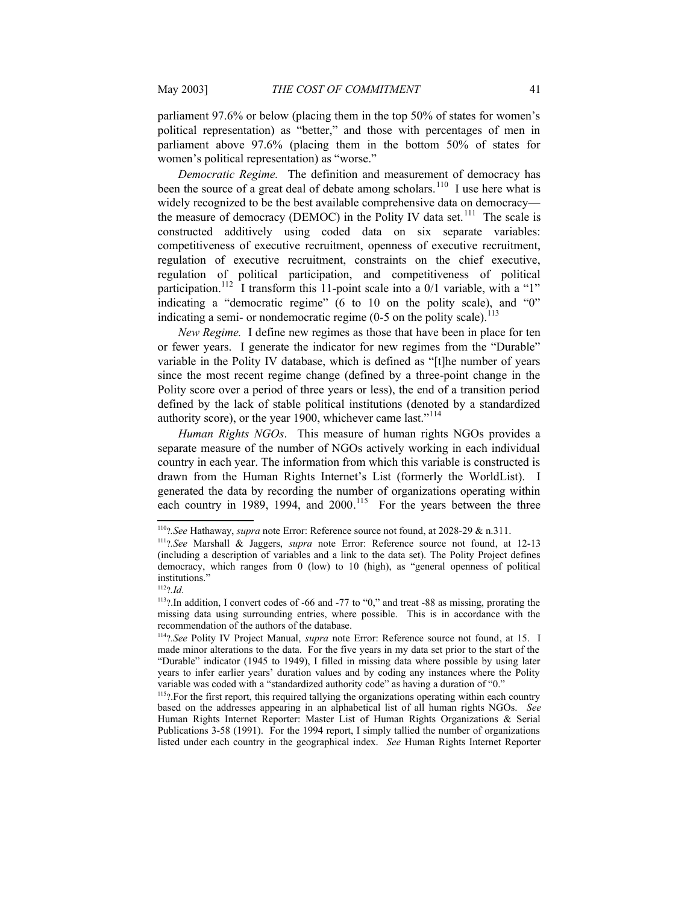parliament 97.6% or below (placing them in the top 50% of states for women's political representation) as "better," and those with percentages of men in parliament above 97.6% (placing them in the bottom 50% of states for women's political representation) as "worse."

*Democratic Regime.* The definition and measurement of democracy has been the source of a great deal of debate among scholars.[110] I use here what is widely recognized to be the best available comprehensive data on democracy—the measure of democracy (DEMOC) in the Polity IV data set.[111] The scale is constructed additively using coded data on six separate variables: competitiveness of executive recruitment, openness of executive recruitment, regulation of executive recruitment, constraints on the chief executive, regulation of political participation, and competitiveness of political participation.[112] I transform this 11-point scale into a 0/1 variable, with a "1" indicating a "democratic regime" (6 to 10 on the polity scale), and "0" indicating a semi- or nondemocratic regime (0-5 on the polity scale).[113]

*New Regime.* I define new regimes as those that have been in place for ten or fewer years. I generate the indicator for new regimes from the "Durable" variable in the Polity IV database, which is defined as "[t]he number of years since the most recent regime change (defined by a three-point change in the Polity score over a period of three years or less), the end of a transition period defined by the lack of stable political institutions (denoted by a standardized authority score), or the year 1900, whichever came last."[114]

*Human Rights NGOs*. This measure of human rights NGOs provides a separate measure of the number of NGOs actively working in each individual country in each year. The information from which this variable is constructed is drawn from the Human Rights Internet's List (formerly the WorldList). I generated the data by recording the number of organizations operating within each country in 1989, 1994, and 2000.[115] For the years between the three

---

[110]?.*See* Hathaway, *supra* note Error: Reference source not found, at 2028-29 & n.311.

[111]?.*See* Marshall & Jaggers, *supra* note Error: Reference source not found, at 12-13 (including a description of variables and a link to the data set). The Polity Project defines democracy, which ranges from 0 (low) to 10 (high), as "general openness of political institutions."

[112]?.*Id.*

[113]?.In addition, I convert codes of -66 and -77 to "0," and treat -88 as missing, prorating the missing data using surrounding entries, where possible. This is in accordance with the recommendation of the authors of the database.

[114]?.*See* Polity IV Project Manual, *supra* note Error: Reference source not found, at 15. I made minor alterations to the data. For the five years in my data set prior to the start of the "Durable" indicator (1945 to 1949), I filled in missing data where possible by using later years to infer earlier years' duration values and by coding any instances where the Polity variable was coded with a "standardized authority code" as having a duration of "0."

[115]?.For the first report, this required tallying the organizations operating within each country based on the addresses appearing in an alphabetical list of all human rights NGOs. *See* Human Rights Internet Reporter: Master List of Human Rights Organizations & Serial Publications 3-58 (1991). For the 1994 report, I simply tallied the number of organizations listed under each country in the geographical index. *See* Human Rights Internet Reporter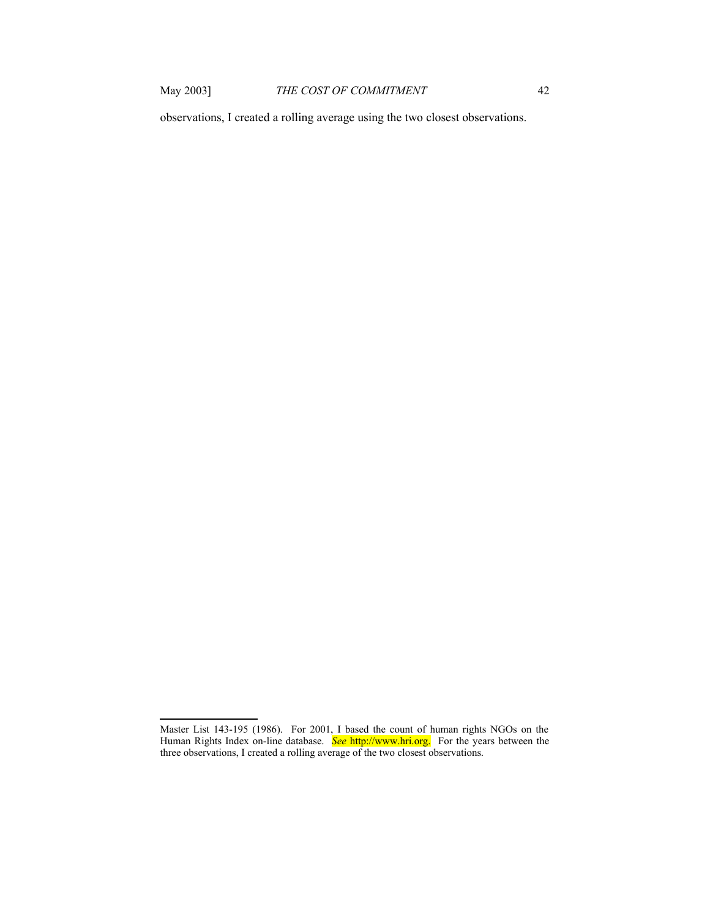observations, I created a rolling average using the two closest observations.

---

Master List 143-195 (1986). For 2001, I based the count of human rights NGOs on the Human Rights Index on-line database. *See* http://www.hri.org. For the years between the three observations, I created a rolling average of the two closest observations.